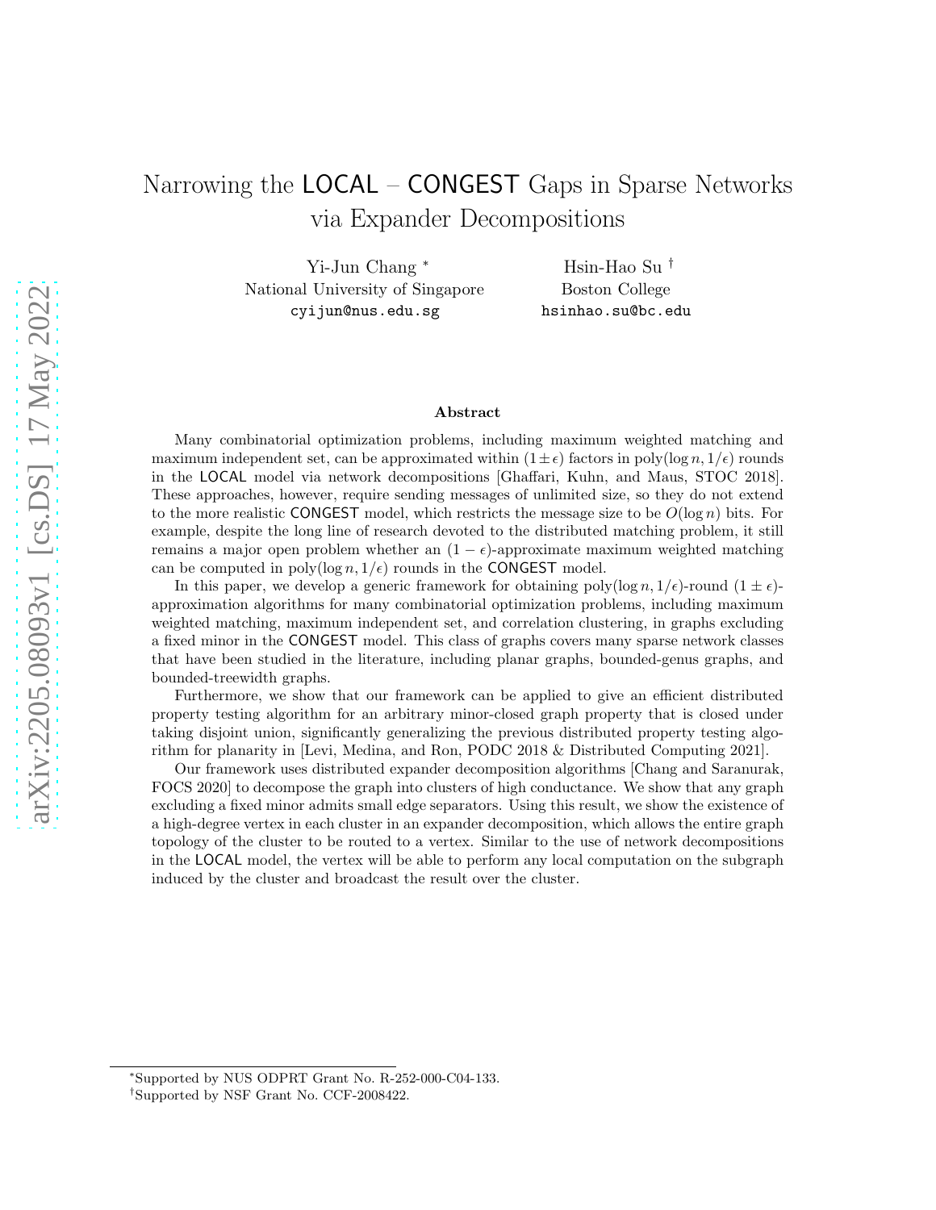# Narrowing the LOCAL – CONGEST Gaps in Sparse Networks via Expander Decompositions

Yi-Jun Chang [*]
National University of Singapore
cyijun@nus.edu.sg

Hsin-Hao Su [†]
Boston College
hsinhao.su@bc.edu

### Abstract

Many combinatorial optimization problems, including maximum weighted matching and maximum independent set, can be approximated within $(1 \pm \epsilon)$ factors in $\text{poly}(\log n, 1/\epsilon)$ rounds in the LOCAL model via network decompositions [Ghaffari, Kuhn, and Maus, STOC 2018]. These approaches, however, require sending messages of unlimited size, so they do not extend to the more realistic CONGEST model, which restricts the message size to be $O(\log n)$ bits. For example, despite the long line of research devoted to the distributed matching problem, it still remains a major open problem whether an $(1 - \epsilon)$-approximate maximum weighted matching can be computed in $\text{poly}(\log n, 1/\epsilon)$ rounds in the CONGEST model.

In this paper, we develop a generic framework for obtaining $\text{poly}(\log n, 1/\epsilon)$-round $(1 \pm \epsilon)$-approximation algorithms for many combinatorial optimization problems, including maximum weighted matching, maximum independent set, and correlation clustering, in graphs excluding a fixed minor in the CONGEST model. This class of graphs covers many sparse network classes that have been studied in the literature, including planar graphs, bounded-genus graphs, and bounded-treewidth graphs.

Furthermore, we show that our framework can be applied to give an efficient distributed property testing algorithm for an arbitrary minor-closed graph property that is closed under taking disjoint union, significantly generalizing the previous distributed property testing algorithm for planarity in [Levi, Medina, and Ron, PODC 2018 & Distributed Computing 2021].

Our framework uses distributed expander decomposition algorithms [Chang and Saranurak, FOCS 2020] to decompose the graph into clusters of high conductance. We show that any graph excluding a fixed minor admits small edge separators. Using this result, we show the existence of a high-degree vertex in each cluster in an expander decomposition, which allows the entire graph topology of the cluster to be routed to a vertex. Similar to the use of network decompositions in the LOCAL model, the vertex will be able to perform any local computation on the subgraph induced by the cluster and broadcast the result over the cluster.

---

[*] Supported by NUS ODPRT Grant No. R-252-000-C04-133.

[†] Supported by NSF Grant No. CCF-2008422.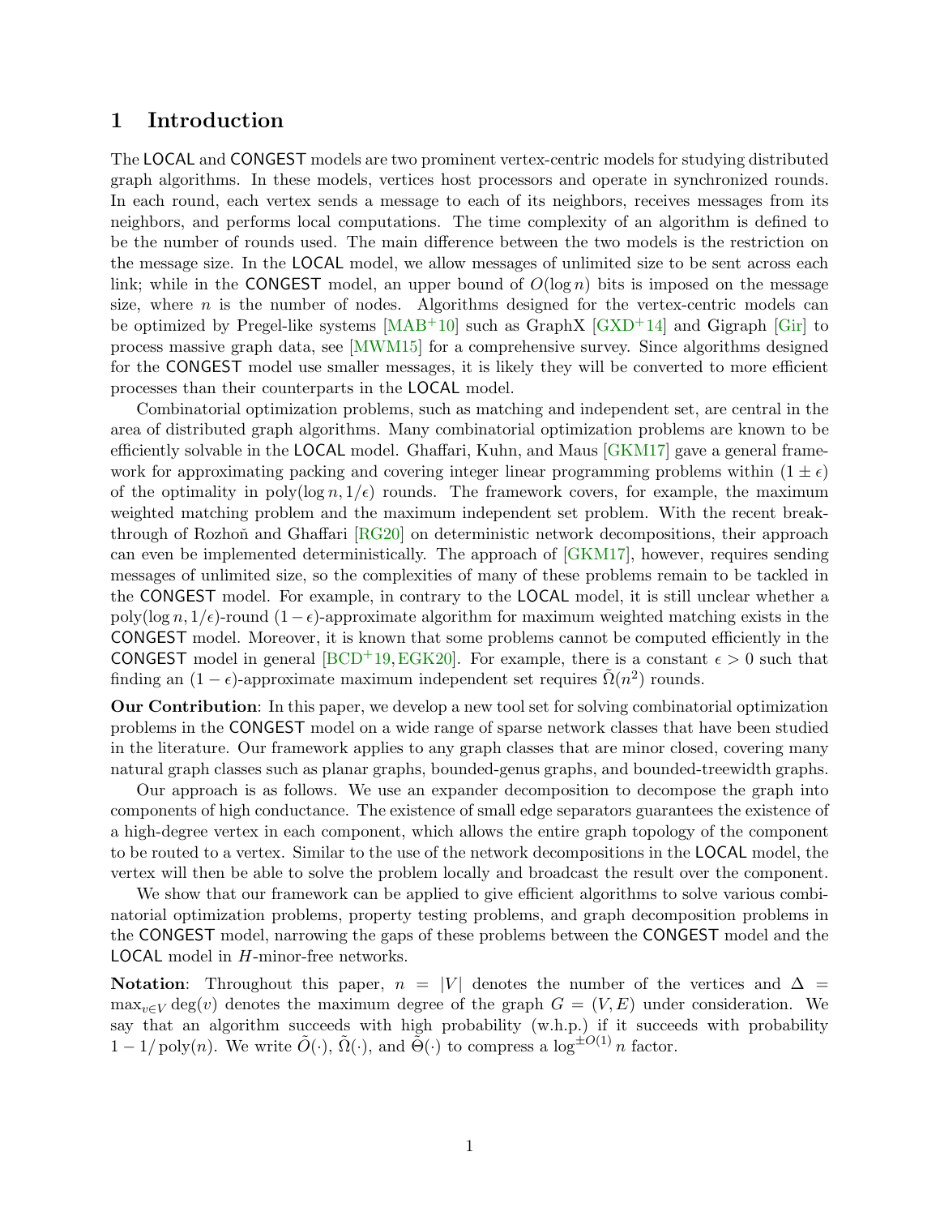# 1 Introduction

The LOCAL and CONGEST models are two prominent vertex-centric models for studying distributed graph algorithms. In these models, vertices host processors and operate in synchronized rounds. In each round, each vertex sends a message to each of its neighbors, receives messages from its neighbors, and performs local computations. The time complexity of an algorithm is defined to be the number of rounds used. The main difference between the two models is the restriction on the message size. In the LOCAL model, we allow messages of unlimited size to be sent across each link; while in the CONGEST model, an upper bound of $O(\log n)$ bits is imposed on the message size, where $n$ is the number of nodes. Algorithms designed for the vertex-centric models can be optimized by Pregel-like systems [MAB+10] such as GraphX [GXD+14] and Gigraph [Gir] to process massive graph data, see [MWM15] for a comprehensive survey. Since algorithms designed for the CONGEST model use smaller messages, it is likely they will be converted to more efficient processes than their counterparts in the LOCAL model.

Combinatorial optimization problems, such as matching and independent set, are central in the area of distributed graph algorithms. Many combinatorial optimization problems are known to be efficiently solvable in the LOCAL model. Ghaffari, Kuhn, and Maus [GKM17] gave a general framework for approximating packing and covering integer linear programming problems within $(1 \pm \epsilon)$ of the optimality in $\mathrm{poly}(\log n, 1/\epsilon)$ rounds. The framework covers, for example, the maximum weighted matching problem and the maximum independent set problem. With the recent breakthrough of Rozhoň and Ghaffari [RG20] on deterministic network decompositions, their approach can even be implemented deterministically. The approach of [GKM17], however, requires sending messages of unlimited size, so the complexities of many of these problems remain to be tackled in the CONGEST model. For example, in contrary to the LOCAL model, it is still unclear whether a $\mathrm{poly}(\log n, 1/\epsilon)$-round $(1 - \epsilon)$-approximate algorithm for maximum weighted matching exists in the CONGEST model. Moreover, it is known that some problems cannot be computed efficiently in the CONGEST model in general [BCD+19, EGK20]. For example, there is a constant $\epsilon > 0$ such that finding an $(1 - \epsilon)$-approximate maximum independent set requires $\tilde{\Omega}(n^2)$ rounds.

**Our Contribution**: In this paper, we develop a new tool set for solving combinatorial optimization problems in the CONGEST model on a wide range of sparse network classes that have been studied in the literature. Our framework applies to any graph classes that are minor closed, covering many natural graph classes such as planar graphs, bounded-genus graphs, and bounded-treewidth graphs.

Our approach is as follows. We use an expander decomposition to decompose the graph into components of high conductance. The existence of small edge separators guarantees the existence of a high-degree vertex in each component, which allows the entire graph topology of the component to be routed to a vertex. Similar to the use of the network decompositions in the LOCAL model, the vertex will then be able to solve the problem locally and broadcast the result over the component.

We show that our framework can be applied to give efficient algorithms to solve various combinatorial optimization problems, property testing problems, and graph decomposition problems in the CONGEST model, narrowing the gaps of these problems between the CONGEST model and the LOCAL model in $H$-minor-free networks.

**Notation**: Throughout this paper, $n = |V|$ denotes the number of the vertices and $\Delta = \max_{v \in V} \deg(v)$ denotes the maximum degree of the graph $G = (V, E)$ under consideration. We say that an algorithm succeeds with high probability (w.h.p.) if it succeeds with probability $1 - 1/\mathrm{poly}(n)$. We write $\tilde{O}(\cdot)$, $\tilde{\Omega}(\cdot)$, and $\tilde{\Theta}(\cdot)$ to compress a $\log^{\pm O(1)} n$ factor.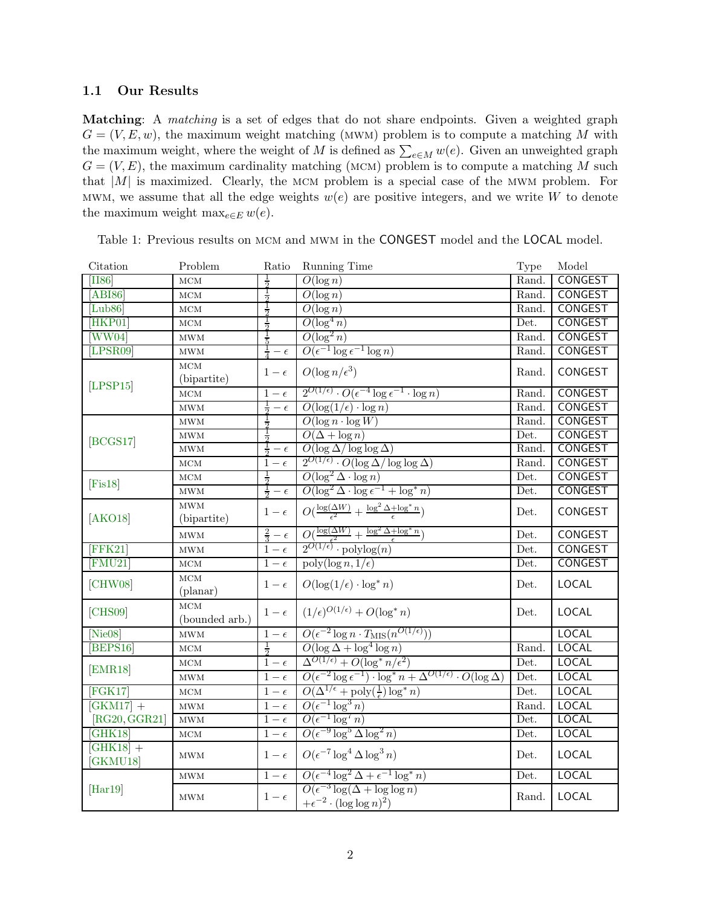### 1.1 Our Results

**Matching**: A *matching* is a set of edges that do not share endpoints. Given a weighted graph $G = (V, E, w)$, the maximum weight matching (MWM) problem is to compute a matching $M$ with the maximum weight, where the weight of $M$ is defined as $\sum_{e \in M} w(e)$. Given an unweighted graph $G = (V, E)$, the maximum cardinality matching (MCM) problem is to compute a matching $M$ such that $|M|$ is maximized. Clearly, the MCM problem is a special case of the MWM problem. For MWM, we assume that all the edge weights $w(e)$ are positive integers, and we write $W$ to denote the maximum weight $\max_{e \in E} w(e)$.

Table 1: Previous results on MCM and MWM in the CONGEST model and the LOCAL model.

| Citation | Problem | Ratio | Running Time | Type | Model |
|---|---|---|---|---|---|
| [II86] | MCM | $\frac{1}{2}$ | $O(\log n)$ | Rand. | CONGEST |
| [ABI86] | MCM | $\frac{1}{2}$ | $O(\log n)$ | Rand. | CONGEST |
| [Lub86] | MCM | $\frac{1}{2}$ | $O(\log n)$ | Rand. | CONGEST |
| [HKP01] | MCM | $\frac{1}{2}$ | $O(\log^4 n)$ | Det. | CONGEST |
| [WW04] | MWM | $\frac{1}{5}$ | $O(\log^2 n)$ | Rand. | CONGEST |
| [LPSR09] | MWM | $\frac{1}{4} - \epsilon$ | $O(\epsilon^{-1} \log \epsilon^{-1} \log n)$ | Rand. | CONGEST |
| [LPSP15] | MCM (bipartite) | $1 - \epsilon$ | $O(\log n / \epsilon^3)$ | Rand. | CONGEST |
| | MCM | $1 - \epsilon$ | $2^{O(1/\epsilon)} \cdot O(\epsilon^{-4} \log \epsilon^{-1} \cdot \log n)$ | Rand. | CONGEST |
| | MWM | $\frac{1}{2} - \epsilon$ | $O(\log(1/\epsilon) \cdot \log n)$ | Rand. | CONGEST |
| [BCGS17] | MWM | $\frac{1}{2}$ | $O(\log n \cdot \log W)$ | Rand. | CONGEST |
| | MWM | $\frac{1}{2}$ | $O(\Delta + \log n)$ | Det. | CONGEST |
| | MWM | $\frac{1}{2} - \epsilon$ | $O(\log \Delta / \log \log \Delta)$ | Rand. | CONGEST |
| | MCM | $1 - \epsilon$ | $2^{O(1/\epsilon)} \cdot O(\log \Delta / \log \log \Delta)$ | Rand. | CONGEST |
| [Fis18] | MCM | $\frac{1}{2}$ | $O(\log^2 \Delta \cdot \log n)$ | Det. | CONGEST |
| | MWM | $\frac{1}{2} - \epsilon$ | $O(\log^2 \Delta \cdot \log \epsilon^{-1} + \log^* n)$ | Det. | CONGEST |
| [AKO18] | MWM (bipartite) | $1 - \epsilon$ | $O(\frac{\log(\Delta W)}{\epsilon^2} + \frac{\log^2 \Delta + \log^* n}{\epsilon})$ | Det. | CONGEST |
| | MWM | $\frac{2}{3} - \epsilon$ | $O(\frac{\log(\Delta W)}{\epsilon^2} + \frac{\log^2 \Delta + \log^* n}{\epsilon})$ | Det. | CONGEST |
| [FFK21] | MWM | $1 - \epsilon$ | $2^{O(1/\epsilon)} \cdot \text{polylog}(n)$ | Det. | CONGEST |
| [FMU21] | MCM | $1 - \epsilon$ | $\text{poly}(\log n, 1/\epsilon)$ | Det. | CONGEST |
| [CHW08] | MCM (planar) | $1 - \epsilon$ | $O(\log(1/\epsilon) \cdot \log^* n)$ | Det. | LOCAL |
| [CHS09] | MCM (bounded arb.) | $1 - \epsilon$ | $(1/\epsilon)^{O(1/\epsilon)} + O(\log^* n)$ | Det. | LOCAL |
| [Nie08] | MWM | $1 - \epsilon$ | $O(\epsilon^{-2} \log n \cdot T_{\text{MIS}}(n^{O(1/\epsilon)}))$ | | LOCAL |
| [BEPS16] | MCM | $\frac{1}{2}$ | $O(\log \Delta + \log^4 \log n)$ | Rand. | LOCAL |
| [EMR18] | MCM | $1 - \epsilon$ | $\Delta^{O(1/\epsilon)} + O(\log^* n / \epsilon^2)$ | Det. | LOCAL |
| | MWM | $1 - \epsilon$ | $O(\epsilon^{-2} \log \epsilon^{-1}) \cdot \log^* n + \Delta^{O(1/\epsilon)} \cdot O(\log \Delta)$ | Det. | LOCAL |
| [FGK17] | MCM | $1 - \epsilon$ | $O(\Delta^{1/\epsilon} + \text{poly}(\frac{1}{\epsilon}) \log^* n)$ | Det. | LOCAL |
| [GKM17] + [RG20, GGR21] | MWM | $1 - \epsilon$ | $O(\epsilon^{-1} \log^3 n)$ | Rand. | LOCAL |
| | MWM | $1 - \epsilon$ | $O(\epsilon^{-1} \log^7 n)$ | Det. | LOCAL |
| [GHK18] | MCM | $1 - \epsilon$ | $O(\epsilon^{-9} \log^5 \Delta \log^2 n)$ | Det. | LOCAL |
| [GHK18] + [GKMU18] | MWM | $1 - \epsilon$ | $O(\epsilon^{-7} \log^4 \Delta \log^3 n)$ | Det. | LOCAL |
| [Har19] | MWM | $1 - \epsilon$ | $O(\epsilon^{-4} \log^2 \Delta + \epsilon^{-1} \log^* n)$ | Det. | LOCAL |
| | MWM | $1 - \epsilon$ | $O(\epsilon^{-3} \log(\Delta + \log \log n) + \epsilon^{-2} \cdot (\log \log n)^2)$ | Rand. | LOCAL |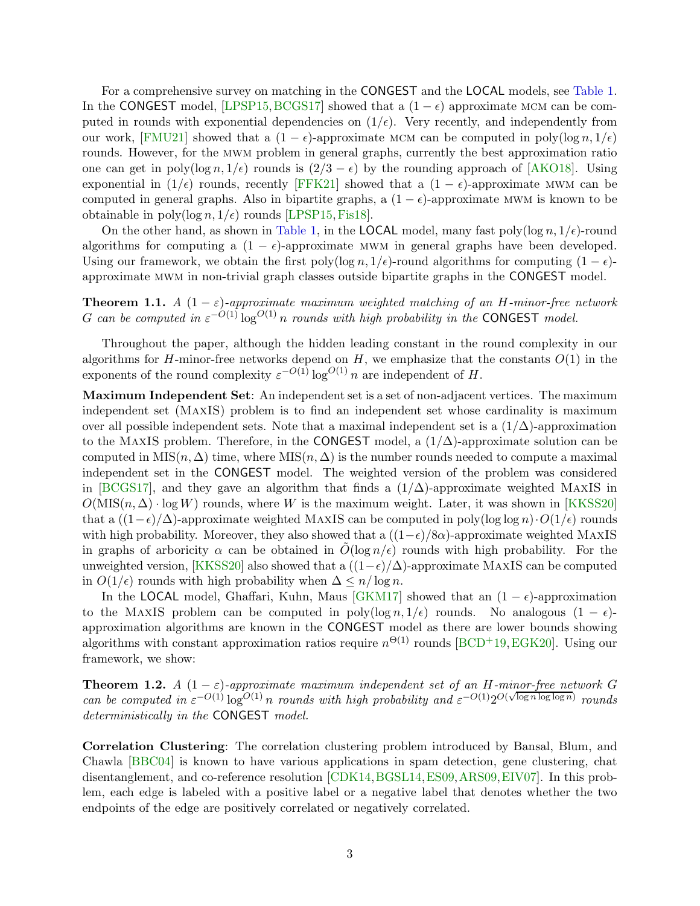For a comprehensive survey on matching in the CONGEST and the LOCAL models, see Table 1. In the CONGEST model, [LPSP15, BCGS17] showed that a $(1-\epsilon)$ approximate MCM can be computed in rounds with exponential dependencies on $(1/\epsilon)$. Very recently, and independently from our work, [FMU21] showed that a $(1-\epsilon)$-approximate MCM can be computed in $\text{poly}(\log n, 1/\epsilon)$ rounds. However, for the MWM problem in general graphs, currently the best approximation ratio one can get in $\text{poly}(\log n, 1/\epsilon)$ rounds is $(2/3-\epsilon)$ by the rounding approach of [AKO18]. Using exponential in $(1/\epsilon)$ rounds, recently [FFK21] showed that a $(1-\epsilon)$-approximate MWM can be computed in general graphs. Also in bipartite graphs, a $(1-\epsilon)$-approximate MWM is known to be obtainable in $\text{poly}(\log n, 1/\epsilon)$ rounds [LPSP15, Fis18].

On the other hand, as shown in Table 1, in the LOCAL model, many fast $\text{poly}(\log n, 1/\epsilon)$-round algorithms for computing a $(1-\epsilon)$-approximate MWM in general graphs have been developed. Using our framework, we obtain the first $\text{poly}(\log n, 1/\epsilon)$-round algorithms for computing $(1-\epsilon)$-approximate MWM in non-trivial graph classes outside bipartite graphs in the CONGEST model.

**Theorem 1.1.** *A $(1-\varepsilon)$-approximate maximum weighted matching of an $H$-minor-free network $G$ can be computed in $\varepsilon^{-O(1)}\log^{O(1)} n$ rounds with high probability in the CONGEST model.*

Throughout the paper, although the hidden leading constant in the round complexity in our algorithms for $H$-minor-free networks depend on $H$, we emphasize that the constants $O(1)$ in the exponents of the round complexity $\varepsilon^{-O(1)}\log^{O(1)} n$ are independent of $H$.

**Maximum Independent Set**: An independent set is a set of non-adjacent vertices. The maximum independent set (MaxIS) problem is to find an independent set whose cardinality is maximum over all possible independent sets. Note that a maximal independent set is a $(1/\Delta)$-approximation to the MaxIS problem. Therefore, in the CONGEST model, a $(1/\Delta)$-approximate solution can be computed in $\text{MIS}(n,\Delta)$ time, where $\text{MIS}(n,\Delta)$ is the number rounds needed to compute a maximal independent set in the CONGEST model. The weighted version of the problem was considered in [BCGS17], and they gave an algorithm that finds a $(1/\Delta)$-approximate weighted MaxIS in $O(\text{MIS}(n,\Delta)\cdot\log W)$ rounds, where $W$ is the maximum weight. Later, it was shown in [KKSS20] that a $((1-\epsilon)/\Delta)$-approximate weighted MaxIS can be computed in $\text{poly}(\log\log n)\cdot O(1/\epsilon)$ rounds with high probability. Moreover, they also showed that a $((1-\epsilon)/8\alpha)$-approximate weighted MaxIS in graphs of arboricity $\alpha$ can be obtained in $\tilde{O}(\log n/\epsilon)$ rounds with high probability. For the unweighted version, [KKSS20] also showed that a $((1-\epsilon)/\Delta)$-approximate MaxIS can be computed in $O(1/\epsilon)$ rounds with high probability when $\Delta \le n/\log n$.

In the LOCAL model, Ghaffari, Kuhn, Maus [GKM17] showed that an $(1-\epsilon)$-approximation to the MaxIS problem can be computed in $\text{poly}(\log n, 1/\epsilon)$ rounds. No analogous $(1-\epsilon)$-approximation algorithms are known in the CONGEST model as there are lower bounds showing algorithms with constant approximation ratios require $n^{\Theta(1)}$ rounds [BCD+19, EGK20]. Using our framework, we show:

**Theorem 1.2.** *A $(1-\varepsilon)$-approximate maximum independent set of an $H$-minor-free network $G$ can be computed in $\varepsilon^{-O(1)}\log^{O(1)} n$ rounds with high probability and $\varepsilon^{-O(1)}2^{O(\sqrt{\log n\log\log n})}$ rounds deterministically in the CONGEST model.*

**Correlation Clustering**: The correlation clustering problem introduced by Bansal, Blum, and Chawla [BBC04] is known to have various applications in spam detection, gene clustering, chat disentanglement, and co-reference resolution [CDK14, BGSL14, ES09, ARS09, EIV07]. In this problem, each edge is labeled with a positive label or a negative label that denotes whether the two endpoints of the edge are positively correlated or negatively correlated.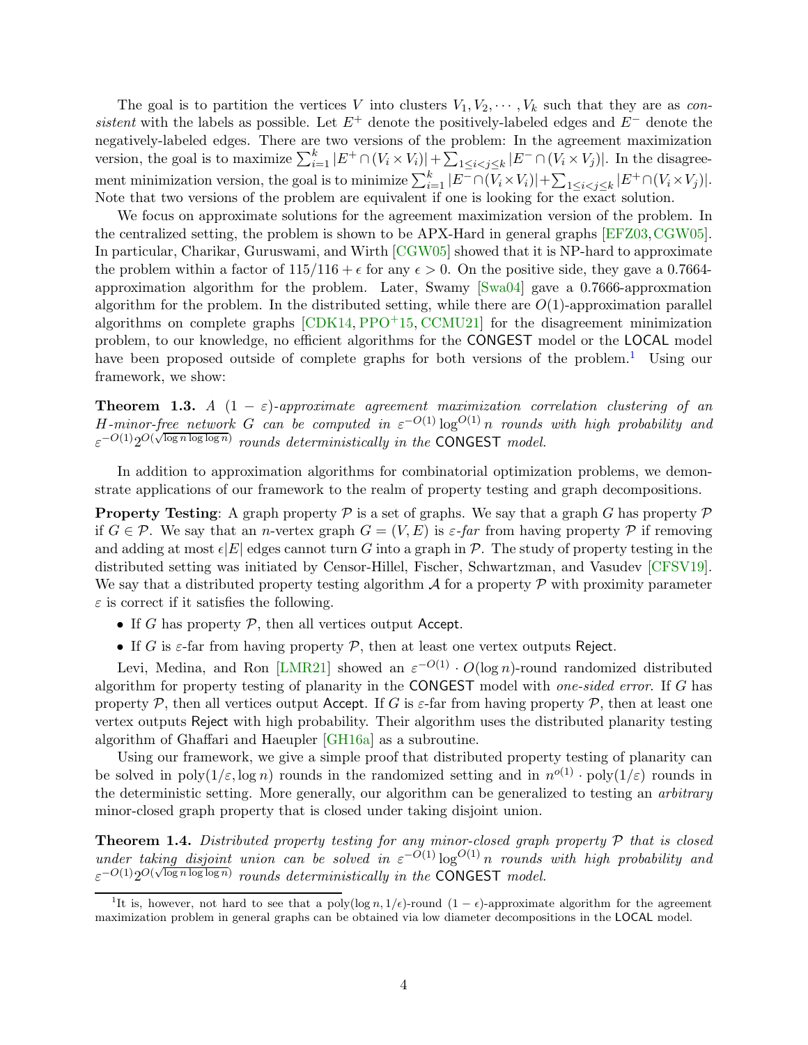The goal is to partition the vertices $V$ into clusters $V_1, V_2, \cdots, V_k$ such that they are as *consistent* with the labels as possible. Let $E^+$ denote the positively-labeled edges and $E^-$ denote the negatively-labeled edges. There are two versions of the problem: In the agreement maximization version, the goal is to maximize $\sum_{i=1}^k |E^+ \cap (V_i \times V_i)| + \sum_{1 \le i < j \le k} |E^- \cap (V_i \times V_j)|$. In the disagreement minimization version, the goal is to minimize $\sum_{i=1}^k |E^- \cap (V_i \times V_i)| + \sum_{1 \le i < j \le k} |E^+ \cap (V_i \times V_j)|$. Note that two versions of the problem are equivalent if one is looking for the exact solution.

We focus on approximate solutions for the agreement maximization version of the problem. In the centralized setting, the problem is shown to be APX-Hard in general graphs [EFZ03, CGW05]. In particular, Charikar, Guruswami, and Wirth [CGW05] showed that it is NP-hard to approximate the problem within a factor of $115/116 + \epsilon$ for any $\epsilon > 0$. On the positive side, they gave a 0.7664-approximation algorithm for the problem. Later, Swamy [Swa04] gave a 0.7666-approxmation algorithm for the problem. In the distributed setting, while there are $O(1)$-approximation parallel algorithms on complete graphs [CDK14, PPO+15, CCMU21] for the disagreement minimization problem, to our knowledge, no efficient algorithms for the CONGEST model or the LOCAL model have been proposed outside of complete graphs for both versions of the problem.[1] Using our framework, we show:

**Theorem 1.3.** *A $(1-\varepsilon)$-approximate agreement maximization correlation clustering of an $H$-minor-free network $G$ can be computed in $\varepsilon^{-O(1)} \log^{O(1)} n$ rounds with high probability and $\varepsilon^{-O(1)} 2^{O(\sqrt{\log n \log \log n})}$ rounds deterministically in the* CONGEST *model.*

In addition to approximation algorithms for combinatorial optimization problems, we demonstrate applications of our framework to the realm of property testing and graph decompositions.

**Property Testing**: A graph property $\mathcal{P}$ is a set of graphs. We say that a graph $G$ has property $\mathcal{P}$ if $G \in \mathcal{P}$. We say that an $n$-vertex graph $G = (V, E)$ is *$\varepsilon$-far* from having property $\mathcal{P}$ if removing and adding at most $\epsilon |E|$ edges cannot turn $G$ into a graph in $\mathcal{P}$. The study of property testing in the distributed setting was initiated by Censor-Hillel, Fischer, Schwartzman, and Vasudev [CFSV19]. We say that a distributed property testing algorithm $\mathcal{A}$ for a property $\mathcal{P}$ with proximity parameter $\varepsilon$ is correct if it satisfies the following.

- If $G$ has property $\mathcal{P}$, then all vertices output Accept.
- If $G$ is $\varepsilon$-far from having property $\mathcal{P}$, then at least one vertex outputs Reject.

Levi, Medina, and Ron [LMR21] showed an $\varepsilon^{-O(1)} \cdot O(\log n)$-round randomized distributed algorithm for property testing of planarity in the CONGEST model with *one-sided error*. If $G$ has property $\mathcal{P}$, then all vertices output Accept. If $G$ is $\varepsilon$-far from having property $\mathcal{P}$, then at least one vertex outputs Reject with high probability. Their algorithm uses the distributed planarity testing algorithm of Ghaffari and Haeupler [GH16a] as a subroutine.

Using our framework, we give a simple proof that distributed property testing of planarity can be solved in $\text{poly}(1/\varepsilon, \log n)$ rounds in the randomized setting and in $n^{o(1)} \cdot \text{poly}(1/\varepsilon)$ rounds in the deterministic setting. More generally, our algorithm can be generalized to testing an *arbitrary* minor-closed graph property that is closed under taking disjoint union.

**Theorem 1.4.** *Distributed property testing for any minor-closed graph property $\mathcal{P}$ that is closed under taking disjoint union can be solved in $\varepsilon^{-O(1)} \log^{O(1)} n$ rounds with high probability and $\varepsilon^{-O(1)} 2^{O(\sqrt{\log n \log \log n})}$ rounds deterministically in the* CONGEST *model.*

[1] It is, however, not hard to see that a $\text{poly}(\log n, 1/\epsilon)$-round $(1-\epsilon)$-approximate algorithm for the agreement maximization problem in general graphs can be obtained via low diameter decompositions in the LOCAL model.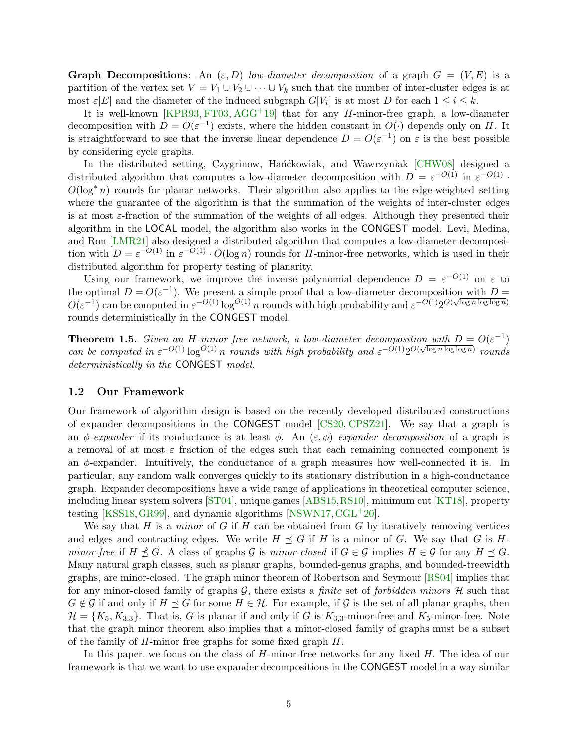**Graph Decompositions**: An $(\varepsilon, D)$ *low-diameter decomposition* of a graph $G = (V, E)$ is a partition of the vertex set $V = V_1 \cup V_2 \cup \cdots \cup V_k$ such that the number of inter-cluster edges is at most $\varepsilon|E|$ and the diameter of the induced subgraph $G[V_i]$ is at most $D$ for each $1 \le i \le k$.

It is well-known [KPR93, FT03, AGG+19] that for any $H$-minor-free graph, a low-diameter decomposition with $D = O(\varepsilon^{-1})$ exists, where the hidden constant in $O(\cdot)$ depends only on $H$. It is straightforward to see that the inverse linear dependence $D = O(\varepsilon^{-1})$ on $\varepsilon$ is the best possible by considering cycle graphs.

In the distributed setting, Czygrinow, Hańćkowiak, and Wawrzyniak [CHW08] designed a distributed algorithm that computes a low-diameter decomposition with $D = \varepsilon^{-O(1)}$ in $\varepsilon^{-O(1)} \cdot O(\log^* n)$ rounds for planar networks. Their algorithm also applies to the edge-weighted setting where the guarantee of the algorithm is that the summation of the weights of inter-cluster edges is at most $\varepsilon$-fraction of the summation of the weights of all edges. Although they presented their algorithm in the LOCAL model, the algorithm also works in the CONGEST model. Levi, Medina, and Ron [LMR21] also designed a distributed algorithm that computes a low-diameter decomposition with $D = \varepsilon^{-O(1)}$ in $\varepsilon^{-O(1)} \cdot O(\log n)$ rounds for $H$-minor-free networks, which is used in their distributed algorithm for property testing of planarity.

Using our framework, we improve the inverse polynomial dependence $D = \varepsilon^{-O(1)}$ on $\varepsilon$ to the optimal $D = O(\varepsilon^{-1})$. We present a simple proof that a low-diameter decomposition with $D = O(\varepsilon^{-1})$ can be computed in $\varepsilon^{-O(1)} \log^{O(1)} n$ rounds with high probability and $\varepsilon^{-O(1)} 2^{O(\sqrt{\log n \log\log n})}$ rounds deterministically in the CONGEST model.

**Theorem 1.5.** *Given an $H$-minor free network, a low-diameter decomposition with $D = O(\varepsilon^{-1})$ can be computed in $\varepsilon^{-O(1)} \log^{O(1)} n$ rounds with high probability and $\varepsilon^{-O(1)} 2^{O(\sqrt{\log n \log\log n})}$ rounds deterministically in the* CONGEST *model.*

## 1.2 Our Framework

Our framework of algorithm design is based on the recently developed distributed constructions of expander decompositions in the CONGEST model [CS20, CPSZ21]. We say that a graph is an $\phi$-*expander* if its conductance is at least $\phi$. An $(\varepsilon, \phi)$ *expander decomposition* of a graph is a removal of at most $\varepsilon$ fraction of the edges such that each remaining connected component is an $\phi$-expander. Intuitively, the conductance of a graph measures how well-connected it is. In particular, any random walk converges quickly to its stationary distribution in a high-conductance graph. Expander decompositions have a wide range of applications in theoretical computer science, including linear system solvers [ST04], unique games [ABS15, RS10], minimum cut [KT18], property testing [KSS18, GR99], and dynamic algorithms [NSWN17, CGL+20].

We say that $H$ is a *minor* of $G$ if $H$ can be obtained from $G$ by iteratively removing vertices and edges and contracting edges. We write $H \preceq G$ if $H$ is a minor of $G$. We say that $G$ is $H$-*minor-free* if $H \not\preceq G$. A class of graphs $\mathcal{G}$ is *minor-closed* if $G \in \mathcal{G}$ implies $H \in \mathcal{G}$ for any $H \preceq G$. Many natural graph classes, such as planar graphs, bounded-genus graphs, and bounded-treewidth graphs, are minor-closed. The graph minor theorem of Robertson and Seymour [RS04] implies that for any minor-closed family of graphs $\mathcal{G}$, there exists a *finite* set of *forbidden minors* $\mathcal{H}$ such that $G \notin \mathcal{G}$ if and only if $H \preceq G$ for some $H \in \mathcal{H}$. For example, if $\mathcal{G}$ is the set of all planar graphs, then $\mathcal{H} = \{K_5, K_{3,3}\}$. That is, $G$ is planar if and only if $G$ is $K_{3,3}$-minor-free and $K_5$-minor-free. Note that the graph minor theorem also implies that a minor-closed family of graphs must be a subset of the family of $H$-minor free graphs for some fixed graph $H$.

In this paper, we focus on the class of $H$-minor-free networks for any fixed $H$. The idea of our framework is that we want to use expander decompositions in the CONGEST model in a way similar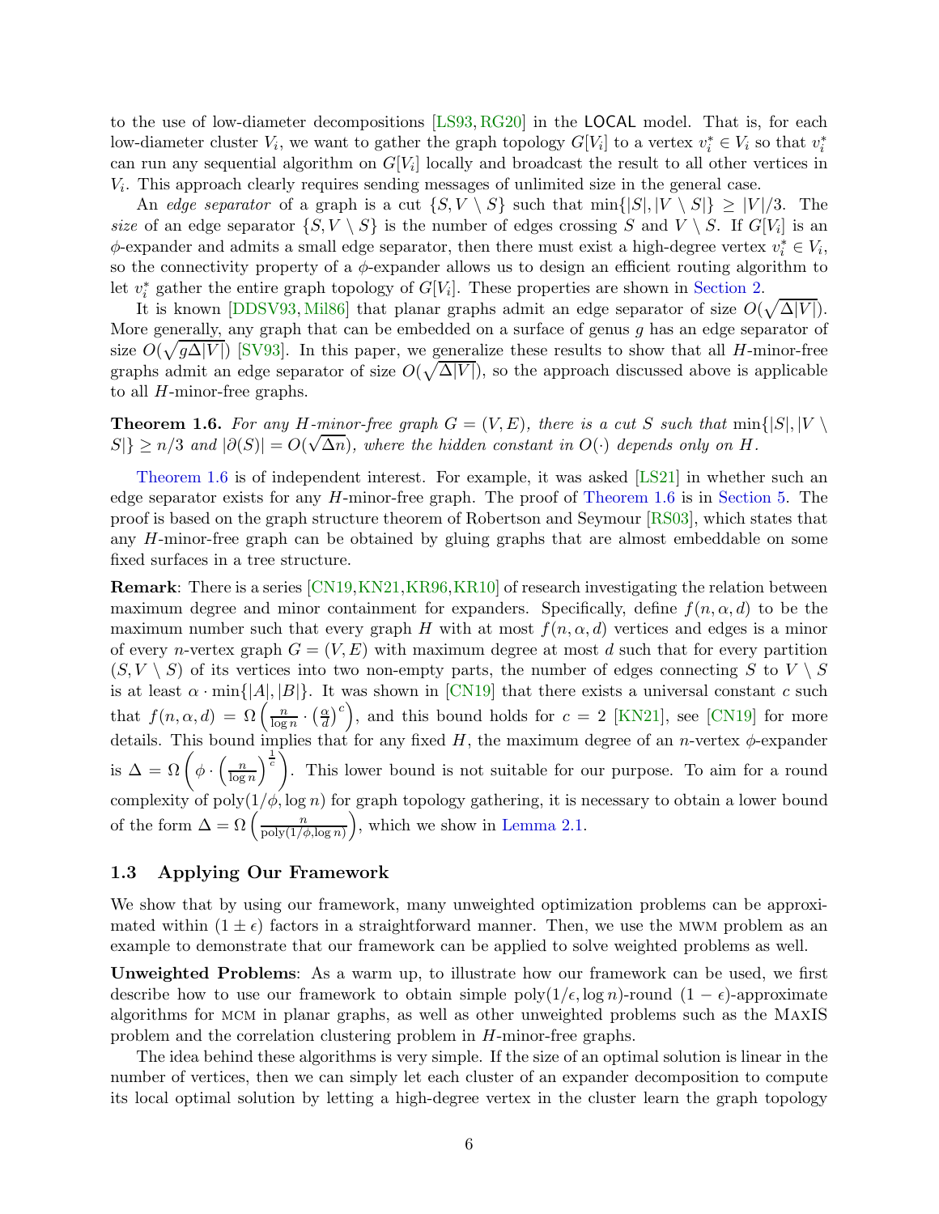to the use of low-diameter decompositions [LS93, RG20] in the LOCAL model. That is, for each low-diameter cluster $V_i$, we want to gather the graph topology $G[V_i]$ to a vertex $v_i^* \in V_i$ so that $v_i^*$ can run any sequential algorithm on $G[V_i]$ locally and broadcast the result to all other vertices in $V_i$. This approach clearly requires sending messages of unlimited size in the general case.

An *edge separator* of a graph is a cut $\{S, V \setminus S\}$ such that $\min\{|S|, |V \setminus S|\} \geq |V|/3$. The *size* of an edge separator $\{S, V \setminus S\}$ is the number of edges crossing $S$ and $V \setminus S$. If $G[V_i]$ is an $\phi$-expander and admits a small edge separator, then there must exist a high-degree vertex $v_i^* \in V_i$, so the connectivity property of a $\phi$-expander allows us to design an efficient routing algorithm to let $v_i^*$ gather the entire graph topology of $G[V_i]$. These properties are shown in Section 2.

It is known [DDSV93, Mil86] that planar graphs admit an edge separator of size $O(\sqrt{\Delta|V|})$. More generally, any graph that can be embedded on a surface of genus $g$ has an edge separator of size $O(\sqrt{g\Delta|V|})$ [SV93]. In this paper, we generalize these results to show that all $H$-minor-free graphs admit an edge separator of size $O(\sqrt{\Delta|V|})$, so the approach discussed above is applicable to all $H$-minor-free graphs.

**Theorem 1.6.** *For any $H$-minor-free graph $G = (V, E)$, there is a cut $S$ such that $\min\{|S|, |V \setminus S|\} \geq n/3$ and $|\partial(S)| = O(\sqrt{\Delta n})$, where the hidden constant in $O(\cdot)$ depends only on $H$.*

Theorem 1.6 is of independent interest. For example, it was asked [LS21] in whether such an edge separator exists for any $H$-minor-free graph. The proof of Theorem 1.6 is in Section 5. The proof is based on the graph structure theorem of Robertson and Seymour [RS03], which states that any $H$-minor-free graph can be obtained by gluing graphs that are almost embeddable on some fixed surfaces in a tree structure.

**Remark**: There is a series [CN19, KN21, KR96, KR10] of research investigating the relation between maximum degree and minor containment for expanders. Specifically, define $f(n, \alpha, d)$ to be the maximum number such that every graph $H$ with at most $f(n, \alpha, d)$ vertices and edges is a minor of every $n$-vertex graph $G = (V, E)$ with maximum degree at most $d$ such that for every partition $(S, V \setminus S)$ of its vertices into two non-empty parts, the number of edges connecting $S$ to $V \setminus S$ is at least $\alpha \cdot \min\{|A|, |B|\}$. It was shown in [CN19] that there exists a universal constant $c$ such that $f(n, \alpha, d) = \Omega\left(\frac{n}{\log n} \cdot \left(\frac{\alpha}{d}\right)^c\right)$, and this bound holds for $c = 2$ [KN21], see [CN19] for more details. This bound implies that for any fixed $H$, the maximum degree of an $n$-vertex $\phi$-expander is $\Delta = \Omega\left(\phi \cdot \left(\frac{n}{\log n}\right)^{\frac{1}{c}}\right)$. This lower bound is not suitable for our purpose. To aim for a round complexity of $\mathrm{poly}(1/\phi, \log n)$ for graph topology gathering, it is necessary to obtain a lower bound of the form $\Delta = \Omega\left(\frac{n}{\mathrm{poly}(1/\phi, \log n)}\right)$, which we show in Lemma 2.1.

### 1.3 Applying Our Framework

We show that by using our framework, many unweighted optimization problems can be approximated within $(1 \pm \epsilon)$ factors in a straightforward manner. Then, we use the MWM problem as an example to demonstrate that our framework can be applied to solve weighted problems as well.

**Unweighted Problems**: As a warm up, to illustrate how our framework can be used, we first describe how to use our framework to obtain simple $\mathrm{poly}(1/\epsilon, \log n)$-round $(1 - \epsilon)$-approximate algorithms for MCM in planar graphs, as well as other unweighted problems such as the MaxIS problem and the correlation clustering problem in $H$-minor-free graphs.

The idea behind these algorithms is very simple. If the size of an optimal solution is linear in the number of vertices, then we can simply let each cluster of an expander decomposition to compute its local optimal solution by letting a high-degree vertex in the cluster learn the graph topology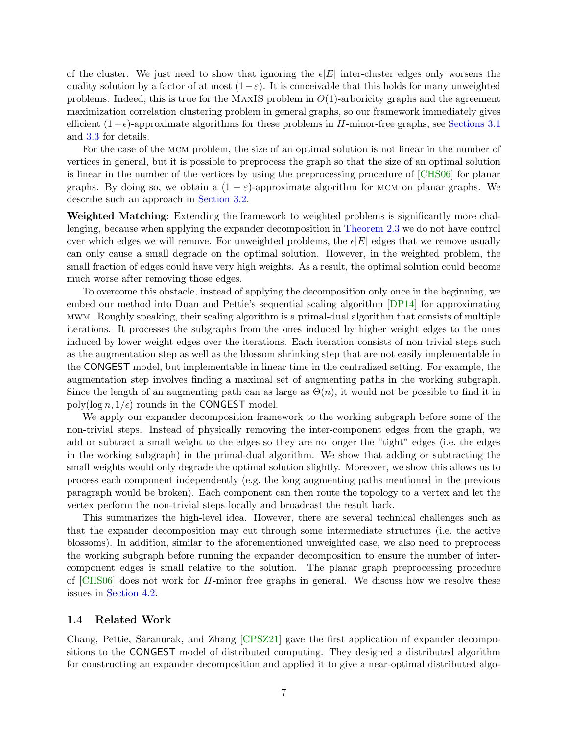of the cluster. We just need to show that ignoring the $\epsilon|E|$ inter-cluster edges only worsens the quality solution by a factor of at most $(1-\varepsilon)$. It is conceivable that this holds for many unweighted problems. Indeed, this is true for the MaxIS problem in $O(1)$-arboricity graphs and the agreement maximization correlation clustering problem in general graphs, so our framework immediately gives efficient $(1-\epsilon)$-approximate algorithms for these problems in $H$-minor-free graphs, see Sections 3.1 and 3.3 for details.

For the case of the MCM problem, the size of an optimal solution is not linear in the number of vertices in general, but it is possible to preprocess the graph so that the size of an optimal solution is linear in the number of the vertices by using the preprocessing procedure of [CHS06] for planar graphs. By doing so, we obtain a $(1-\varepsilon)$-approximate algorithm for MCM on planar graphs. We describe such an approach in Section 3.2.

**Weighted Matching**: Extending the framework to weighted problems is significantly more challenging, because when applying the expander decomposition in Theorem 2.3 we do not have control over which edges we will remove. For unweighted problems, the $\epsilon|E|$ edges that we remove usually can only cause a small degrade on the optimal solution. However, in the weighted problem, the small fraction of edges could have very high weights. As a result, the optimal solution could become much worse after removing those edges.

To overcome this obstacle, instead of applying the decomposition only once in the beginning, we embed our method into Duan and Pettie's sequential scaling algorithm [DP14] for approximating MWM. Roughly speaking, their scaling algorithm is a primal-dual algorithm that consists of multiple iterations. It processes the subgraphs from the ones induced by higher weight edges to the ones induced by lower weight edges over the iterations. Each iteration consists of non-trivial steps such as the augmentation step as well as the blossom shrinking step that are not easily implementable in the CONGEST model, but implementable in linear time in the centralized setting. For example, the augmentation step involves finding a maximal set of augmenting paths in the working subgraph. Since the length of an augmenting path can as large as $\Theta(n)$, it would not be possible to find it in $\text{poly}(\log n, 1/\epsilon)$ rounds in the CONGEST model.

We apply our expander decomposition framework to the working subgraph before some of the non-trivial steps. Instead of physically removing the inter-component edges from the graph, we add or subtract a small weight to the edges so they are no longer the "tight" edges (i.e. the edges in the working subgraph) in the primal-dual algorithm. We show that adding or subtracting the small weights would only degrade the optimal solution slightly. Moreover, we show this allows us to process each component independently (e.g. the long augmenting paths mentioned in the previous paragraph would be broken). Each component can then route the topology to a vertex and let the vertex perform the non-trivial steps locally and broadcast the result back.

This summarizes the high-level idea. However, there are several technical challenges such as that the expander decomposition may cut through some intermediate structures (i.e. the active blossoms). In addition, similar to the aforementioned unweighted case, we also need to preprocess the working subgraph before running the expander decomposition to ensure the number of inter-component edges is small relative to the solution. The planar graph preprocessing procedure of [CHS06] does not work for $H$-minor free graphs in general. We discuss how we resolve these issues in Section 4.2.

### 1.4 Related Work

Chang, Pettie, Saranurak, and Zhang [CPSZ21] gave the first application of expander decompositions to the CONGEST model of distributed computing. They designed a distributed algorithm for constructing an expander decomposition and applied it to give a near-optimal distributed algo-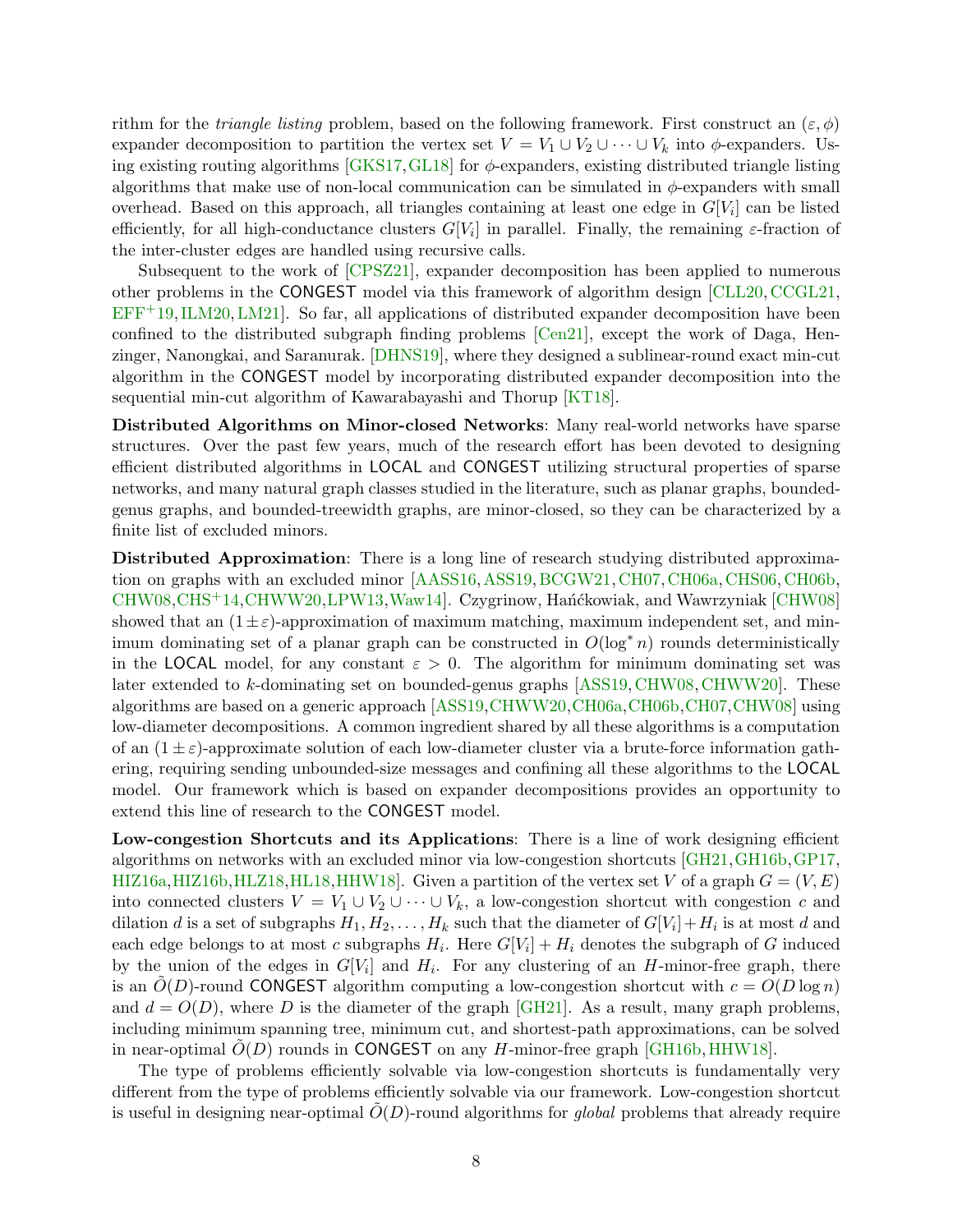rithm for the *triangle listing* problem, based on the following framework. First construct an $(\varepsilon, \phi)$ expander decomposition to partition the vertex set $V = V_1 \cup V_2 \cup \cdots \cup V_k$ into $\phi$-expanders. Using existing routing algorithms [GKS17, GL18] for $\phi$-expanders, existing distributed triangle listing algorithms that make use of non-local communication can be simulated in $\phi$-expanders with small overhead. Based on this approach, all triangles containing at least one edge in $G[V_i]$ can be listed efficiently, for all high-conductance clusters $G[V_i]$ in parallel. Finally, the remaining $\varepsilon$-fraction of the inter-cluster edges are handled using recursive calls.

Subsequent to the work of [CPSZ21], expander decomposition has been applied to numerous other problems in the CONGEST model via this framework of algorithm design [CLL20, CCGL21, EFF+19, ILM20, LM21]. So far, all applications of distributed expander decomposition have been confined to the distributed subgraph finding problems [Cen21], except the work of Daga, Henzinger, Nanongkai, and Saranurak. [DHNS19], where they designed a sublinear-round exact min-cut algorithm in the CONGEST model by incorporating distributed expander decomposition into the sequential min-cut algorithm of Kawarabayashi and Thorup [KT18].

**Distributed Algorithms on Minor-closed Networks**: Many real-world networks have sparse structures. Over the past few years, much of the research effort has been devoted to designing efficient distributed algorithms in LOCAL and CONGEST utilizing structural properties of sparse networks, and many natural graph classes studied in the literature, such as planar graphs, bounded-genus graphs, and bounded-treewidth graphs, are minor-closed, so they can be characterized by a finite list of excluded minors.

**Distributed Approximation**: There is a long line of research studying distributed approximation on graphs with an excluded minor [AASS16, ASS19, BCGW21, CH07, CH06a, CHS06, CH06b, CHW08, CHS+14, CHWW20, LPW13, Waw14]. Czygrinow, Hańćkowiak, and Wawrzyniak [CHW08] showed that an $(1 \pm \varepsilon)$-approximation of maximum matching, maximum independent set, and minimum dominating set of a planar graph can be constructed in $O(\log^* n)$ rounds deterministically in the LOCAL model, for any constant $\varepsilon > 0$. The algorithm for minimum dominating set was later extended to $k$-dominating set on bounded-genus graphs [ASS19, CHW08, CHWW20]. These algorithms are based on a generic approach [ASS19, CHWW20, CH06a, CH06b, CH07, CHW08] using low-diameter decompositions. A common ingredient shared by all these algorithms is a computation of an $(1 \pm \varepsilon)$-approximate solution of each low-diameter cluster via a brute-force information gathering, requiring sending unbounded-size messages and confining all these algorithms to the LOCAL model. Our framework which is based on expander decompositions provides an opportunity to extend this line of research to the CONGEST model.

**Low-congestion Shortcuts and its Applications**: There is a line of work designing efficient algorithms on networks with an excluded minor via low-congestion shortcuts [GH21, GH16b, GP17, HIZ16a, HIZ16b, HLZ18, HL18, HHW18]. Given a partition of the vertex set $V$ of a graph $G = (V, E)$ into connected clusters $V = V_1 \cup V_2 \cup \cdots \cup V_k$, a low-congestion shortcut with congestion $c$ and dilation $d$ is a set of subgraphs $H_1, H_2, \ldots, H_k$ such that the diameter of $G[V_i] + H_i$ is at most $d$ and each edge belongs to at most $c$ subgraphs $H_i$. Here $G[V_i] + H_i$ denotes the subgraph of $G$ induced by the union of the edges in $G[V_i]$ and $H_i$. For any clustering of an $H$-minor-free graph, there is an $\tilde{O}(D)$-round CONGEST algorithm computing a low-congestion shortcut with $c = O(D \log n)$ and $d = O(D)$, where $D$ is the diameter of the graph [GH21]. As a result, many graph problems, including minimum spanning tree, minimum cut, and shortest-path approximations, can be solved in near-optimal $\tilde{O}(D)$ rounds in CONGEST on any $H$-minor-free graph [GH16b, HHW18].

The type of problems efficiently solvable via low-congestion shortcuts is fundamentally very different from the type of problems efficiently solvable via our framework. Low-congestion shortcut is useful in designing near-optimal $\tilde{O}(D)$-round algorithms for *global* problems that already require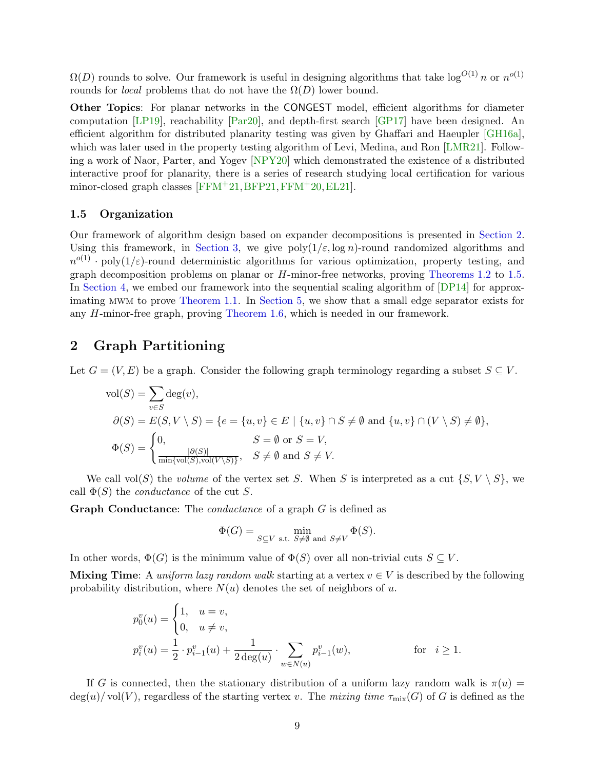$\Omega(D)$ rounds to solve. Our framework is useful in designing algorithms that take $\log^{O(1)} n$ or $n^{o(1)}$ rounds for *local* problems that do not have the $\Omega(D)$ lower bound.

**Other Topics**: For planar networks in the CONGEST model, efficient algorithms for diameter computation [LP19], reachability [Par20], and depth-first search [GP17] have been designed. An efficient algorithm for distributed planarity testing was given by Ghaffari and Haeupler [GH16a], which was later used in the property testing algorithm of Levi, Medina, and Ron [LMR21]. Following a work of Naor, Parter, and Yogev [NPY20] which demonstrated the existence of a distributed interactive proof for planarity, there is a series of research studying local certification for various minor-closed graph classes [FFM+21, BFP21, FFM+20, EL21].

### 1.5 Organization

Our framework of algorithm design based on expander decompositions is presented in Section 2. Using this framework, in Section 3, we give $\text{poly}(1/\varepsilon, \log n)$-round randomized algorithms and $n^{o(1)} \cdot \text{poly}(1/\varepsilon)$-round deterministic algorithms for various optimization, property testing, and graph decomposition problems on planar or $H$-minor-free networks, proving Theorems 1.2 to 1.5. In Section 4, we embed our framework into the sequential scaling algorithm of [DP14] for approximating MWM to prove Theorem 1.1. In Section 5, we show that a small edge separator exists for any $H$-minor-free graph, proving Theorem 1.6, which is needed in our framework.

## 2 Graph Partitioning

Let $G = (V, E)$ be a graph. Consider the following graph terminology regarding a subset $S \subseteq V$.

$$
\begin{aligned}
\text{vol}(S) &= \sum_{v \in S} \deg(v), \\
\partial(S) &= E(S, V \setminus S) = \{e = \{u, v\} \in E \mid \{u, v\} \cap S \neq \emptyset \text{ and } \{u, v\} \cap (V \setminus S) \neq \emptyset\}, \\
\Phi(S) &= \begin{cases} 0, & S = \emptyset \text{ or } S = V, \\ \frac{|\partial(S)|}{\min\{\text{vol}(S), \text{vol}(V \setminus S)\}}, & S \neq \emptyset \text{ and } S \neq V. \end{cases}
\end{aligned}
$$

We call $\text{vol}(S)$ the *volume* of the vertex set $S$. When $S$ is interpreted as a cut $\{S, V \setminus S\}$, we call $\Phi(S)$ the *conductance* of the cut $S$.

**Graph Conductance**: The *conductance* of a graph $G$ is defined as

$$
\Phi(G) = \min_{S \subseteq V \text{ s.t. } S \neq \emptyset \text{ and } S \neq V} \Phi(S).
$$

In other words, $\Phi(G)$ is the minimum value of $\Phi(S)$ over all non-trivial cuts $S \subseteq V$.

**Mixing Time**: A *uniform lazy random walk* starting at a vertex $v \in V$ is described by the following probability distribution, where $N(u)$ denotes the set of neighbors of $u$.

$$
\begin{aligned}
p_0^v(u) &= \begin{cases} 1, & u = v, \\ 0, & u \neq v, \end{cases} \\
p_i^v(u) &= \frac{1}{2} \cdot p_{i-1}^v(u) + \frac{1}{2\deg(u)} \cdot \sum_{w \in N(u)} p_{i-1}^v(w), \qquad \text{for} \quad i \geq 1.
\end{aligned}
$$

If $G$ is connected, then the stationary distribution of a uniform lazy random walk is $\pi(u) = \deg(u)/\text{vol}(V)$, regardless of the starting vertex $v$. The *mixing time* $\tau_{\text{mix}}(G)$ of $G$ is defined as the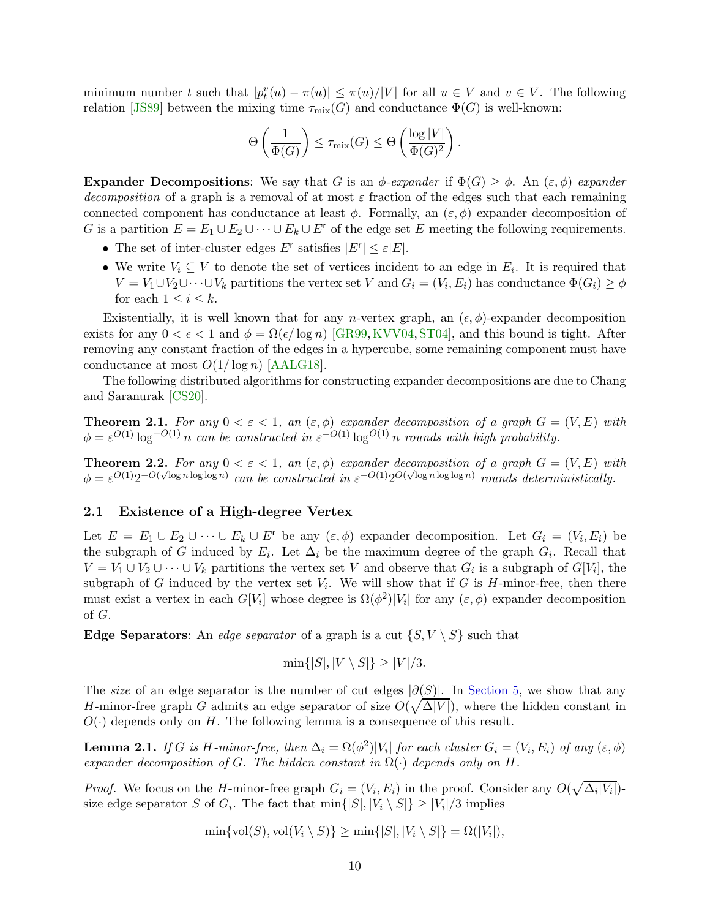minimum number $t$ such that $|p_t^v(u) - \pi(u)| \leq \pi(u)/|V|$ for all $u \in V$ and $v \in V$. The following relation [JS89] between the mixing time $\tau_{\text{mix}}(G)$ and conductance $\Phi(G)$ is well-known:

$$\Theta\left(\frac{1}{\Phi(G)}\right) \leq \tau_{\text{mix}}(G) \leq \Theta\left(\frac{\log |V|}{\Phi(G)^2}\right).$$

**Expander Decompositions**: We say that $G$ is an $\phi$*-expander* if $\Phi(G) \geq \phi$. An $(\varepsilon, \phi)$ *expander decomposition* of a graph is a removal of at most $\varepsilon$ fraction of the edges such that each remaining connected component has conductance at least $\phi$. Formally, an $(\varepsilon, \phi)$ expander decomposition of $G$ is a partition $E = E_1 \cup E_2 \cup \cdots \cup E_k \cup E^{\mathsf{r}}$ of the edge set $E$ meeting the following requirements.

- The set of inter-cluster edges $E^{\mathsf{r}}$ satisfies $|E^{\mathsf{r}}| \leq \varepsilon |E|$.
- We write $V_i \subseteq V$ to denote the set of vertices incident to an edge in $E_i$. It is required that $V = V_1 \cup V_2 \cup \cdots \cup V_k$ partitions the vertex set $V$ and $G_i = (V_i, E_i)$ has conductance $\Phi(G_i) \geq \phi$ for each $1 \leq i \leq k$.

Existentially, it is well known that for any $n$-vertex graph, an $(\epsilon, \phi)$-expander decomposition exists for any $0 < \epsilon < 1$ and $\phi = \Omega(\epsilon / \log n)$ [GR99, KVV04, ST04], and this bound is tight. After removing any constant fraction of the edges in a hypercube, some remaining component must have conductance at most $O(1/\log n)$ [AALG18].

The following distributed algorithms for constructing expander decompositions are due to Chang and Saranurak [CS20].

**Theorem 2.1.** *For any $0 < \varepsilon < 1$, an $(\varepsilon, \phi)$ expander decomposition of a graph $G = (V, E)$ with $\phi = \varepsilon^{O(1)} \log^{-O(1)} n$ can be constructed in $\varepsilon^{-O(1)} \log^{O(1)} n$ rounds with high probability.*

**Theorem 2.2.** *For any $0 < \varepsilon < 1$, an $(\varepsilon, \phi)$ expander decomposition of a graph $G = (V, E)$ with $\phi = \varepsilon^{O(1)} 2^{-O(\sqrt{\log n \log \log n})}$ can be constructed in $\varepsilon^{-O(1)} 2^{O(\sqrt{\log n \log \log n})}$ rounds deterministically.*

## 2.1 Existence of a High-degree Vertex

Let $E = E_1 \cup E_2 \cup \cdots \cup E_k \cup E^{\mathsf{r}}$ be any $(\varepsilon, \phi)$ expander decomposition. Let $G_i = (V_i, E_i)$ be the subgraph of $G$ induced by $E_i$. Let $\Delta_i$ be the maximum degree of the graph $G_i$. Recall that $V = V_1 \cup V_2 \cup \cdots \cup V_k$ partitions the vertex set $V$ and observe that $G_i$ is a subgraph of $G[V_i]$, the subgraph of $G$ induced by the vertex set $V_i$. We will show that if $G$ is $H$-minor-free, then there must exist a vertex in each $G[V_i]$ whose degree is $\Omega(\phi^2)|V_i|$ for any $(\varepsilon, \phi)$ expander decomposition of $G$.

**Edge Separators**: An *edge separator* of a graph is a cut $\{S, V \setminus S\}$ such that

$$\min\{|S|, |V \setminus S|\} \geq |V|/3.$$

The *size* of an edge separator is the number of cut edges $|\partial(S)|$. In Section 5, we show that any $H$-minor-free graph $G$ admits an edge separator of size $O(\sqrt{\Delta |V|})$, where the hidden constant in $O(\cdot)$ depends only on $H$. The following lemma is a consequence of this result.

**Lemma 2.1.** *If $G$ is $H$-minor-free, then $\Delta_i = \Omega(\phi^2)|V_i|$ for each cluster $G_i = (V_i, E_i)$ of any $(\varepsilon, \phi)$ expander decomposition of $G$. The hidden constant in $\Omega(\cdot)$ depends only on $H$.*

*Proof.* We focus on the $H$-minor-free graph $G_i = (V_i, E_i)$ in the proof. Consider any $O(\sqrt{\Delta_i |V_i|})$-size edge separator $S$ of $G_i$. The fact that $\min\{|S|, |V_i \setminus S|\} \geq |V_i|/3$ implies

$$\min\{\text{vol}(S), \text{vol}(V_i \setminus S)\} \geq \min\{|S|, |V_i \setminus S|\} = \Omega(|V_i|),$$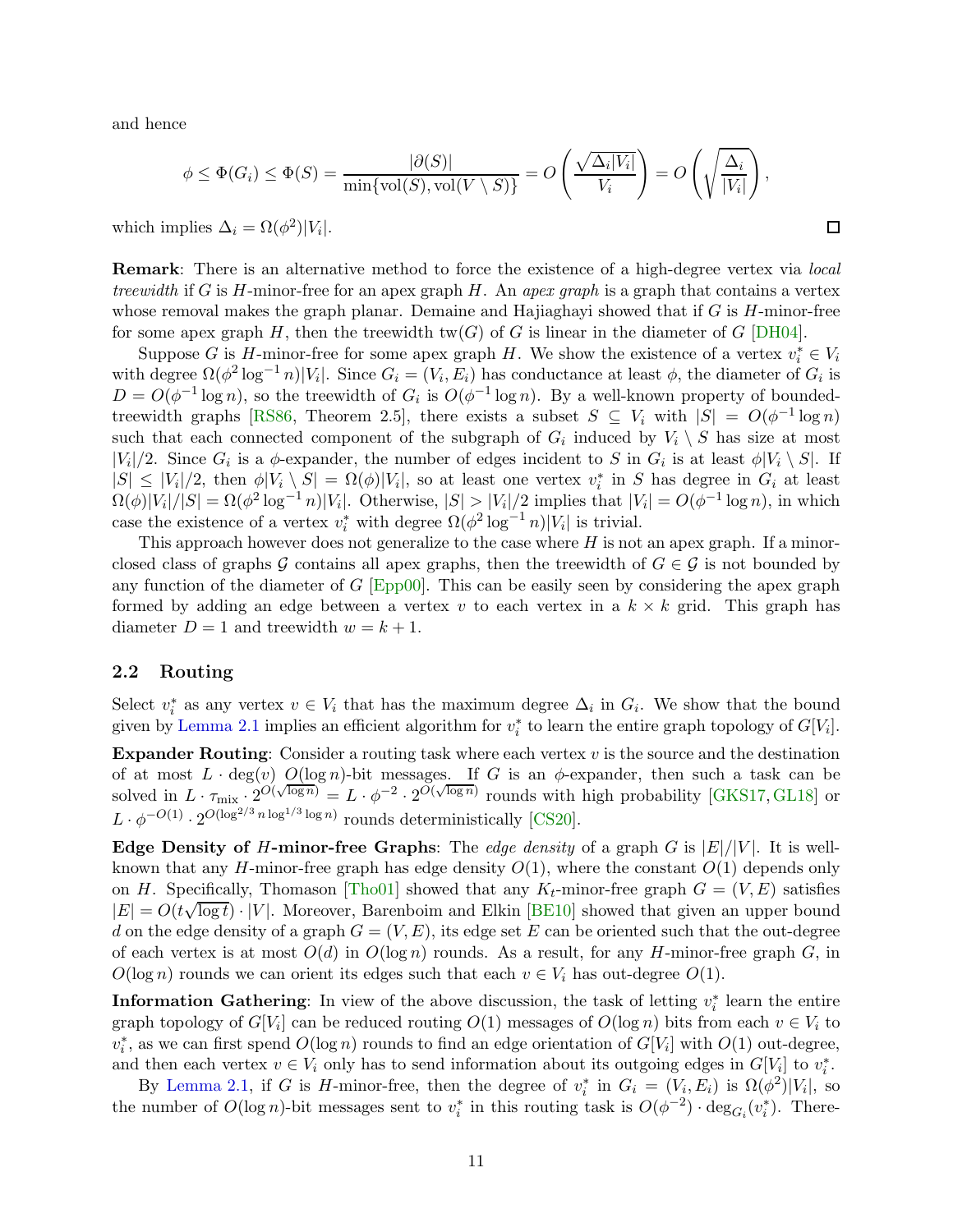and hence

$$\phi \leq \Phi(G_i) \leq \Phi(S) = \frac{|\partial(S)|}{\min\{\mathrm{vol}(S), \mathrm{vol}(V \setminus S)\}} = O\left(\frac{\sqrt{\Delta_i |V_i|}}{V_i}\right) = O\left(\sqrt{\frac{\Delta_i}{|V_i|}}\right),$$

which implies $\Delta_i = \Omega(\phi^2)|V_i|$. □

**Remark**: There is an alternative method to force the existence of a high-degree vertex via *local treewidth* if $G$ is $H$-minor-free for an apex graph $H$. An *apex graph* is a graph that contains a vertex whose removal makes the graph planar. Demaine and Hajiaghayi showed that if $G$ is $H$-minor-free for some apex graph $H$, then the treewidth $\mathrm{tw}(G)$ of $G$ is linear in the diameter of $G$ [DH04].

Suppose $G$ is $H$-minor-free for some apex graph $H$. We show the existence of a vertex $v_i^* \in V_i$ with degree $\Omega(\phi^2 \log^{-1} n)|V_i|$. Since $G_i = (V_i, E_i)$ has conductance at least $\phi$, the diameter of $G_i$ is $D = O(\phi^{-1} \log n)$, so the treewidth of $G_i$ is $O(\phi^{-1} \log n)$. By a well-known property of bounded-treewidth graphs [RS86, Theorem 2.5], there exists a subset $S \subseteq V_i$ with $|S| = O(\phi^{-1} \log n)$ such that each connected component of the subgraph of $G_i$ induced by $V_i \setminus S$ has size at most $|V_i|/2$. Since $G_i$ is a $\phi$-expander, the number of edges incident to $S$ in $G_i$ is at least $\phi|V_i \setminus S|$. If $|S| \leq |V_i|/2$, then $\phi|V_i \setminus S| = \Omega(\phi)|V_i|$, so at least one vertex $v_i^*$ in $S$ has degree in $G_i$ at least $\Omega(\phi)|V_i|/|S| = \Omega(\phi^2 \log^{-1} n)|V_i|$. Otherwise, $|S| > |V_i|/2$ implies that $|V_i| = O(\phi^{-1} \log n)$, in which case the existence of a vertex $v_i^*$ with degree $\Omega(\phi^2 \log^{-1} n)|V_i|$ is trivial.

This approach however does not generalize to the case where $H$ is not an apex graph. If a minor-closed class of graphs $\mathcal{G}$ contains all apex graphs, then the treewidth of $G \in \mathcal{G}$ is not bounded by any function of the diameter of $G$ [Epp00]. This can be easily seen by considering the apex graph formed by adding an edge between a vertex $v$ to each vertex in a $k \times k$ grid. This graph has diameter $D = 1$ and treewidth $w = k + 1$.

### 2.2 Routing

Select $v_i^*$ as any vertex $v \in V_i$ that has the maximum degree $\Delta_i$ in $G_i$. We show that the bound given by Lemma 2.1 implies an efficient algorithm for $v_i^*$ to learn the entire graph topology of $G[V_i]$.

**Expander Routing**: Consider a routing task where each vertex $v$ is the source and the destination of at most $L \cdot \deg(v)$ $O(\log n)$-bit messages. If $G$ is an $\phi$-expander, then such a task can be solved in $L \cdot \tau_{\mathrm{mix}} \cdot 2^{O(\sqrt{\log n})} = L \cdot \phi^{-2} \cdot 2^{O(\sqrt{\log n})}$ rounds with high probability [GKS17, GL18] or $L \cdot \phi^{-O(1)} \cdot 2^{O(\log^{2/3} n \log^{1/3} \log n)}$ rounds deterministically [CS20].

**Edge Density of $H$-minor-free Graphs**: The *edge density* of a graph $G$ is $|E|/|V|$. It is well-known that any $H$-minor-free graph has edge density $O(1)$, where the constant $O(1)$ depends only on $H$. Specifically, Thomason [Tho01] showed that any $K_t$-minor-free graph $G = (V, E)$ satisfies $|E| = O(t\sqrt{\log t}) \cdot |V|$. Moreover, Barenboim and Elkin [BE10] showed that given an upper bound $d$ on the edge density of a graph $G = (V, E)$, its edge set $E$ can be oriented such that the out-degree of each vertex is at most $O(d)$ in $O(\log n)$ rounds. As a result, for any $H$-minor-free graph $G$, in $O(\log n)$ rounds we can orient its edges such that each $v \in V_i$ has out-degree $O(1)$.

**Information Gathering**: In view of the above discussion, the task of letting $v_i^*$ learn the entire graph topology of $G[V_i]$ can be reduced routing $O(1)$ messages of $O(\log n)$ bits from each $v \in V_i$ to $v_i^*$, as we can first spend $O(\log n)$ rounds to find an edge orientation of $G[V_i]$ with $O(1)$ out-degree, and then each vertex $v \in V_i$ only has to send information about its outgoing edges in $G[V_i]$ to $v_i^*$.

By Lemma 2.1, if $G$ is $H$-minor-free, then the degree of $v_i^*$ in $G_i = (V_i, E_i)$ is $\Omega(\phi^2)|V_i|$, so the number of $O(\log n)$-bit messages sent to $v_i^*$ in this routing task is $O(\phi^{-2}) \cdot \deg_{G_i}(v_i^*)$. There-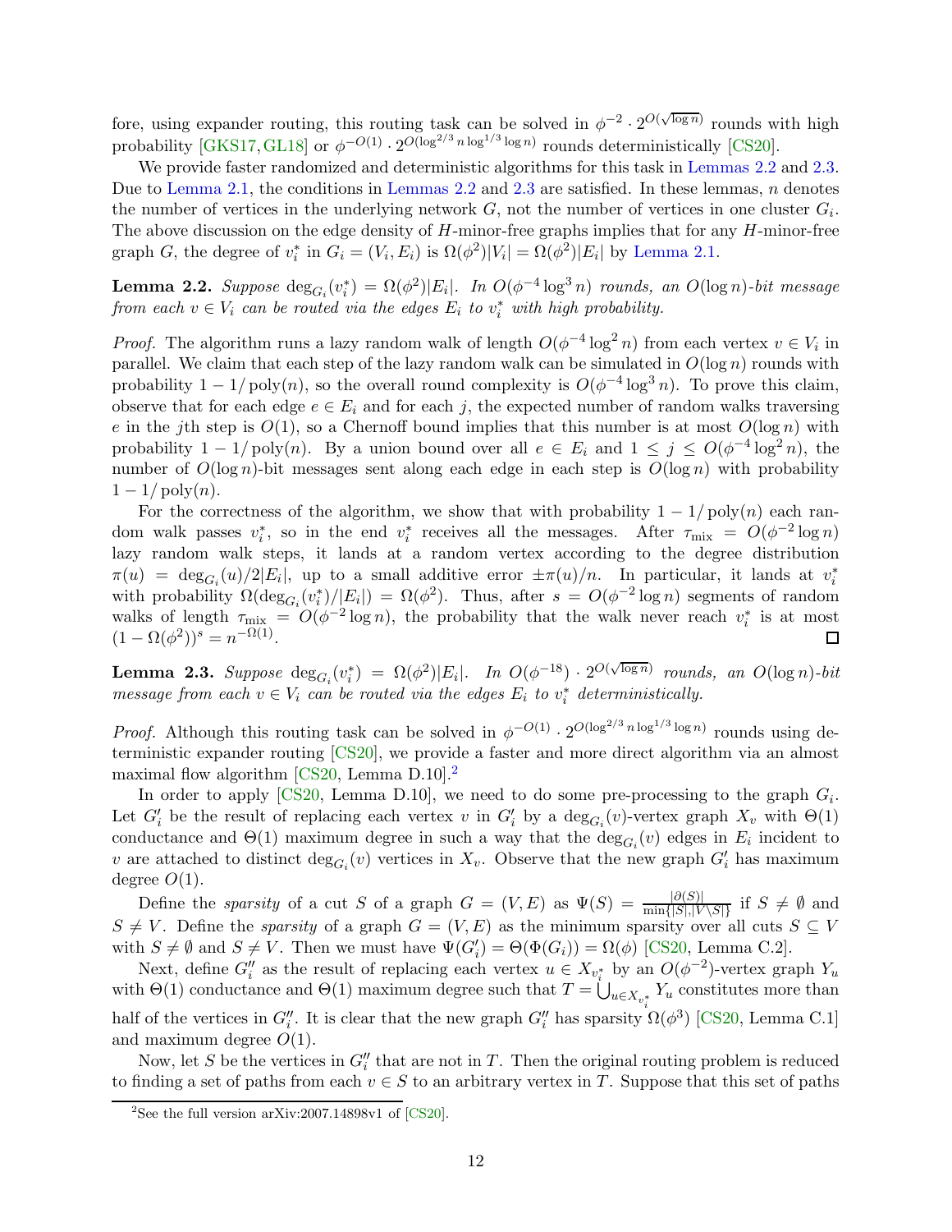fore, using expander routing, this routing task can be solved in $\phi^{-2} \cdot 2^{O(\sqrt{\log n})}$ rounds with high probability [GKS17, GL18] or $\phi^{-O(1)} \cdot 2^{O(\log^{2/3} n \log^{1/3} \log n)}$ rounds deterministically [CS20].

We provide faster randomized and deterministic algorithms for this task in Lemmas 2.2 and 2.3. Due to Lemma 2.1, the conditions in Lemmas 2.2 and 2.3 are satisfied. In these lemmas, $n$ denotes the number of vertices in the underlying network $G$, not the number of vertices in one cluster $G_i$. The above discussion on the edge density of $H$-minor-free graphs implies that for any $H$-minor-free graph $G$, the degree of $v_i^*$ in $G_i = (V_i, E_i)$ is $\Omega(\phi^2)|V_i| = \Omega(\phi^2)|E_i|$ by Lemma 2.1.

**Lemma 2.2.** *Suppose $\deg_{G_i}(v_i^*) = \Omega(\phi^2)|E_i|$. In $O(\phi^{-4}\log^3 n)$ rounds, an $O(\log n)$-bit message from each $v \in V_i$ can be routed via the edges $E_i$ to $v_i^*$ with high probability.*

*Proof.* The algorithm runs a lazy random walk of length $O(\phi^{-4}\log^2 n)$ from each vertex $v \in V_i$ in parallel. We claim that each step of the lazy random walk can be simulated in $O(\log n)$ rounds with probability $1 - 1/\operatorname{poly}(n)$, so the overall round complexity is $O(\phi^{-4}\log^3 n)$. To prove this claim, observe that for each edge $e \in E_i$ and for each $j$, the expected number of random walks traversing $e$ in the $j$th step is $O(1)$, so a Chernoff bound implies that this number is at most $O(\log n)$ with probability $1 - 1/\operatorname{poly}(n)$. By a union bound over all $e \in E_i$ and $1 \leq j \leq O(\phi^{-4}\log^2 n)$, the number of $O(\log n)$-bit messages sent along each edge in each step is $O(\log n)$ with probability $1 - 1/\operatorname{poly}(n)$.

For the correctness of the algorithm, we show that with probability $1 - 1/\operatorname{poly}(n)$ each random walk passes $v_i^*$, so in the end $v_i^*$ receives all the messages. After $\tau_{\text{mix}} = O(\phi^{-2}\log n)$ lazy random walk steps, it lands at a random vertex according to the degree distribution $\pi(u) = \deg_{G_i}(u)/2|E_i|$, up to a small additive error $\pm\pi(u)/n$. In particular, it lands at $v_i^*$ with probability $\Omega(\deg_{G_i}(v_i^*)/|E_i|) = \Omega(\phi^2)$. Thus, after $s = O(\phi^{-2}\log n)$ segments of random walks of length $\tau_{\text{mix}} = O(\phi^{-2}\log n)$, the probability that the walk never reach $v_i^*$ is at most $(1 - \Omega(\phi^2))^s = n^{-\Omega(1)}$. $\square$

**Lemma 2.3.** *Suppose $\deg_{G_i}(v_i^*) = \Omega(\phi^2)|E_i|$. In $O(\phi^{-18}) \cdot 2^{O(\sqrt{\log n})}$ rounds, an $O(\log n)$-bit message from each $v \in V_i$ can be routed via the edges $E_i$ to $v_i^*$ deterministically.*

*Proof.* Although this routing task can be solved in $\phi^{-O(1)} \cdot 2^{O(\log^{2/3} n \log^{1/3}\log n)}$ rounds using deterministic expander routing [CS20], we provide a faster and more direct algorithm via an almost maximal flow algorithm [CS20, Lemma D.10].[2]

In order to apply [CS20, Lemma D.10], we need to do some pre-processing to the graph $G_i$. Let $G_i'$ be the result of replacing each vertex $v$ in $G_i'$ by a $\deg_{G_i}(v)$-vertex graph $X_v$ with $\Theta(1)$ conductance and $\Theta(1)$ maximum degree in such a way that the $\deg_{G_i}(v)$ edges in $E_i$ incident to $v$ are attached to distinct $\deg_{G_i}(v)$ vertices in $X_v$. Observe that the new graph $G_i'$ has maximum degree $O(1)$.

Define the *sparsity* of a cut $S$ of a graph $G = (V, E)$ as $\Psi(S) = \frac{|\partial(S)|}{\min\{|S|, |V \setminus S|\}}$ if $S \neq \emptyset$ and $S \neq V$. Define the *sparsity* of a graph $G = (V, E)$ as the minimum sparsity over all cuts $S \subseteq V$ with $S \neq \emptyset$ and $S \neq V$. Then we must have $\Psi(G_i') = \Theta(\Phi(G_i)) = \Omega(\phi)$ [CS20, Lemma C.2].

Next, define $G_i''$ as the result of replacing each vertex $u \in X_{v_i^*}$ by an $O(\phi^{-2})$-vertex graph $Y_u$ with $\Theta(1)$ conductance and $\Theta(1)$ maximum degree such that $T = \bigcup_{u \in X_{v_i^*}} Y_u$ constitutes more than half of the vertices in $G_i''$. It is clear that the new graph $G_i''$ has sparsity $\Omega(\phi^3)$ [CS20, Lemma C.1] and maximum degree $O(1)$.

Now, let $S$ be the vertices in $G_i''$ that are not in $T$. Then the original routing problem is reduced to finding a set of paths from each $v \in S$ to an arbitrary vertex in $T$. Suppose that this set of paths

[2] See the full version arXiv:2007.14898v1 of [CS20].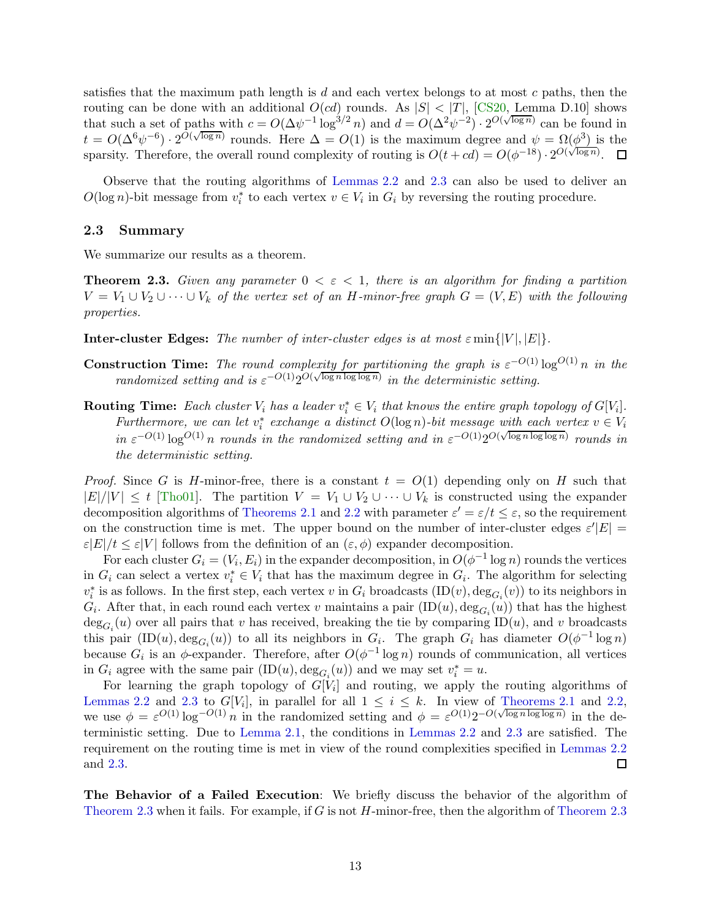satisfies that the maximum path length is $d$ and each vertex belongs to at most $c$ paths, then the routing can be done with an additional $O(cd)$ rounds. As $|S| < |T|$, [CS20, Lemma D.10] shows that such a set of paths with $c = O(\Delta\psi^{-1}\log^{3/2} n)$ and $d = O(\Delta^2\psi^{-2}) \cdot 2^{O(\sqrt{\log n})}$ can be found in $t = O(\Delta^6\psi^{-6}) \cdot 2^{O(\sqrt{\log n})}$ rounds. Here $\Delta = O(1)$ is the maximum degree and $\psi = \Omega(\phi^3)$ is the sparsity. Therefore, the overall round complexity of routing is $O(t + cd) = O(\phi^{-18}) \cdot 2^{O(\sqrt{\log n})}$. □

Observe that the routing algorithms of Lemmas 2.2 and 2.3 can also be used to deliver an $O(\log n)$-bit message from $v_i^*$ to each vertex $v \in V_i$ in $G_i$ by reversing the routing procedure.

### 2.3 Summary

We summarize our results as a theorem.

**Theorem 2.3.** *Given any parameter $0 < \varepsilon < 1$, there is an algorithm for finding a partition $V = V_1 \cup V_2 \cup \cdots \cup V_k$ of the vertex set of an $H$-minor-free graph $G = (V, E)$ with the following properties.*

**Inter-cluster Edges:** *The number of inter-cluster edges is at most $\varepsilon \min\{|V|, |E|\}$.*

**Construction Time:** *The round complexity for partitioning the graph is $\varepsilon^{-O(1)} \log^{O(1)} n$ in the randomized setting and is $\varepsilon^{-O(1)} 2^{O(\sqrt{\log n \log \log n})}$ in the deterministic setting.*

**Routing Time:** *Each cluster $V_i$ has a leader $v_i^* \in V_i$ that knows the entire graph topology of $G[V_i]$. Furthermore, we can let $v_i^*$ exchange a distinct $O(\log n)$-bit message with each vertex $v \in V_i$ in $\varepsilon^{-O(1)} \log^{O(1)} n$ rounds in the randomized setting and in $\varepsilon^{-O(1)} 2^{O(\sqrt{\log n \log \log n})}$ rounds in the deterministic setting.*

*Proof.* Since $G$ is $H$-minor-free, there is a constant $t = O(1)$ depending only on $H$ such that $|E|/|V| \le t$ [Tho01]. The partition $V = V_1 \cup V_2 \cup \cdots \cup V_k$ is constructed using the expander decomposition algorithms of Theorems 2.1 and 2.2 with parameter $\varepsilon' = \varepsilon/t \le \varepsilon$, so the requirement on the construction time is met. The upper bound on the number of inter-cluster edges $\varepsilon'|E| = \varepsilon|E|/t \le \varepsilon|V|$ follows from the definition of an $(\varepsilon, \phi)$ expander decomposition.

For each cluster $G_i = (V_i, E_i)$ in the expander decomposition, in $O(\phi^{-1} \log n)$ rounds the vertices in $G_i$ can select a vertex $v_i^* \in V_i$ that has the maximum degree in $G_i$. The algorithm for selecting $v_i^*$ is as follows. In the first step, each vertex $v$ in $G_i$ broadcasts $(\mathrm{ID}(v), \deg_{G_i}(v))$ to its neighbors in $G_i$. After that, in each round each vertex $v$ maintains a pair $(\mathrm{ID}(u), \deg_{G_i}(u))$ that has the highest $\deg_{G_i}(u)$ over all pairs that $v$ has received, breaking the tie by comparing $\mathrm{ID}(u)$, and $v$ broadcasts this pair $(\mathrm{ID}(u), \deg_{G_i}(u))$ to all its neighbors in $G_i$. The graph $G_i$ has diameter $O(\phi^{-1} \log n)$ because $G_i$ is an $\phi$-expander. Therefore, after $O(\phi^{-1} \log n)$ rounds of communication, all vertices in $G_i$ agree with the same pair $(\mathrm{ID}(u), \deg_{G_i}(u))$ and we may set $v_i^* = u$.

For learning the graph topology of $G[V_i]$ and routing, we apply the routing algorithms of Lemmas 2.2 and 2.3 to $G[V_i]$, in parallel for all $1 \le i \le k$. In view of Theorems 2.1 and 2.2, we use $\phi = \varepsilon^{O(1)} \log^{-O(1)} n$ in the randomized setting and $\phi = \varepsilon^{O(1)} 2^{-O(\sqrt{\log n \log \log n})}$ in the deterministic setting. Due to Lemma 2.1, the conditions in Lemmas 2.2 and 2.3 are satisfied. The requirement on the routing time is met in view of the round complexities specified in Lemmas 2.2 and 2.3. □

**The Behavior of a Failed Execution**: We briefly discuss the behavior of the algorithm of Theorem 2.3 when it fails. For example, if $G$ is not $H$-minor-free, then the algorithm of Theorem 2.3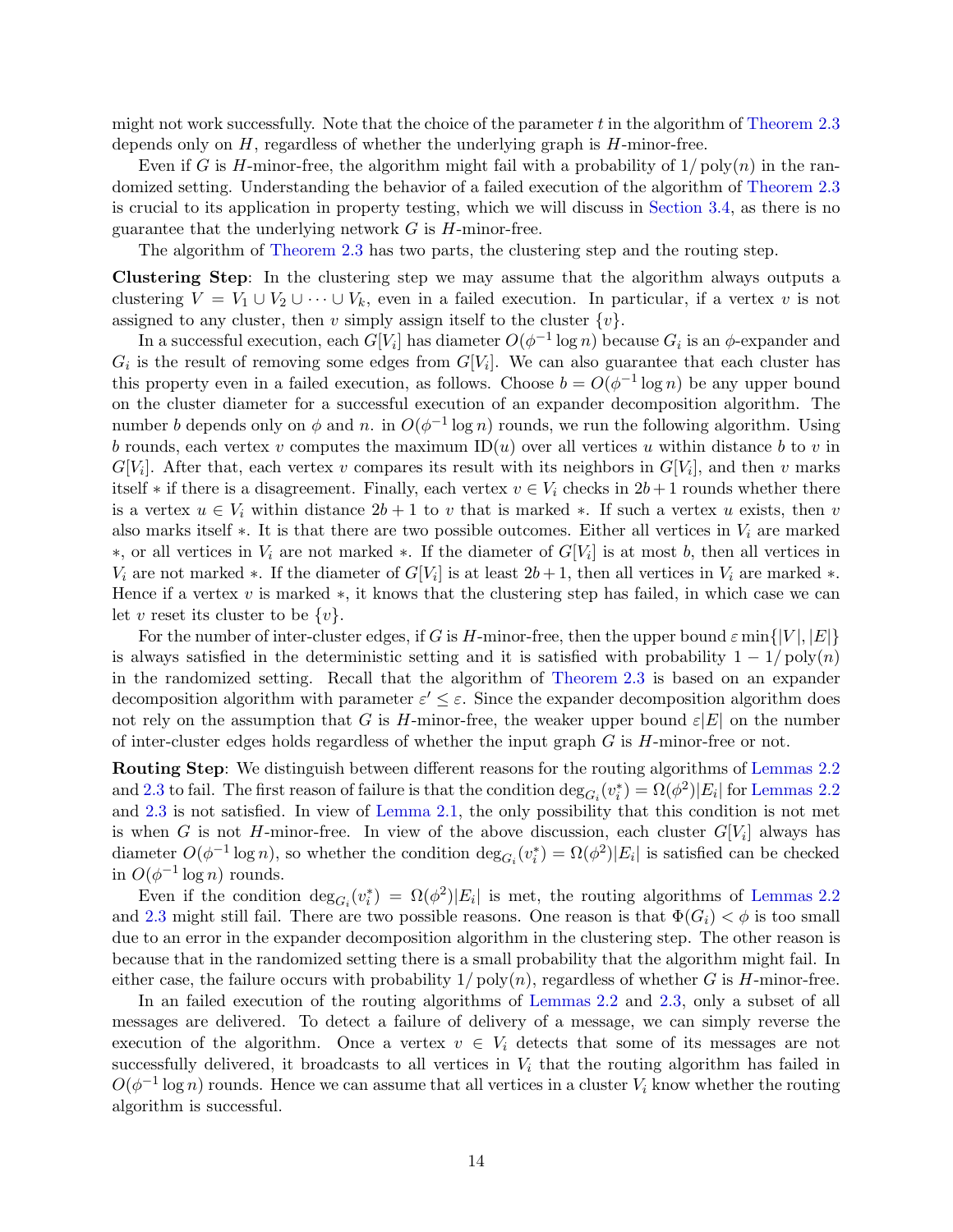might not work successfully. Note that the choice of the parameter $t$ in the algorithm of Theorem 2.3 depends only on $H$, regardless of whether the underlying graph is $H$-minor-free.

Even if $G$ is $H$-minor-free, the algorithm might fail with a probability of $1/\text{poly}(n)$ in the randomized setting. Understanding the behavior of a failed execution of the algorithm of Theorem 2.3 is crucial to its application in property testing, which we will discuss in Section 3.4, as there is no guarantee that the underlying network $G$ is $H$-minor-free.

The algorithm of Theorem 2.3 has two parts, the clustering step and the routing step.

**Clustering Step**: In the clustering step we may assume that the algorithm always outputs a clustering $V = V_1 \cup V_2 \cup \cdots \cup V_k$, even in a failed execution. In particular, if a vertex $v$ is not assigned to any cluster, then $v$ simply assign itself to the cluster $\{v\}$.

In a successful execution, each $G[V_i]$ has diameter $O(\phi^{-1} \log n)$ because $G_i$ is an $\phi$-expander and $G_i$ is the result of removing some edges from $G[V_i]$. We can also guarantee that each cluster has this property even in a failed execution, as follows. Choose $b = O(\phi^{-1} \log n)$ be any upper bound on the cluster diameter for a successful execution of an expander decomposition algorithm. The number $b$ depends only on $\phi$ and $n$. in $O(\phi^{-1} \log n)$ rounds, we run the following algorithm. Using $b$ rounds, each vertex $v$ computes the maximum $\text{ID}(u)$ over all vertices $u$ within distance $b$ to $v$ in $G[V_i]$. After that, each vertex $v$ compares its result with its neighbors in $G[V_i]$, and then $v$ marks itself $*$ if there is a disagreement. Finally, each vertex $v \in V_i$ checks in $2b+1$ rounds whether there is a vertex $u \in V_i$ within distance $2b+1$ to $v$ that is marked $*$. If such a vertex $u$ exists, then $v$ also marks itself $*$. It is that there are two possible outcomes. Either all vertices in $V_i$ are marked $*$, or all vertices in $V_i$ are not marked $*$. If the diameter of $G[V_i]$ is at most $b$, then all vertices in $V_i$ are not marked $*$. If the diameter of $G[V_i]$ is at least $2b+1$, then all vertices in $V_i$ are marked $*$. Hence if a vertex $v$ is marked $*$, it knows that the clustering step has failed, in which case we can let $v$ reset its cluster to be $\{v\}$.

For the number of inter-cluster edges, if $G$ is $H$-minor-free, then the upper bound $\varepsilon \min\{|V|, |E|\}$ is always satisfied in the deterministic setting and it is satisfied with probability $1 - 1/\text{poly}(n)$ in the randomized setting. Recall that the algorithm of Theorem 2.3 is based on an expander decomposition algorithm with parameter $\varepsilon' \le \varepsilon$. Since the expander decomposition algorithm does not rely on the assumption that $G$ is $H$-minor-free, the weaker upper bound $\varepsilon|E|$ on the number of inter-cluster edges holds regardless of whether the input graph $G$ is $H$-minor-free or not.

**Routing Step**: We distinguish between different reasons for the routing algorithms of Lemmas 2.2 and 2.3 to fail. The first reason of failure is that the condition $\deg_{G_i}(v_i^*) = \Omega(\phi^2)|E_i|$ for Lemmas 2.2 and 2.3 is not satisfied. In view of Lemma 2.1, the only possibility that this condition is not met is when $G$ is not $H$-minor-free. In view of the above discussion, each cluster $G[V_i]$ always has diameter $O(\phi^{-1} \log n)$, so whether the condition $\deg_{G_i}(v_i^*) = \Omega(\phi^2)|E_i|$ is satisfied can be checked in $O(\phi^{-1} \log n)$ rounds.

Even if the condition $\deg_{G_i}(v_i^*) = \Omega(\phi^2)|E_i|$ is met, the routing algorithms of Lemmas 2.2 and 2.3 might still fail. There are two possible reasons. One reason is that $\Phi(G_i) < \phi$ is too small due to an error in the expander decomposition algorithm in the clustering step. The other reason is because that in the randomized setting there is a small probability that the algorithm might fail. In either case, the failure occurs with probability $1/\text{poly}(n)$, regardless of whether $G$ is $H$-minor-free.

In an failed execution of the routing algorithms of Lemmas 2.2 and 2.3, only a subset of all messages are delivered. To detect a failure of delivery of a message, we can simply reverse the execution of the algorithm. Once a vertex $v \in V_i$ detects that some of its messages are not successfully delivered, it broadcasts to all vertices in $V_i$ that the routing algorithm has failed in $O(\phi^{-1} \log n)$ rounds. Hence we can assume that all vertices in a cluster $V_i$ know whether the routing algorithm is successful.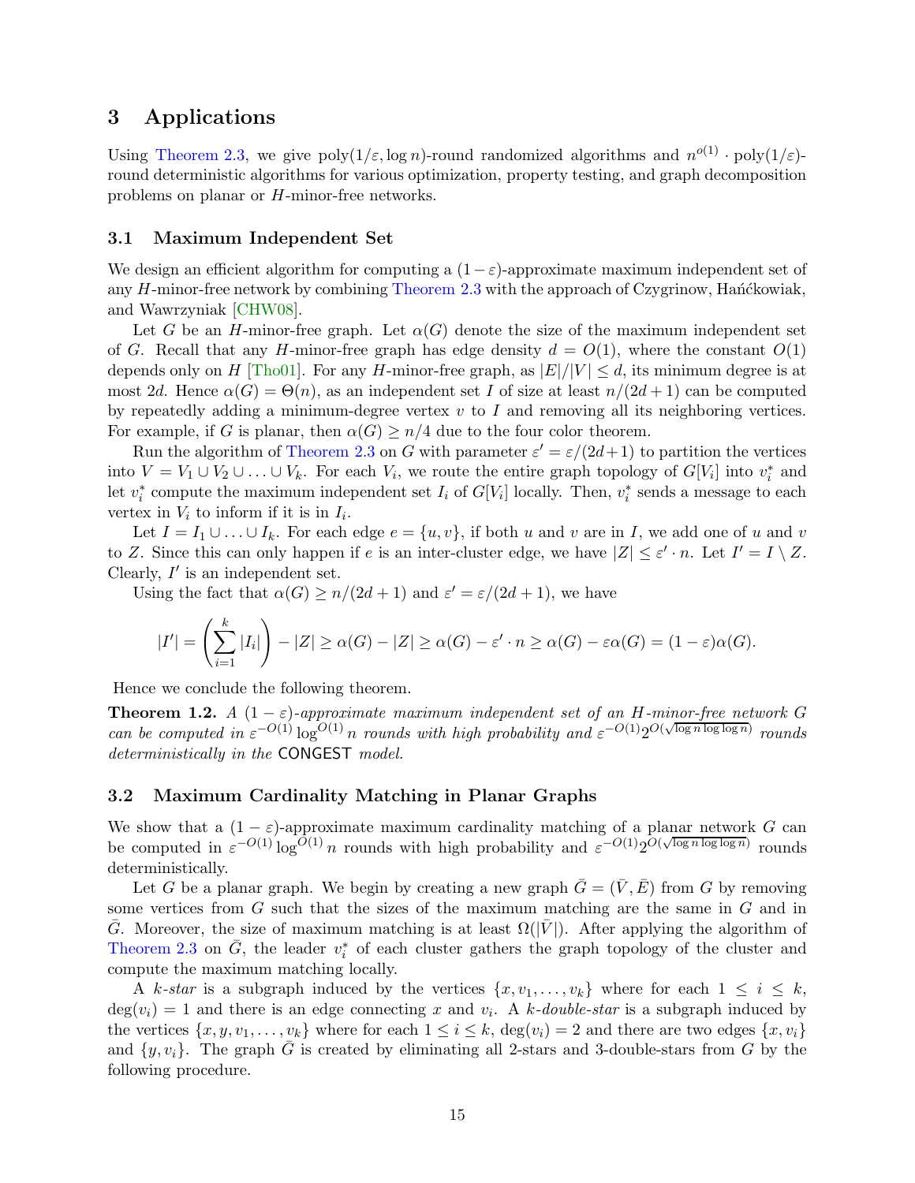## 3 Applications

Using Theorem 2.3, we give $\text{poly}(1/\varepsilon, \log n)$-round randomized algorithms and $n^{o(1)} \cdot \text{poly}(1/\varepsilon)$-round deterministic algorithms for various optimization, property testing, and graph decomposition problems on planar or $H$-minor-free networks.

### 3.1 Maximum Independent Set

We design an efficient algorithm for computing a $(1-\varepsilon)$-approximate maximum independent set of any $H$-minor-free network by combining Theorem 2.3 with the approach of Czygrinow, Hańćkowiak, and Wawrzyniak [CHW08].

Let $G$ be an $H$-minor-free graph. Let $\alpha(G)$ denote the size of the maximum independent set of $G$. Recall that any $H$-minor-free graph has edge density $d = O(1)$, where the constant $O(1)$ depends only on $H$ [Tho01]. For any $H$-minor-free graph, as $|E|/|V| \le d$, its minimum degree is at most $2d$. Hence $\alpha(G) = \Theta(n)$, as an independent set $I$ of size at least $n/(2d+1)$ can be computed by repeatedly adding a minimum-degree vertex $v$ to $I$ and removing all its neighboring vertices. For example, if $G$ is planar, then $\alpha(G) \ge n/4$ due to the four color theorem.

Run the algorithm of Theorem 2.3 on $G$ with parameter $\varepsilon' = \varepsilon/(2d+1)$ to partition the vertices into $V = V_1 \cup V_2 \cup \ldots \cup V_k$. For each $V_i$, we route the entire graph topology of $G[V_i]$ into $v_i^*$ and let $v_i^*$ compute the maximum independent set $I_i$ of $G[V_i]$ locally. Then, $v_i^*$ sends a message to each vertex in $V_i$ to inform if it is in $I_i$.

Let $I = I_1 \cup \ldots \cup I_k$. For each edge $e = \{u, v\}$, if both $u$ and $v$ are in $I$, we add one of $u$ and $v$ to $Z$. Since this can only happen if $e$ is an inter-cluster edge, we have $|Z| \le \varepsilon' \cdot n$. Let $I' = I \setminus Z$. Clearly, $I'$ is an independent set.

Using the fact that $\alpha(G) \ge n/(2d+1)$ and $\varepsilon' = \varepsilon/(2d+1)$, we have

$$|I'| = \left(\sum_{i=1}^{k} |I_i|\right) - |Z| \ge \alpha(G) - |Z| \ge \alpha(G) - \varepsilon' \cdot n \ge \alpha(G) - \varepsilon\alpha(G) = (1-\varepsilon)\alpha(G).$$

Hence we conclude the following theorem.

**Theorem 1.2.** *A $(1-\varepsilon)$-approximate maximum independent set of an $H$-minor-free network $G$ can be computed in $\varepsilon^{-O(1)} \log^{O(1)} n$ rounds with high probability and $\varepsilon^{-O(1)} 2^{O(\sqrt{\log n \log\log n})}$ rounds deterministically in the* CONGEST *model.*

### 3.2 Maximum Cardinality Matching in Planar Graphs

We show that a $(1-\varepsilon)$-approximate maximum cardinality matching of a planar network $G$ can be computed in $\varepsilon^{-O(1)} \log^{O(1)} n$ rounds with high probability and $\varepsilon^{-O(1)} 2^{O(\sqrt{\log n \log\log n})}$ rounds deterministically.

Let $G$ be a planar graph. We begin by creating a new graph $\bar{G} = (\bar{V}, \bar{E})$ from $G$ by removing some vertices from $G$ such that the sizes of the maximum matching are the same in $G$ and in $\bar{G}$. Moreover, the size of maximum matching is at least $\Omega(|\bar{V}|)$. After applying the algorithm of Theorem 2.3 on $\bar{G}$, the leader $v_i^*$ of each cluster gathers the graph topology of the cluster and compute the maximum matching locally.

A *$k$-star* is a subgraph induced by the vertices $\{x, v_1, \ldots, v_k\}$ where for each $1 \le i \le k$, $\deg(v_i) = 1$ and there is an edge connecting $x$ and $v_i$. A *$k$-double-star* is a subgraph induced by the vertices $\{x, y, v_1, \ldots, v_k\}$ where for each $1 \le i \le k$, $\deg(v_i) = 2$ and there are two edges $\{x, v_i\}$ and $\{y, v_i\}$. The graph $\bar{G}$ is created by eliminating all 2-stars and 3-double-stars from $G$ by the following procedure.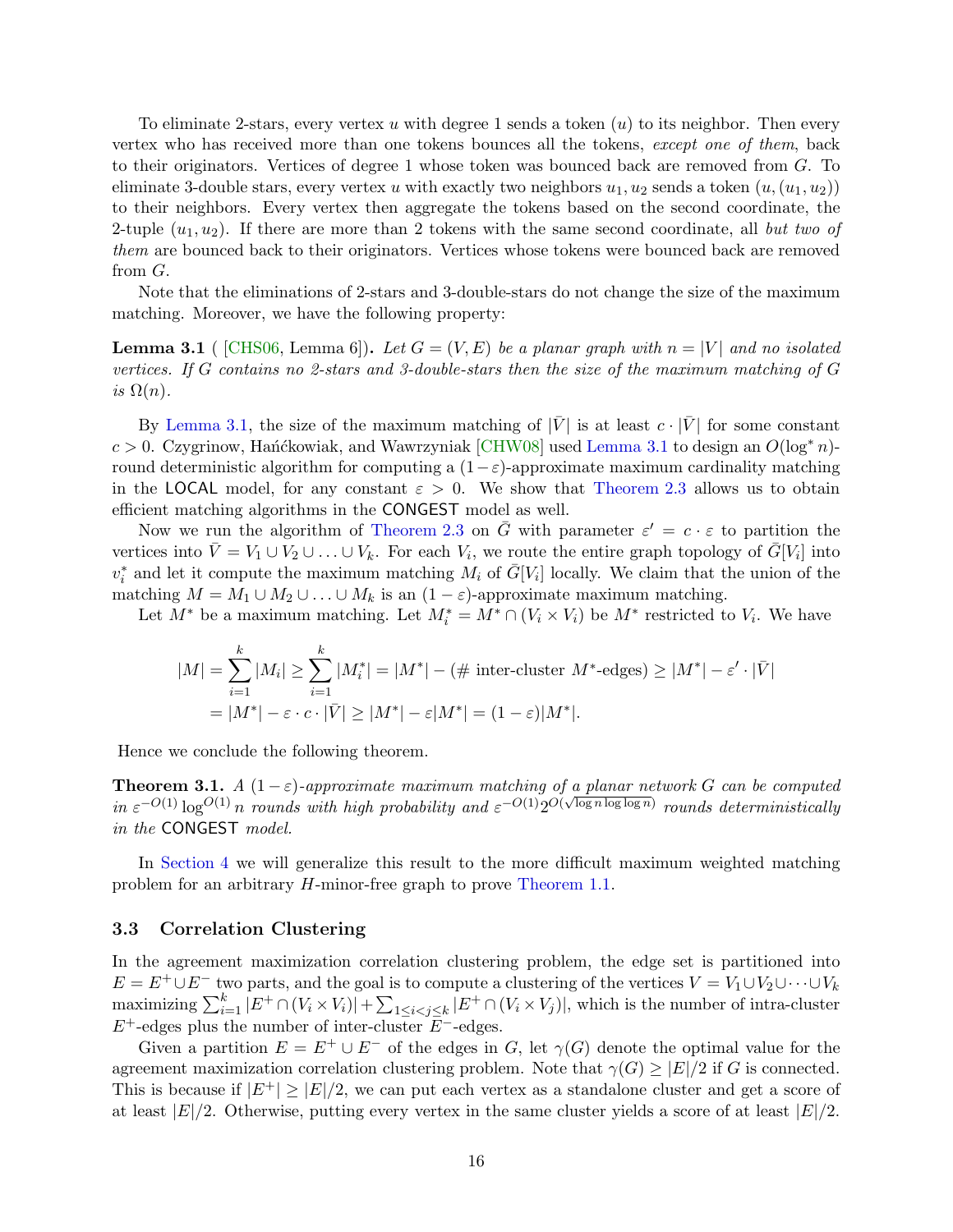To eliminate 2-stars, every vertex $u$ with degree 1 sends a token $(u)$ to its neighbor. Then every vertex who has received more than one tokens bounces all the tokens, *except one of them*, back to their originators. Vertices of degree 1 whose token was bounced back are removed from $G$. To eliminate 3-double stars, every vertex $u$ with exactly two neighbors $u_1, u_2$ sends a token $(u, (u_1, u_2))$ to their neighbors. Every vertex then aggregate the tokens based on the second coordinate, the 2-tuple $(u_1, u_2)$. If there are more than 2 tokens with the same second coordinate, all *but two of them* are bounced back to their originators. Vertices whose tokens were bounced back are removed from $G$.

Note that the eliminations of 2-stars and 3-double-stars do not change the size of the maximum matching. Moreover, we have the following property:

**Lemma 3.1** ( [CHS06, Lemma 6]). *Let $G = (V, E)$ be a planar graph with $n = |V|$ and no isolated vertices. If $G$ contains no 2-stars and 3-double-stars then the size of the maximum matching of $G$ is $\Omega(n)$.*

By Lemma 3.1, the size of the maximum matching of $|\bar{V}|$ is at least $c \cdot |\bar{V}|$ for some constant $c > 0$. Czygrinow, Hańćkowiak, and Wawrzyniak [CHW08] used Lemma 3.1 to design an $O(\log^* n)$-round deterministic algorithm for computing a $(1-\varepsilon)$-approximate maximum cardinality matching in the LOCAL model, for any constant $\varepsilon > 0$. We show that Theorem 2.3 allows us to obtain efficient matching algorithms in the CONGEST model as well.

Now we run the algorithm of Theorem 2.3 on $\bar{G}$ with parameter $\varepsilon' = c \cdot \varepsilon$ to partition the vertices into $\bar{V} = V_1 \cup V_2 \cup \ldots \cup V_k$. For each $V_i$, we route the entire graph topology of $\bar{G}[V_i]$ into $v_i^*$ and let it compute the maximum matching $M_i$ of $\bar{G}[V_i]$ locally. We claim that the union of the matching $M = M_1 \cup M_2 \cup \ldots \cup M_k$ is an $(1-\varepsilon)$-approximate maximum matching.

Let $M^*$ be a maximum matching. Let $M_i^* = M^* \cap (V_i \times V_i)$ be $M^*$ restricted to $V_i$. We have

$$
\begin{aligned}
|M| = \sum_{i=1}^{k} |M_i| \geq \sum_{i=1}^{k} |M_i^*| &= |M^*| - (\text{\# inter-cluster } M^*\text{-edges}) \geq |M^*| - \varepsilon' \cdot |\bar{V}| \\
&= |M^*| - \varepsilon \cdot c \cdot |\bar{V}| \geq |M^*| - \varepsilon |M^*| = (1-\varepsilon)|M^*|.
\end{aligned}
$$

Hence we conclude the following theorem.

**Theorem 3.1.** *A $(1-\varepsilon)$-approximate maximum matching of a planar network $G$ can be computed in $\varepsilon^{-O(1)} \log^{O(1)} n$ rounds with high probability and $\varepsilon^{-O(1)} 2^{O(\sqrt{\log n \log \log n})}$ rounds deterministically in the CONGEST model.*

In Section 4 we will generalize this result to the more difficult maximum weighted matching problem for an arbitrary $H$-minor-free graph to prove Theorem 1.1.

### 3.3 Correlation Clustering

In the agreement maximization correlation clustering problem, the edge set is partitioned into $E = E^+ \cup E^-$ two parts, and the goal is to compute a clustering of the vertices $V = V_1 \cup V_2 \cup \cdots \cup V_k$ maximizing $\sum_{i=1}^{k} |E^+ \cap (V_i \times V_i)| + \sum_{1 \leq i < j \leq k} |E^+ \cap (V_i \times V_j)|$, which is the number of intra-cluster $E^+$-edges plus the number of inter-cluster $E^-$-edges.

Given a partition $E = E^+ \cup E^-$ of the edges in $G$, let $\gamma(G)$ denote the optimal value for the agreement maximization correlation clustering problem. Note that $\gamma(G) \geq |E|/2$ if $G$ is connected. This is because if $|E^+| \geq |E|/2$, we can put each vertex as a standalone cluster and get a score of at least $|E|/2$. Otherwise, putting every vertex in the same cluster yields a score of at least $|E|/2$.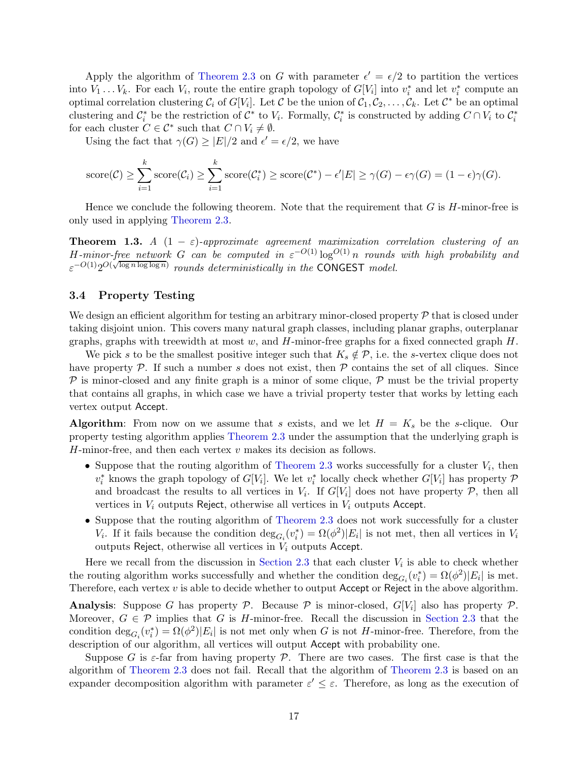Apply the algorithm of Theorem 2.3 on $G$ with parameter $\epsilon' = \epsilon/2$ to partition the vertices into $V_1 \dots V_k$. For each $V_i$, route the entire graph topology of $G[V_i]$ into $v_i^*$ and let $v_i^*$ compute an optimal correlation clustering $\mathcal{C}_i$ of $G[V_i]$. Let $\mathcal{C}$ be the union of $\mathcal{C}_1, \mathcal{C}_2, \dots, \mathcal{C}_k$. Let $\mathcal{C}^*$ be an optimal clustering and $\mathcal{C}_i^*$ be the restriction of $\mathcal{C}^*$ to $V_i$. Formally, $\mathcal{C}_i^*$ is constructed by adding $C \cap V_i$ to $\mathcal{C}_i^*$ for each cluster $C \in \mathcal{C}^*$ such that $C \cap V_i \neq \emptyset$.

Using the fact that $\gamma(G) \geq |E|/2$ and $\epsilon' = \epsilon/2$, we have

$$\text{score}(\mathcal{C}) \geq \sum_{i=1}^{k} \text{score}(\mathcal{C}_i) \geq \sum_{i=1}^{k} \text{score}(\mathcal{C}_i^*) \geq \text{score}(\mathcal{C}^*) - \epsilon'|E| \geq \gamma(G) - \epsilon\gamma(G) = (1-\epsilon)\gamma(G).$$

Hence we conclude the following theorem. Note that the requirement that $G$ is $H$-minor-free is only used in applying Theorem 2.3.

**Theorem 1.3.** *A $(1-\varepsilon)$-approximate agreement maximization correlation clustering of an $H$-minor-free network $G$ can be computed in $\varepsilon^{-O(1)} \log^{O(1)} n$ rounds with high probability and $\varepsilon^{-O(1)} 2^{O(\sqrt{\log n \log\log n})}$ rounds deterministically in the* CONGEST *model.*

### 3.4 Property Testing

We design an efficient algorithm for testing an arbitrary minor-closed property $\mathcal{P}$ that is closed under taking disjoint union. This covers many natural graph classes, including planar graphs, outerplanar graphs, graphs with treewidth at most $w$, and $H$-minor-free graphs for a fixed connected graph $H$.

We pick $s$ to be the smallest positive integer such that $K_s \notin \mathcal{P}$, i.e. the $s$-vertex clique does not have property $\mathcal{P}$. If such a number $s$ does not exist, then $\mathcal{P}$ contains the set of all cliques. Since $\mathcal{P}$ is minor-closed and any finite graph is a minor of some clique, $\mathcal{P}$ must be the trivial property that contains all graphs, in which case we have a trivial property tester that works by letting each vertex output Accept.

**Algorithm**: From now on we assume that $s$ exists, and we let $H = K_s$ be the $s$-clique. Our property testing algorithm applies Theorem 2.3 under the assumption that the underlying graph is $H$-minor-free, and then each vertex $v$ makes its decision as follows.

- Suppose that the routing algorithm of Theorem 2.3 works successfully for a cluster $V_i$, then $v_i^*$ knows the graph topology of $G[V_i]$. We let $v_i^*$ locally check whether $G[V_i]$ has property $\mathcal{P}$ and broadcast the results to all vertices in $V_i$. If $G[V_i]$ does not have property $\mathcal{P}$, then all vertices in $V_i$ outputs Reject, otherwise all vertices in $V_i$ outputs Accept.
- Suppose that the routing algorithm of Theorem 2.3 does not work successfully for a cluster $V_i$. If it fails because the condition $\deg_{G_i}(v_i^*) = \Omega(\phi^2)|E_i|$ is not met, then all vertices in $V_i$ outputs Reject, otherwise all vertices in $V_i$ outputs Accept.

Here we recall from the discussion in Section 2.3 that each cluster $V_i$ is able to check whether the routing algorithm works successfully and whether the condition $\deg_{G_i}(v_i^*) = \Omega(\phi^2)|E_i|$ is met. Therefore, each vertex $v$ is able to decide whether to output Accept or Reject in the above algorithm.

**Analysis**: Suppose $G$ has property $\mathcal{P}$. Because $\mathcal{P}$ is minor-closed, $G[V_i]$ also has property $\mathcal{P}$. Moreover, $G \in \mathcal{P}$ implies that $G$ is $H$-minor-free. Recall the discussion in Section 2.3 that the condition $\deg_{G_i}(v_i^*) = \Omega(\phi^2)|E_i|$ is not met only when $G$ is not $H$-minor-free. Therefore, from the description of our algorithm, all vertices will output Accept with probability one.

Suppose $G$ is $\varepsilon$-far from having property $\mathcal{P}$. There are two cases. The first case is that the algorithm of Theorem 2.3 does not fail. Recall that the algorithm of Theorem 2.3 is based on an expander decomposition algorithm with parameter $\varepsilon' \leq \varepsilon$. Therefore, as long as the execution of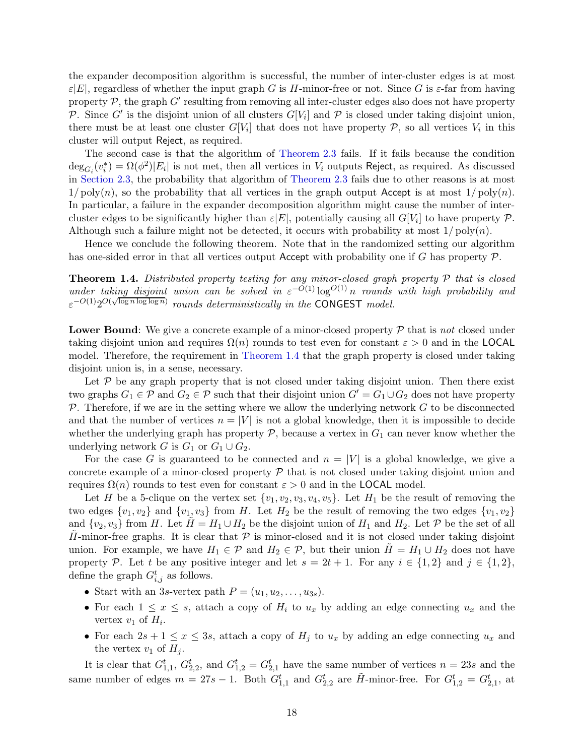the expander decomposition algorithm is successful, the number of inter-cluster edges is at most $\varepsilon|E|$, regardless of whether the input graph $G$ is $H$-minor-free or not. Since $G$ is $\varepsilon$-far from having property $\mathcal{P}$, the graph $G'$ resulting from removing all inter-cluster edges also does not have property $\mathcal{P}$. Since $G'$ is the disjoint union of all clusters $G[V_i]$ and $\mathcal{P}$ is closed under taking disjoint union, there must be at least one cluster $G[V_i]$ that does not have property $\mathcal{P}$, so all vertices $V_i$ in this cluster will output Reject, as required.

The second case is that the algorithm of Theorem 2.3 fails. If it fails because the condition $\deg_{G_i}(v_i^*) = \Omega(\phi^2)|E_i|$ is not met, then all vertices in $V_i$ outputs Reject, as required. As discussed in Section 2.3, the probability that algorithm of Theorem 2.3 fails due to other reasons is at most $1/\operatorname{poly}(n)$, so the probability that all vertices in the graph output Accept is at most $1/\operatorname{poly}(n)$. In particular, a failure in the expander decomposition algorithm might cause the number of inter-cluster edges to be significantly higher than $\varepsilon|E|$, potentially causing all $G[V_i]$ to have property $\mathcal{P}$. Although such a failure might not be detected, it occurs with probability at most $1/\operatorname{poly}(n)$.

Hence we conclude the following theorem. Note that in the randomized setting our algorithm has one-sided error in that all vertices output Accept with probability one if $G$ has property $\mathcal{P}$.

**Theorem 1.4.** *Distributed property testing for any minor-closed graph property $\mathcal{P}$ that is closed under taking disjoint union can be solved in $\varepsilon^{-O(1)} \log^{O(1)} n$ rounds with high probability and $\varepsilon^{-O(1)} 2^{O(\sqrt{\log n \log\log n})}$ rounds deterministically in the* CONGEST *model.*

**Lower Bound**: We give a concrete example of a minor-closed property $\mathcal{P}$ that is *not* closed under taking disjoint union and requires $\Omega(n)$ rounds to test even for constant $\varepsilon > 0$ and in the LOCAL model. Therefore, the requirement in Theorem 1.4 that the graph property is closed under taking disjoint union is, in a sense, necessary.

Let $\mathcal{P}$ be any graph property that is not closed under taking disjoint union. Then there exist two graphs $G_1 \in \mathcal{P}$ and $G_2 \in \mathcal{P}$ such that their disjoint union $G' = G_1 \cup G_2$ does not have property $\mathcal{P}$. Therefore, if we are in the setting where we allow the underlying network $G$ to be disconnected and that the number of vertices $n = |V|$ is not a global knowledge, then it is impossible to decide whether the underlying graph has property $\mathcal{P}$, because a vertex in $G_1$ can never know whether the underlying network $G$ is $G_1$ or $G_1 \cup G_2$.

For the case $G$ is guaranteed to be connected and $n = |V|$ is a global knowledge, we give a concrete example of a minor-closed property $\mathcal{P}$ that is not closed under taking disjoint union and requires $\Omega(n)$ rounds to test even for constant $\varepsilon > 0$ and in the LOCAL model.

Let $H$ be a 5-clique on the vertex set $\{v_1, v_2, v_3, v_4, v_5\}$. Let $H_1$ be the result of removing the two edges $\{v_1, v_2\}$ and $\{v_1, v_3\}$ from $H$. Let $H_2$ be the result of removing the two edges $\{v_1, v_2\}$ and $\{v_2, v_3\}$ from $H$. Let $\tilde{H} = H_1 \cup H_2$ be the disjoint union of $H_1$ and $H_2$. Let $\mathcal{P}$ be the set of all $\tilde{H}$-minor-free graphs. It is clear that $\mathcal{P}$ is minor-closed and it is not closed under taking disjoint union. For example, we have $H_1 \in \mathcal{P}$ and $H_2 \in \mathcal{P}$, but their union $\tilde{H} = H_1 \cup H_2$ does not have property $\mathcal{P}$. Let $t$ be any positive integer and let $s = 2t + 1$. For any $i \in \{1, 2\}$ and $j \in \{1, 2\}$, define the graph $G_{i,j}^t$ as follows.

- Start with an $3s$-vertex path $P = (u_1, u_2, \ldots, u_{3s})$.
- For each $1 \leq x \leq s$, attach a copy of $H_i$ to $u_x$ by adding an edge connecting $u_x$ and the vertex $v_1$ of $H_i$.
- For each $2s + 1 \leq x \leq 3s$, attach a copy of $H_j$ to $u_x$ by adding an edge connecting $u_x$ and the vertex $v_1$ of $H_j$.

It is clear that $G_{1,1}^t$, $G_{2,2}^t$, and $G_{1,2}^t = G_{2,1}^t$ have the same number of vertices $n = 23s$ and the same number of edges $m = 27s - 1$. Both $G_{1,1}^t$ and $G_{2,2}^t$ are $\tilde{H}$-minor-free. For $G_{1,2}^t = G_{2,1}^t$, at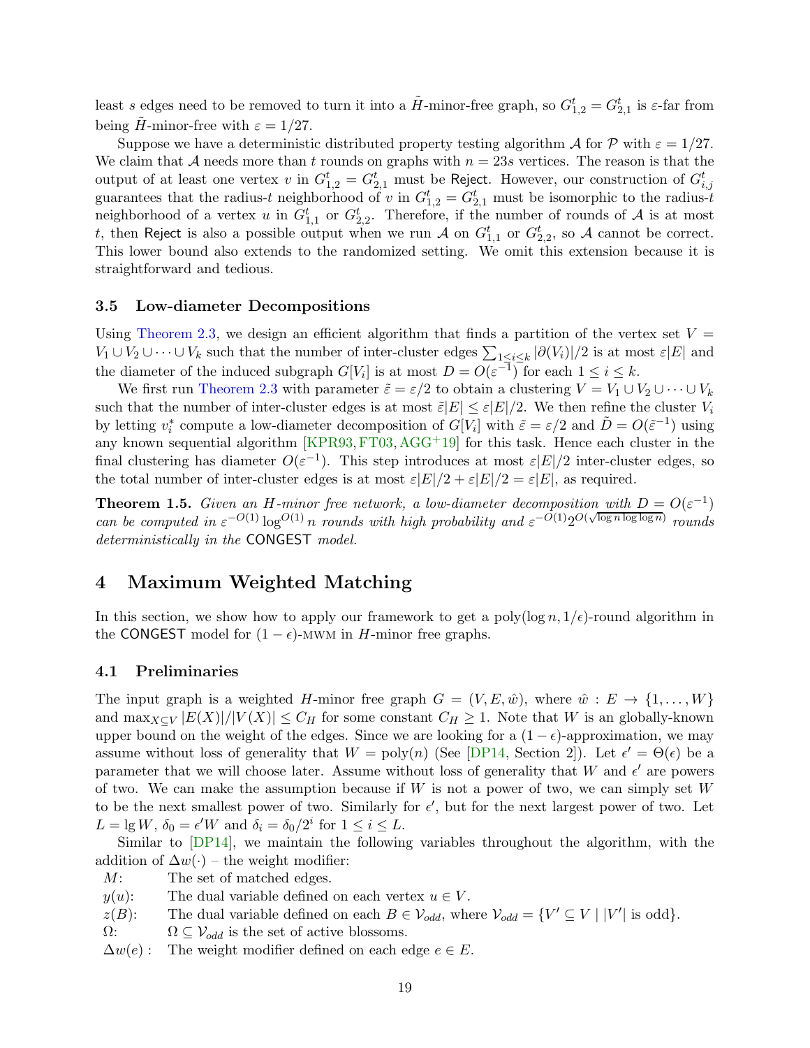least $s$ edges need to be removed to turn it into a $\tilde{H}$-minor-free graph, so $G^t_{1,2} = G^t_{2,1}$ is $\varepsilon$-far from being $\tilde{H}$-minor-free with $\varepsilon = 1/27$.

Suppose we have a deterministic distributed property testing algorithm $\mathcal{A}$ for $\mathcal{P}$ with $\varepsilon = 1/27$. We claim that $\mathcal{A}$ needs more than $t$ rounds on graphs with $n = 23s$ vertices. The reason is that the output of at least one vertex $v$ in $G^t_{1,2} = G^t_{2,1}$ must be Reject. However, our construction of $G^t_{i,j}$ guarantees that the radius-$t$ neighborhood of $v$ in $G^t_{1,2} = G^t_{2,1}$ must be isomorphic to the radius-$t$ neighborhood of a vertex $u$ in $G^t_{1,1}$ or $G^t_{2,2}$. Therefore, if the number of rounds of $\mathcal{A}$ is at most $t$, then Reject is also a possible output when we run $\mathcal{A}$ on $G^t_{1,1}$ or $G^t_{2,2}$, so $\mathcal{A}$ cannot be correct. This lower bound also extends to the randomized setting. We omit this extension because it is straightforward and tedious.

### 3.5 Low-diameter Decompositions

Using Theorem 2.3, we design an efficient algorithm that finds a partition of the vertex set $V = V_1 \cup V_2 \cup \cdots \cup V_k$ such that the number of inter-cluster edges $\sum_{1 \leq i \leq k} |\partial(V_i)|/2$ is at most $\varepsilon|E|$ and the diameter of the induced subgraph $G[V_i]$ is at most $D = O(\varepsilon^{-1})$ for each $1 \leq i \leq k$.

We first run Theorem 2.3 with parameter $\tilde{\varepsilon} = \varepsilon/2$ to obtain a clustering $V = V_1 \cup V_2 \cup \cdots \cup V_k$ such that the number of inter-cluster edges is at most $\tilde{\varepsilon}|E| \leq \varepsilon|E|/2$. We then refine the cluster $V_i$ by letting $v_i^*$ compute a low-diameter decomposition of $G[V_i]$ with $\tilde{\varepsilon} = \varepsilon/2$ and $\tilde{D} = O(\tilde{\varepsilon}^{-1})$ using any known sequential algorithm [KPR93, FT03, AGG+19] for this task. Hence each cluster in the final clustering has diameter $O(\varepsilon^{-1})$. This step introduces at most $\varepsilon|E|/2$ inter-cluster edges, so the total number of inter-cluster edges is at most $\varepsilon|E|/2 + \varepsilon|E|/2 = \varepsilon|E|$, as required.

**Theorem 1.5.** *Given an $H$-minor free network, a low-diameter decomposition with $D = O(\varepsilon^{-1})$ can be computed in $\varepsilon^{-O(1)} \log^{O(1)} n$ rounds with high probability and $\varepsilon^{-O(1)} 2^{O(\sqrt{\log n \log \log n})}$ rounds deterministically in the* CONGEST *model.*

## 4 Maximum Weighted Matching

In this section, we show how to apply our framework to get a poly$(\log n, 1/\epsilon)$-round algorithm in the CONGEST model for $(1-\epsilon)$-MWM in $H$-minor free graphs.

### 4.1 Preliminaries

The input graph is a weighted $H$-minor free graph $G = (V, E, \hat{w})$, where $\hat{w} : E \to \{1, \ldots, W\}$ and $\max_{X \subseteq V} |E(X)|/|V(X)| \leq C_H$ for some constant $C_H \geq 1$. Note that $W$ is an globally-known upper bound on the weight of the edges. Since we are looking for a $(1-\epsilon)$-approximation, we may assume without loss of generality that $W = \text{poly}(n)$ (See [DP14, Section 2]). Let $\epsilon' = \Theta(\epsilon)$ be a parameter that we will choose later. Assume without loss of generality that $W$ and $\epsilon'$ are powers of two. We can make the assumption because if $W$ is not a power of two, we can simply set $W$ to be the next smallest power of two. Similarly for $\epsilon'$, but for the next largest power of two. Let $L = \lg W$, $\delta_0 = \epsilon' W$ and $\delta_i = \delta_0/2^i$ for $1 \leq i \leq L$.

Similar to [DP14], we maintain the following variables throughout the algorithm, with the addition of $\Delta w(\cdot)$ – the weight modifier:

- $M$: The set of matched edges.
- $y(u)$: The dual variable defined on each vertex $u \in V$.
- $z(B)$: The dual variable defined on each $B \in \mathcal{V}_{odd}$, where $\mathcal{V}_{odd} = \{V' \subseteq V \mid |V'| \text{ is odd}\}$.
- $\Omega$: $\Omega \subseteq \mathcal{V}_{odd}$ is the set of active blossoms.
- $\Delta w(e)$: The weight modifier defined on each edge $e \in E$.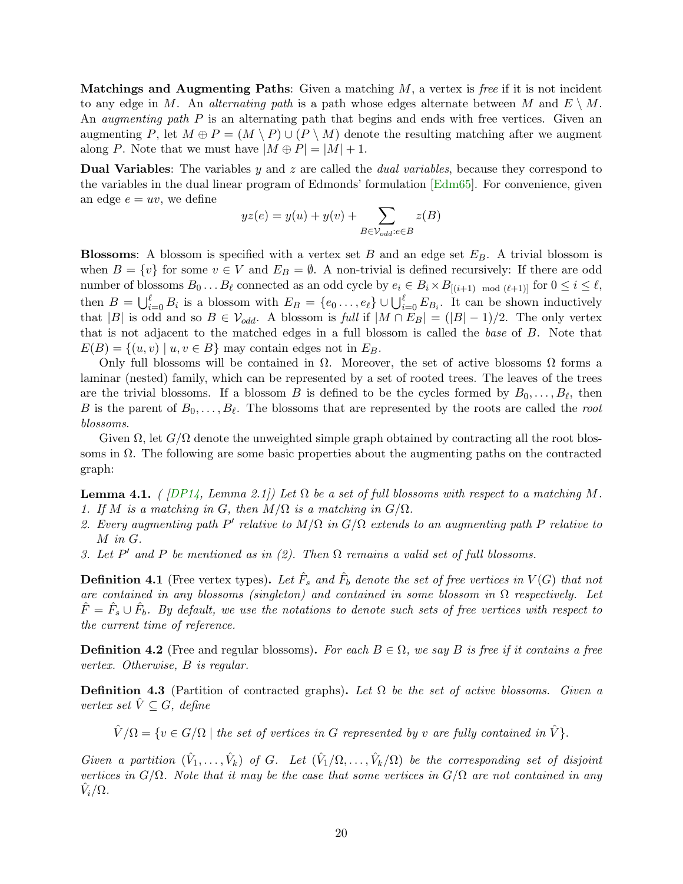**Matchings and Augmenting Paths**: Given a matching $M$, a vertex is *free* if it is not incident to any edge in $M$. An *alternating path* is a path whose edges alternate between $M$ and $E \setminus M$. An *augmenting path* $P$ is an alternating path that begins and ends with free vertices. Given an augmenting $P$, let $M \oplus P = (M \setminus P) \cup (P \setminus M)$ denote the resulting matching after we augment along $P$. Note that we must have $|M \oplus P| = |M| + 1$.

**Dual Variables**: The variables $y$ and $z$ are called the *dual variables*, because they correspond to the variables in the dual linear program of Edmonds' formulation [Edm65]. For convenience, given an edge $e = uv$, we define

$$yz(e) = y(u) + y(v) + \sum_{B \in \mathcal{V}_{odd}: e \in B} z(B)$$

**Blossoms**: A blossom is specified with a vertex set $B$ and an edge set $E_B$. A trivial blossom is when $B = \{v\}$ for some $v \in V$ and $E_B = \emptyset$. A non-trivial is defined recursively: If there are odd number of blossoms $B_0 \ldots B_\ell$ connected as an odd cycle by $e_i \in B_i \times B_{[(i+1) \mod (\ell+1)]}$ for $0 \leq i \leq \ell$, then $B = \bigcup_{i=0}^{\ell} B_i$ is a blossom with $E_B = \{e_0 \ldots, e_\ell\} \cup \bigcup_{i=0}^{\ell} E_{B_i}$. It can be shown inductively that $|B|$ is odd and so $B \in \mathcal{V}_{odd}$. A blossom is *full* if $|M \cap E_B| = (|B| - 1)/2$. The only vertex that is not adjacent to the matched edges in a full blossom is called the *base* of $B$. Note that $E(B) = \{(u, v) \mid u, v \in B\}$ may contain edges not in $E_B$.

Only full blossoms will be contained in $\Omega$. Moreover, the set of active blossoms $\Omega$ forms a laminar (nested) family, which can be represented by a set of rooted trees. The leaves of the trees are the trivial blossoms. If a blossom $B$ is defined to be the cycles formed by $B_0, \ldots, B_\ell$, then $B$ is the parent of $B_0, \ldots, B_\ell$. The blossoms that are represented by the roots are called the *root blossoms*.

Given $\Omega$, let $G/\Omega$ denote the unweighted simple graph obtained by contracting all the root blossoms in $\Omega$. The following are some basic properties about the augmenting paths on the contracted graph:

**Lemma 4.1.** *( [DP14, Lemma 2.1]) Let $\Omega$ be a set of full blossoms with respect to a matching $M$.*
1. *If $M$ is a matching in $G$, then $M/\Omega$ is a matching in $G/\Omega$.*
2. *Every augmenting path $P'$ relative to $M/\Omega$ in $G/\Omega$ extends to an augmenting path $P$ relative to $M$ in $G$.*
3. *Let $P'$ and $P$ be mentioned as in (2). Then $\Omega$ remains a valid set of full blossoms.*

**Definition 4.1** (Free vertex types)**.** *Let $\hat{F}_s$ and $\hat{F}_b$ denote the set of free vertices in $V(G)$ that not are contained in any blossoms (singleton) and contained in some blossom in $\Omega$ respectively. Let $\hat{F} = \hat{F}_s \cup \hat{F}_b$. By default, we use the notations to denote such sets of free vertices with respect to the current time of reference.*

**Definition 4.2** (Free and regular blossoms)**.** *For each $B \in \Omega$, we say $B$ is free if it contains a free vertex. Otherwise, $B$ is regular.*

**Definition 4.3** (Partition of contracted graphs)**.** *Let $\Omega$ be the set of active blossoms. Given a vertex set $\hat{V} \subseteq G$, define*

$$\hat{V}/\Omega = \{v \in G/\Omega \mid \text{the set of vertices in } G \text{ represented by } v \text{ are fully contained in } \hat{V}\}.$$

*Given a partition $(\hat{V}_1, \ldots, \hat{V}_k)$ of $G$. Let $(\hat{V}_1/\Omega, \ldots, \hat{V}_k/\Omega)$ be the corresponding set of disjoint vertices in $G/\Omega$. Note that it may be the case that some vertices in $G/\Omega$ are not contained in any $\hat{V}_i/\Omega$.*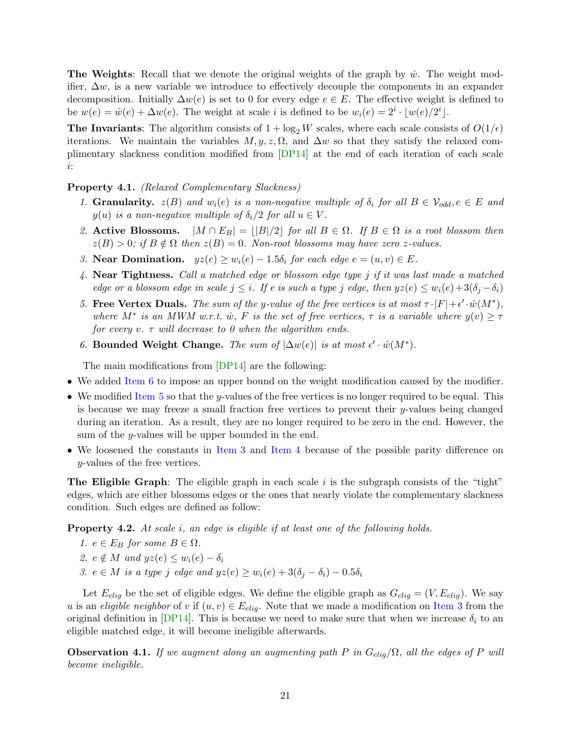**The Weights**: Recall that we denote the original weights of the graph by $\hat{w}$. The weight modifier, $\Delta w$, is a new variable we introduce to effectively decouple the components in an expander decomposition. Initially $\Delta w(e)$ is set to 0 for every edge $e \in E$. The effective weight is defined to be $w(e) = \hat{w}(e) + \Delta w(e)$. The weight at scale $i$ is defined to be $w_i(e) = 2^i \cdot \lfloor w(e)/2^i \rfloor$.

**The Invariants**: The algorithm consists of $1 + \log_2 W$ scales, where each scale consists of $O(1/\epsilon)$ iterations. We maintain the variables $M, y, z, \Omega$, and $\Delta w$ so that they satisfy the relaxed complimentary slackness condition modified from [DP14] at the end of each iteration of each scale $i$:

**Property 4.1.** *(Relaxed Complementary Slackness)*

1. **Granularity.** *$z(B)$ and $w_i(e)$ is a non-negative multiple of $\delta_i$ for all $B \in \mathcal{V}_{odd}, e \in E$ and $y(u)$ is a non-negative multiple of $\delta_i/2$ for all $u \in V$.*
2. **Active Blossoms.** *$|M \cap E_B| = \lfloor |B|/2 \rfloor$ for all $B \in \Omega$. If $B \in \Omega$ is a root blossom then $z(B) > 0$; if $B \notin \Omega$ then $z(B) = 0$. Non-root blossoms may have zero z-values.*
3. **Near Domination.** *$yz(e) \geq w_i(e) - 1.5\delta_i$ for each edge $e = (u, v) \in E$.*
4. **Near Tightness.** *Call a matched edge or blossom edge type $j$ if it was last made a matched edge or a blossom edge in scale $j \leq i$. If $e$ is such a type $j$ edge, then $yz(e) \leq w_i(e) + 3(\delta_j - \delta_i)$*
5. **Free Vertex Duals.** *The sum of the y-value of the free vertices is at most $\tau \cdot |F| + \epsilon' \cdot \hat{w}(M^*)$, where $M^*$ is an MWM w.r.t. $\hat{w}$, $F$ is the set of free vertices, $\tau$ is a variable where $y(v) \geq \tau$ for every $v$. $\tau$ will decrease to 0 when the algorithm ends.*
6. **Bounded Weight Change.** *The sum of $|\Delta w(e)|$ is at most $\epsilon' \cdot \hat{w}(M^*)$.*

The main modifications from [DP14] are the following:

- We added Item 6 to impose an upper bound on the weight modification caused by the modifier.
- We modified Item 5 so that the $y$-values of the free vertices is no longer required to be equal. This is because we may freeze a small fraction free vertices to prevent their $y$-values being changed during an iteration. As a result, they are no longer required to be zero in the end. However, the sum of the $y$-values will be upper bounded in the end.
- We loosened the constants in Item 3 and Item 4 because of the possible parity difference on $y$-values of the free vertices.

**The Eligible Graph**: The eligible graph in each scale $i$ is the subgraph consists of the "tight" edges, which are either blossoms edges or the ones that nearly violate the complementary slackness condition. Such edges are defined as follow:

**Property 4.2.** *At scale $i$, an edge is eligible if at least one of the following holds.*

1. *$e \in E_B$ for some $B \in \Omega$.*
2. *$e \notin M$ and $yz(e) \leq w_i(e) - \delta_i$*
3. *$e \in M$ is a type $j$ edge and $yz(e) \geq w_i(e) + 3(\delta_j - \delta_i) - 0.5\delta_i$*

Let $E_{elig}$ be the set of eligible edges. We define the eligible graph as $G_{elig} = (V, E_{elig})$. We say $u$ is an *eligible neighbor* of $v$ if $(u, v) \in E_{elig}$. Note that we made a modification on Item 3 from the original definition in [DP14]. This is because we need to make sure that when we increase $\delta_i$ to an eligible matched edge, it will become ineligible afterwards.

**Observation 4.1.** *If we augment along an augmenting path $P$ in $G_{elig}/\Omega$, all the edges of $P$ will become ineligible.*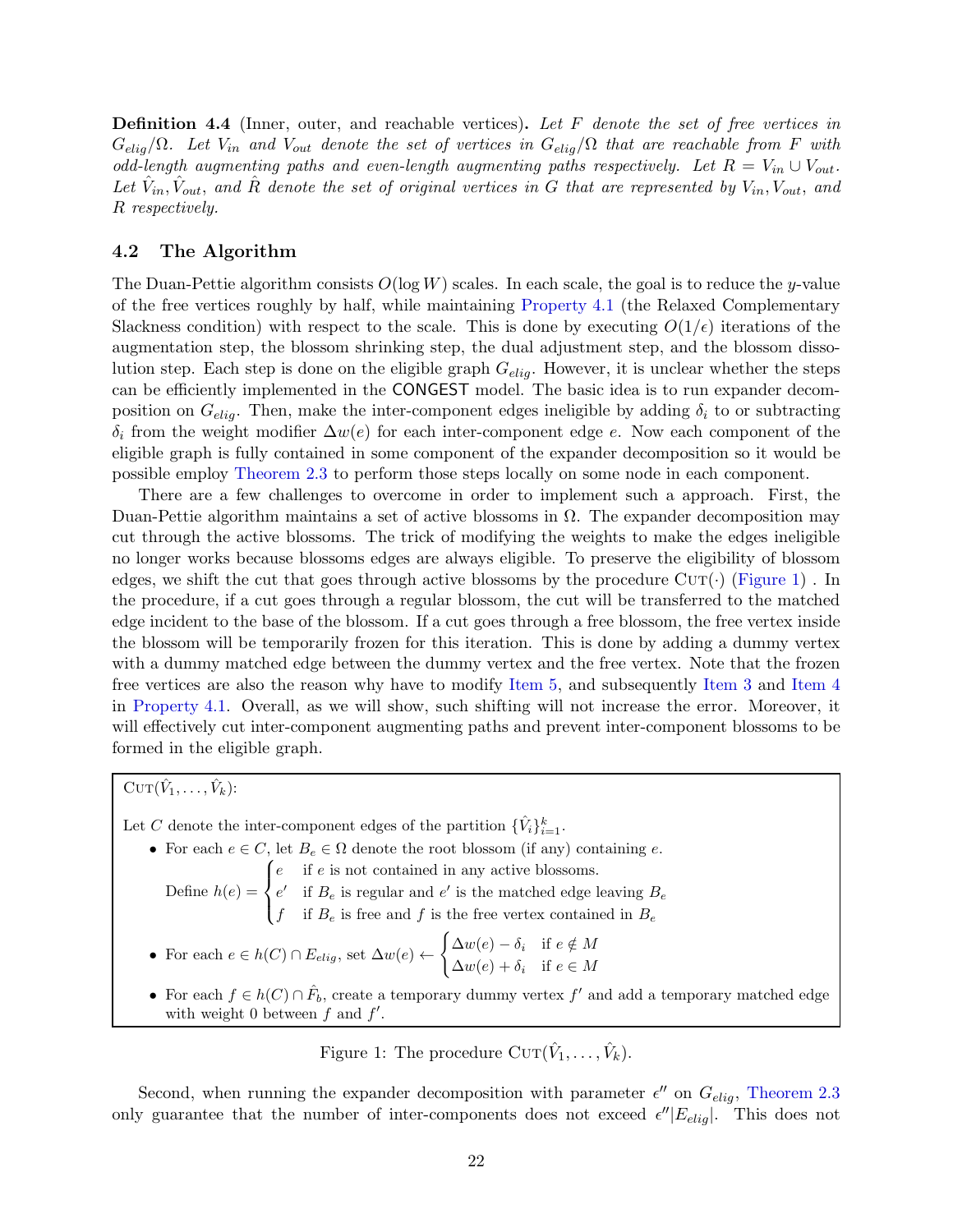**Definition 4.4** (Inner, outer, and reachable vertices)**.** *Let $F$ denote the set of free vertices in $G_{elig}/\Omega$. Let $V_{in}$ and $V_{out}$ denote the set of vertices in $G_{elig}/\Omega$ that are reachable from $F$ with odd-length augmenting paths and even-length augmenting paths respectively. Let $R = V_{in} \cup V_{out}$. Let $\hat{V}_{in}, \hat{V}_{out}$, and $\hat{R}$ denote the set of original vertices in $G$ that are represented by $V_{in}, V_{out}$, and $R$ respectively.*

### 4.2 The Algorithm

The Duan-Pettie algorithm consists $O(\log W)$ scales. In each scale, the goal is to reduce the $y$-value of the free vertices roughly by half, while maintaining Property 4.1 (the Relaxed Complementary Slackness condition) with respect to the scale. This is done by executing $O(1/\epsilon)$ iterations of the augmentation step, the blossom shrinking step, the dual adjustment step, and the blossom dissolution step. Each step is done on the eligible graph $G_{elig}$. However, it is unclear whether the steps can be efficiently implemented in the CONGEST model. The basic idea is to run expander decomposition on $G_{elig}$. Then, make the inter-component edges ineligible by adding $\delta_i$ to or subtracting $\delta_i$ from the weight modifier $\Delta w(e)$ for each inter-component edge $e$. Now each component of the eligible graph is fully contained in some component of the expander decomposition so it would be possible employ Theorem 2.3 to perform those steps locally on some node in each component.

There are a few challenges to overcome in order to implement such a approach. First, the Duan-Pettie algorithm maintains a set of active blossoms in $\Omega$. The expander decomposition may cut through the active blossoms. The trick of modifying the weights to make the edges ineligible no longer works because blossoms edges are always eligible. To preserve the eligibility of blossom edges, we shift the cut that goes through active blossoms by the procedure $\textsc{Cut}(\cdot)$ (Figure 1) . In the procedure, if a cut goes through a regular blossom, the cut will be transferred to the matched edge incident to the base of the blossom. If a cut goes through a free blossom, the free vertex inside the blossom will be temporarily frozen for this iteration. This is done by adding a dummy vertex with a dummy matched edge between the dummy vertex and the free vertex. Note that the frozen free vertices are also the reason why have to modify Item 5, and subsequently Item 3 and Item 4 in Property 4.1. Overall, as we will show, such shifting will not increase the error. Moreover, it will effectively cut inter-component augmenting paths and prevent inter-component blossoms to be formed in the eligible graph.

---

$\textsc{Cut}(\hat{V}_1, \ldots, \hat{V}_k)$:

Let $C$ denote the inter-component edges of the partition $\{\hat{V}_i\}_{i=1}^k$.

- For each $e \in C$, let $B_e \in \Omega$ denote the root blossom (if any) containing $e$.

  Define $h(e) = \begin{cases} e & \text{if } e \text{ is not contained in any active blossoms.} \\ e' & \text{if } B_e \text{ is regular and } e' \text{ is the matched edge leaving } B_e \\ f & \text{if } B_e \text{ is free and } f \text{ is the free vertex contained in } B_e \end{cases}$

- For each $e \in h(C) \cap E_{elig}$, set $\Delta w(e) \leftarrow \begin{cases} \Delta w(e) - \delta_i & \text{if } e \notin M \\ \Delta w(e) + \delta_i & \text{if } e \in M \end{cases}$

- For each $f \in h(C) \cap \hat{F}_b$, create a temporary dummy vertex $f'$ and add a temporary matched edge with weight 0 between $f$ and $f'$.

---

Figure 1: The procedure $\textsc{Cut}(\hat{V}_1, \ldots, \hat{V}_k)$.

Second, when running the expander decomposition with parameter $\epsilon''$ on $G_{elig}$, Theorem 2.3 only guarantee that the number of inter-components does not exceed $\epsilon''|E_{elig}|$. This does not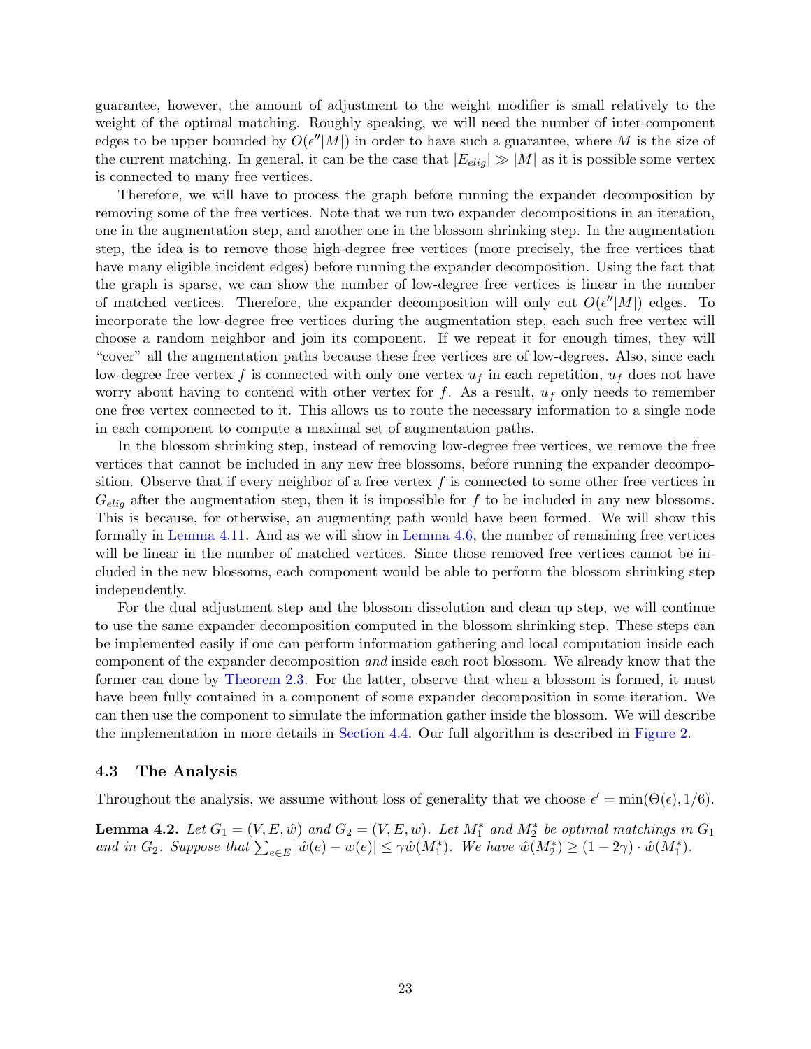guarantee, however, the amount of adjustment to the weight modifier is small relatively to the weight of the optimal matching. Roughly speaking, we will need the number of inter-component edges to be upper bounded by $O(\epsilon''|M|)$ in order to have such a guarantee, where $M$ is the size of the current matching. In general, it can be the case that $|E_{elig}| \gg |M|$ as it is possible some vertex is connected to many free vertices.

Therefore, we will have to process the graph before running the expander decomposition by removing some of the free vertices. Note that we run two expander decompositions in an iteration, one in the augmentation step, and another one in the blossom shrinking step. In the augmentation step, the idea is to remove those high-degree free vertices (more precisely, the free vertices that have many eligible incident edges) before running the expander decomposition. Using the fact that the graph is sparse, we can show the number of low-degree free vertices is linear in the number of matched vertices. Therefore, the expander decomposition will only cut $O(\epsilon''|M|)$ edges. To incorporate the low-degree free vertices during the augmentation step, each such free vertex will choose a random neighbor and join its component. If we repeat it for enough times, they will "cover" all the augmentation paths because these free vertices are of low-degrees. Also, since each low-degree free vertex $f$ is connected with only one vertex $u_f$ in each repetition, $u_f$ does not have worry about having to contend with other vertex for $f$. As a result, $u_f$ only needs to remember one free vertex connected to it. This allows us to route the necessary information to a single node in each component to compute a maximal set of augmentation paths.

In the blossom shrinking step, instead of removing low-degree free vertices, we remove the free vertices that cannot be included in any new free blossoms, before running the expander decomposition. Observe that if every neighbor of a free vertex $f$ is connected to some other free vertices in $G_{elig}$ after the augmentation step, then it is impossible for $f$ to be included in any new blossoms. This is because, for otherwise, an augmenting path would have been formed. We will show this formally in Lemma 4.11. And as we will show in Lemma 4.6, the number of remaining free vertices will be linear in the number of matched vertices. Since those removed free vertices cannot be included in the new blossoms, each component would be able to perform the blossom shrinking step independently.

For the dual adjustment step and the blossom dissolution and clean up step, we will continue to use the same expander decomposition computed in the blossom shrinking step. These steps can be implemented easily if one can perform information gathering and local computation inside each component of the expander decomposition *and* inside each root blossom. We already know that the former can done by Theorem 2.3. For the latter, observe that when a blossom is formed, it must have been fully contained in a component of some expander decomposition in some iteration. We can then use the component to simulate the information gather inside the blossom. We will describe the implementation in more details in Section 4.4. Our full algorithm is described in Figure 2.

### 4.3 The Analysis

Throughout the analysis, we assume without loss of generality that we choose $\epsilon' = \min(\Theta(\epsilon), 1/6)$.

**Lemma 4.2.** *Let $G_1 = (V, E, \hat{w})$ and $G_2 = (V, E, w)$. Let $M_1^*$ and $M_2^*$ be optimal matchings in $G_1$ and in $G_2$. Suppose that $\sum_{e \in E} |\hat{w}(e) - w(e)| \leq \gamma \hat{w}(M_1^*)$. We have $\hat{w}(M_2^*) \geq (1 - 2\gamma) \cdot \hat{w}(M_1^*)$.*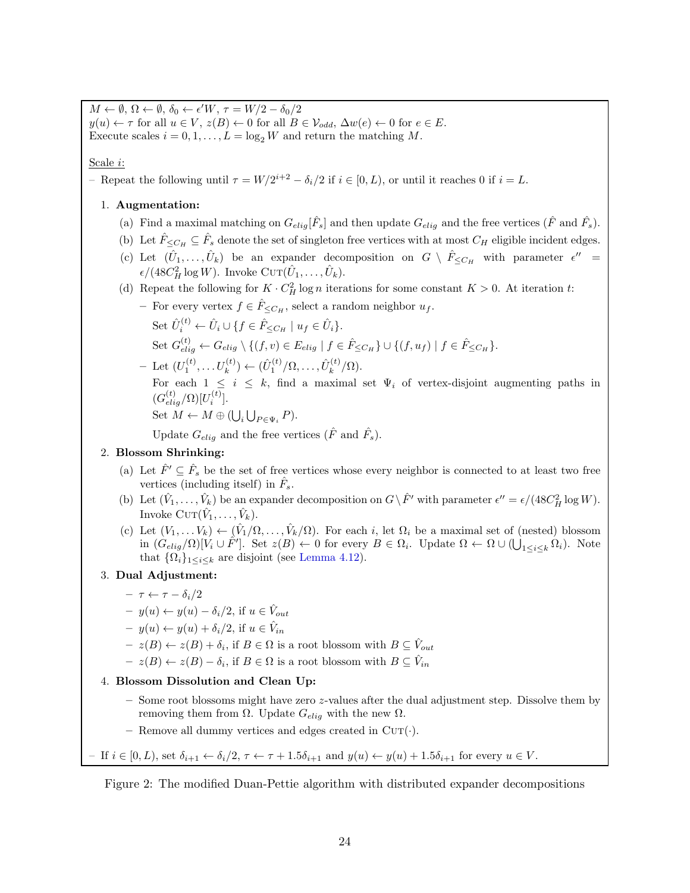$M \leftarrow \emptyset$, $\Omega \leftarrow \emptyset$, $\delta_0 \leftarrow \epsilon' W$, $\tau = W/2 - \delta_0/2$
$y(u) \leftarrow \tau$ for all $u \in V$, $z(B) \leftarrow 0$ for all $B \in \mathcal{V}_{odd}$, $\Delta w(e) \leftarrow 0$ for $e \in E$.
Execute scales $i = 0, 1, \ldots, L = \log_2 W$ and return the matching $M$.

Scale $i$:

– Repeat the following until $\tau = W/2^{i+2} - \delta_i/2$ if $i \in [0, L)$, or until it reaches 0 if $i = L$.

1. **Augmentation:**
   (a) Find a maximal matching on $G_{elig}[\hat{F}_s]$ and then update $G_{elig}$ and the free vertices ($\hat{F}$ and $\hat{F}_s$).
   (b) Let $\hat{F}_{\leq C_H} \subseteq \hat{F}_s$ denote the set of singleton free vertices with at most $C_H$ eligible incident edges.
   (c) Let $(\hat{U}_1, \ldots, \hat{U}_k)$ be an expander decomposition on $G \setminus \hat{F}_{\leq C_H}$ with parameter $\epsilon'' = \epsilon/(48C_H^2 \log W)$. Invoke $\textsc{Cut}(\hat{U}_1, \ldots, \hat{U}_k)$.
   (d) Repeat the following for $K \cdot C_H^2 \log n$ iterations for some constant $K > 0$. At iteration $t$:
      – For every vertex $f \in \hat{F}_{\leq C_H}$, select a random neighbor $u_f$.
        Set $\hat{U}_i^{(t)} \leftarrow \hat{U}_i \cup \{f \in \hat{F}_{\leq C_H} \mid u_f \in \hat{U}_i\}$.
        Set $G_{elig}^{(t)} \leftarrow G_{elig} \setminus \{(f, v) \in E_{elig} \mid f \in \hat{F}_{\leq C_H}\} \cup \{(f, u_f) \mid f \in \hat{F}_{\leq C_H}\}$.
      – Let $(U_1^{(t)}, \ldots U_k^{(t)}) \leftarrow (\hat{U}_1^{(t)}/\Omega, \ldots, \hat{U}_k^{(t)}/\Omega)$.
        For each $1 \leq i \leq k$, find a maximal set $\Psi_i$ of vertex-disjoint augmenting paths in $(G_{elig}^{(t)}/\Omega)[U_i^{(t)}]$.
        Set $M \leftarrow M \oplus (\bigcup_i \bigcup_{P \in \Psi_i} P)$.
        Update $G_{elig}$ and the free vertices ($\hat{F}$ and $\hat{F}_s$).
2. **Blossom Shrinking:**
   (a) Let $\hat{F}' \subseteq \hat{F}_s$ be the set of free vertices whose every neighbor is connected to at least two free vertices (including itself) in $\hat{F}_s$.
   (b) Let $(\hat{V}_1, \ldots, \hat{V}_k)$ be an expander decomposition on $G \setminus \hat{F}'$ with parameter $\epsilon'' = \epsilon/(48C_H^2 \log W)$. Invoke $\textsc{Cut}(\hat{V}_1, \ldots, \hat{V}_k)$.
   (c) Let $(V_1, \ldots V_k) \leftarrow (\hat{V}_1/\Omega, \ldots, \hat{V}_k/\Omega)$. For each $i$, let $\Omega_i$ be a maximal set of (nested) blossom in $(G_{elig}/\Omega)[V_i \cup \hat{F}']$. Set $z(B) \leftarrow 0$ for every $B \in \Omega_i$. Update $\Omega \leftarrow \Omega \cup (\bigcup_{1 \leq i \leq k} \Omega_i)$. Note that $\{\Omega_i\}_{1 \leq i \leq k}$ are disjoint (see Lemma 4.12).
3. **Dual Adjustment:**
   – $\tau \leftarrow \tau - \delta_i/2$
   – $y(u) \leftarrow y(u) - \delta_i/2$, if $u \in \hat{V}_{out}$
   – $y(u) \leftarrow y(u) + \delta_i/2$, if $u \in \hat{V}_{in}$
   – $z(B) \leftarrow z(B) + \delta_i$, if $B \in \Omega$ is a root blossom with $B \subseteq \hat{V}_{out}$
   – $z(B) \leftarrow z(B) - \delta_i$, if $B \in \Omega$ is a root blossom with $B \subseteq \hat{V}_{in}$
4. **Blossom Dissolution and Clean Up:**
   – Some root blossoms might have zero $z$-values after the dual adjustment step. Dissolve them by removing them from $\Omega$. Update $G_{elig}$ with the new $\Omega$.
   – Remove all dummy vertices and edges created in $\textsc{Cut}(\cdot)$.

– If $i \in [0, L)$, set $\delta_{i+1} \leftarrow \delta_i/2$, $\tau \leftarrow \tau + 1.5\delta_{i+1}$ and $y(u) \leftarrow y(u) + 1.5\delta_{i+1}$ for every $u \in V$.

Figure 2: The modified Duan-Pettie algorithm with distributed expander decompositions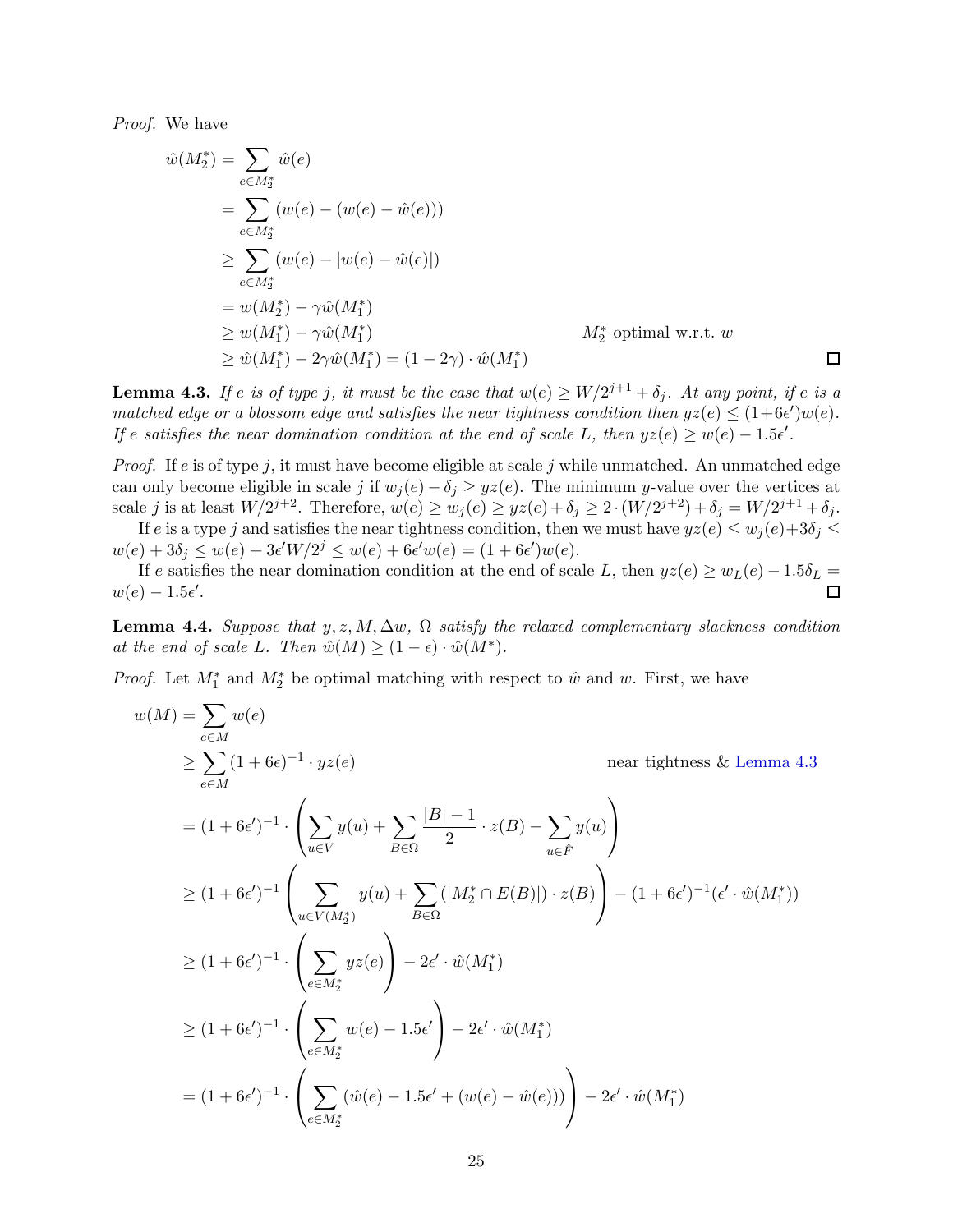*Proof.* We have

$$
\begin{aligned}
\hat{w}(M_2^*) &= \sum_{e \in M_2^*} \hat{w}(e) \\
&= \sum_{e \in M_2^*} (w(e) - (w(e) - \hat{w}(e))) \\
&\geq \sum_{e \in M_2^*} (w(e) - |w(e) - \hat{w}(e)|) \\
&= w(M_2^*) - \gamma \hat{w}(M_1^*) \\
&\geq w(M_1^*) - \gamma \hat{w}(M_1^*) && M_2^* \text{ optimal w.r.t. } w \\
&\geq \hat{w}(M_1^*) - 2\gamma \hat{w}(M_1^*) = (1 - 2\gamma) \cdot \hat{w}(M_1^*)
\end{aligned}
$$

□

**Lemma 4.3.** *If $e$ is of type $j$, it must be the case that $w(e) \geq W/2^{j+1} + \delta_j$. At any point, if $e$ is a matched edge or a blossom edge and satisfies the near tightness condition then $yz(e) \leq (1+6\epsilon')w(e)$. If $e$ satisfies the near domination condition at the end of scale $L$, then $yz(e) \geq w(e) - 1.5\epsilon'$.*

*Proof.* If $e$ is of type $j$, it must have become eligible at scale $j$ while unmatched. An unmatched edge can only become eligible in scale $j$ if $w_j(e) - \delta_j \geq yz(e)$. The minimum $y$-value over the vertices at scale $j$ is at least $W/2^{j+2}$. Therefore, $w(e) \geq w_j(e) \geq yz(e) + \delta_j \geq 2 \cdot (W/2^{j+2}) + \delta_j = W/2^{j+1} + \delta_j$.

If $e$ is a type $j$ and satisfies the near tightness condition, then we must have $yz(e) \leq w_j(e) + 3\delta_j \leq w(e) + 3\delta_j \leq w(e) + 3\epsilon' W/2^j \leq w(e) + 6\epsilon' w(e) = (1 + 6\epsilon')w(e)$.

If $e$ satisfies the near domination condition at the end of scale $L$, then $yz(e) \geq w_L(e) - 1.5\delta_L = w(e) - 1.5\epsilon'$. □

**Lemma 4.4.** *Suppose that $y, z, M, \Delta w$, $\Omega$ satisfy the relaxed complementary slackness condition at the end of scale $L$. Then $\hat{w}(M) \geq (1 - \epsilon) \cdot \hat{w}(M^*)$.*

*Proof.* Let $M_1^*$ and $M_2^*$ be optimal matching with respect to $\hat{w}$ and $w$. First, we have

$$
\begin{aligned}
w(M) &= \sum_{e \in M} w(e) \\
&\geq \sum_{e \in M} (1 + 6\epsilon)^{-1} \cdot yz(e) && \text{near tightness \& Lemma 4.3} \\
&= (1 + 6\epsilon')^{-1} \cdot \left( \sum_{u \in V} y(u) + \sum_{B \in \Omega} \frac{|B| - 1}{2} \cdot z(B) - \sum_{u \in \hat{F}} y(u) \right) \\
&\geq (1 + 6\epsilon')^{-1} \left( \sum_{u \in V(M_2^*)} y(u) + \sum_{B \in \Omega} (|M_2^* \cap E(B)|) \cdot z(B) \right) - (1 + 6\epsilon')^{-1} (\epsilon' \cdot \hat{w}(M_1^*)) \\
&\geq (1 + 6\epsilon')^{-1} \cdot \left( \sum_{e \in M_2^*} yz(e) \right) - 2\epsilon' \cdot \hat{w}(M_1^*) \\
&\geq (1 + 6\epsilon')^{-1} \cdot \left( \sum_{e \in M_2^*} w(e) - 1.5\epsilon' \right) - 2\epsilon' \cdot \hat{w}(M_1^*) \\
&= (1 + 6\epsilon')^{-1} \cdot \left( \sum_{e \in M_2^*} (\hat{w}(e) - 1.5\epsilon' + (w(e) - \hat{w}(e))) \right) - 2\epsilon' \cdot \hat{w}(M_1^*)
\end{aligned}
$$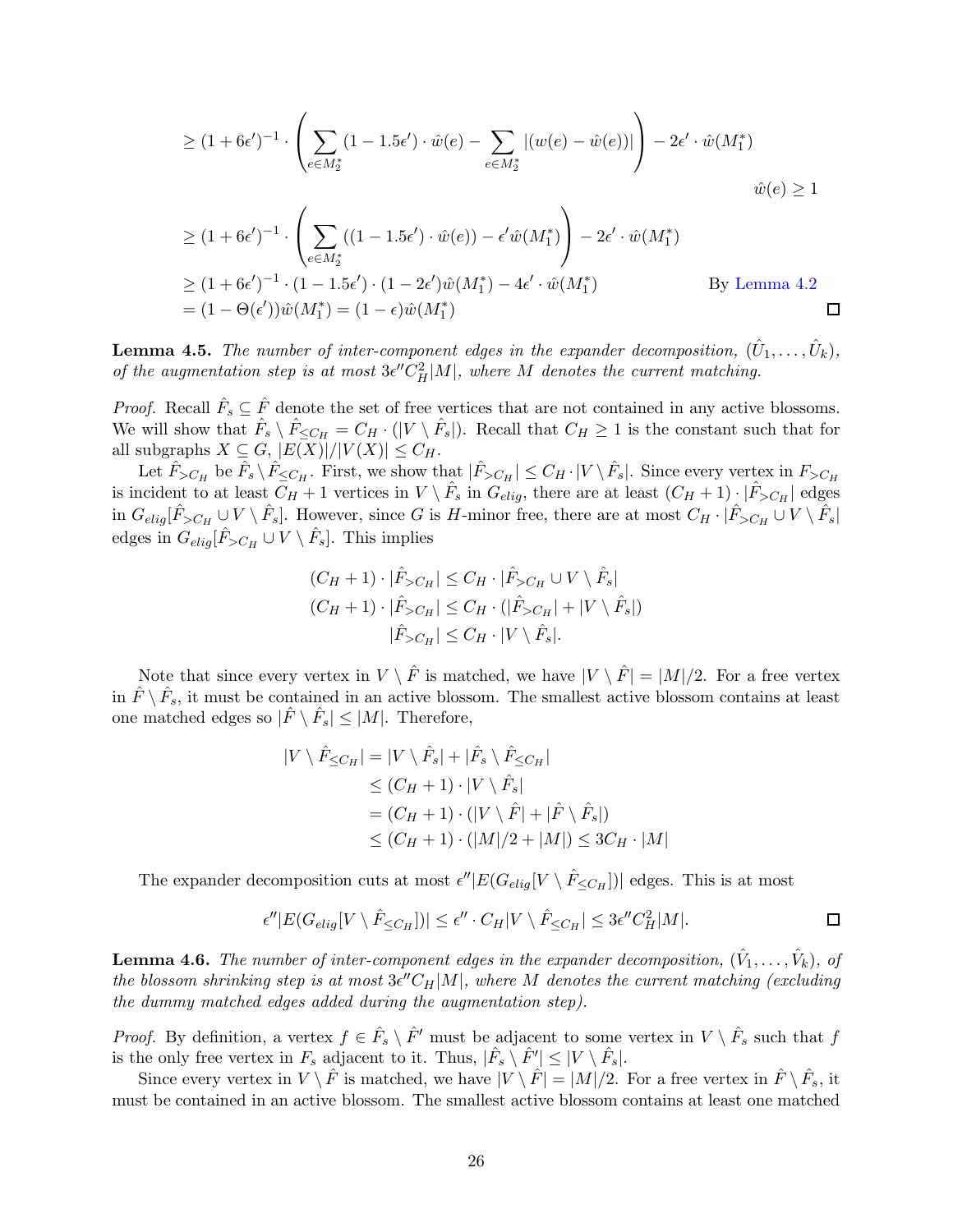$$
\begin{aligned}
&\geq (1+6\epsilon')^{-1} \cdot \left( \sum_{e \in M_2^*} (1-1.5\epsilon') \cdot \hat{w}(e) - \sum_{e \in M_2^*} |(w(e) - \hat{w}(e))| \right) - 2\epsilon' \cdot \hat{w}(M_1^*) \\
&\hspace{28em} \hat{w}(e) \geq 1 \\
&\geq (1+6\epsilon')^{-1} \cdot \left( \sum_{e \in M_2^*} ((1-1.5\epsilon') \cdot \hat{w}(e)) - \epsilon' \hat{w}(M_1^*) \right) - 2\epsilon' \cdot \hat{w}(M_1^*) \\
&\geq (1+6\epsilon')^{-1} \cdot (1-1.5\epsilon') \cdot (1-2\epsilon')\hat{w}(M_1^*) - 4\epsilon' \cdot \hat{w}(M_1^*) \qquad \text{By Lemma 4.2} \\
&= (1-\Theta(\epsilon'))\hat{w}(M_1^*) = (1-\epsilon)\hat{w}(M_1^*)
\end{aligned}
$$

□

**Lemma 4.5.** *The number of inter-component edges in the expander decomposition, $(\hat{U}_1, \ldots, \hat{U}_k)$, of the augmentation step is at most $3\epsilon'' C_H^2 |M|$, where $M$ denotes the current matching.*

*Proof.* Recall $\hat{F}_s \subseteq \hat{F}$ denote the set of free vertices that are not contained in any active blossoms. We will show that $\hat{F}_s \setminus \hat{F}_{\leq C_H} = C_H \cdot (|V \setminus \hat{F}_s|)$. Recall that $C_H \geq 1$ is the constant such that for all subgraphs $X \subseteq G$, $|E(X)|/|V(X)| \leq C_H$.

Let $\hat{F}_{>C_H}$ be $\hat{F}_s \setminus \hat{F}_{\leq C_H}$. First, we show that $|\hat{F}_{>C_H}| \leq C_H \cdot |V \setminus \hat{F}_s|$. Since every vertex in $F_{>C_H}$ is incident to at least $C_H + 1$ vertices in $V \setminus \hat{F}_s$ in $G_{elig}$, there are at least $(C_H+1) \cdot |\hat{F}_{>C_H}|$ edges in $G_{elig}[\hat{F}_{>C_H} \cup V \setminus \hat{F}_s]$. However, since $G$ is $H$-minor free, there are at most $C_H \cdot |\hat{F}_{>C_H} \cup V \setminus \hat{F}_s|$ edges in $G_{elig}[\hat{F}_{>C_H} \cup V \setminus \hat{F}_s]$. This implies

$$
\begin{aligned}
(C_H+1) \cdot |\hat{F}_{>C_H}| &\leq C_H \cdot |\hat{F}_{>C_H} \cup V \setminus \hat{F}_s| \\
(C_H+1) \cdot |\hat{F}_{>C_H}| &\leq C_H \cdot (|\hat{F}_{>C_H}| + |V \setminus \hat{F}_s|) \\
|\hat{F}_{>C_H}| &\leq C_H \cdot |V \setminus \hat{F}_s|.
\end{aligned}
$$

Note that since every vertex in $V \setminus \hat{F}$ is matched, we have $|V \setminus \hat{F}| = |M|/2$. For a free vertex in $\hat{F} \setminus \hat{F}_s$, it must be contained in an active blossom. The smallest active blossom contains at least one matched edges so $|\hat{F} \setminus \hat{F}_s| \leq |M|$. Therefore,

$$
\begin{aligned}
|V \setminus \hat{F}_{\leq C_H}| &= |V \setminus \hat{F}_s| + |\hat{F}_s \setminus \hat{F}_{\leq C_H}| \\
&\leq (C_H+1) \cdot |V \setminus \hat{F}_s| \\
&= (C_H+1) \cdot (|V \setminus \hat{F}| + |\hat{F} \setminus \hat{F}_s|) \\
&\leq (C_H+1) \cdot (|M|/2 + |M|) \leq 3C_H \cdot |M|
\end{aligned}
$$

The expander decomposition cuts at most $\epsilon''|E(G_{elig}[V \setminus \hat{F}_{\leq C_H}])|$ edges. This is at most

$$
\epsilon''|E(G_{elig}[V \setminus \hat{F}_{\leq C_H}])| \leq \epsilon'' \cdot C_H |V \setminus \hat{F}_{\leq C_H}| \leq 3\epsilon'' C_H^2 |M|.
$$

□

**Lemma 4.6.** *The number of inter-component edges in the expander decomposition, $(\hat{V}_1, \ldots, \hat{V}_k)$, of the blossom shrinking step is at most $3\epsilon'' C_H |M|$, where $M$ denotes the current matching (excluding the dummy matched edges added during the augmentation step).*

*Proof.* By definition, a vertex $f \in \hat{F}_s \setminus \hat{F}'$ must be adjacent to some vertex in $V \setminus \hat{F}_s$ such that $f$ is the only free vertex in $F_s$ adjacent to it. Thus, $|\hat{F}_s \setminus \hat{F}'| \leq |V \setminus \hat{F}_s|$.

Since every vertex in $V \setminus \hat{F}$ is matched, we have $|V \setminus \hat{F}| = |M|/2$. For a free vertex in $\hat{F} \setminus \hat{F}_s$, it must be contained in an active blossom. The smallest active blossom contains at least one matched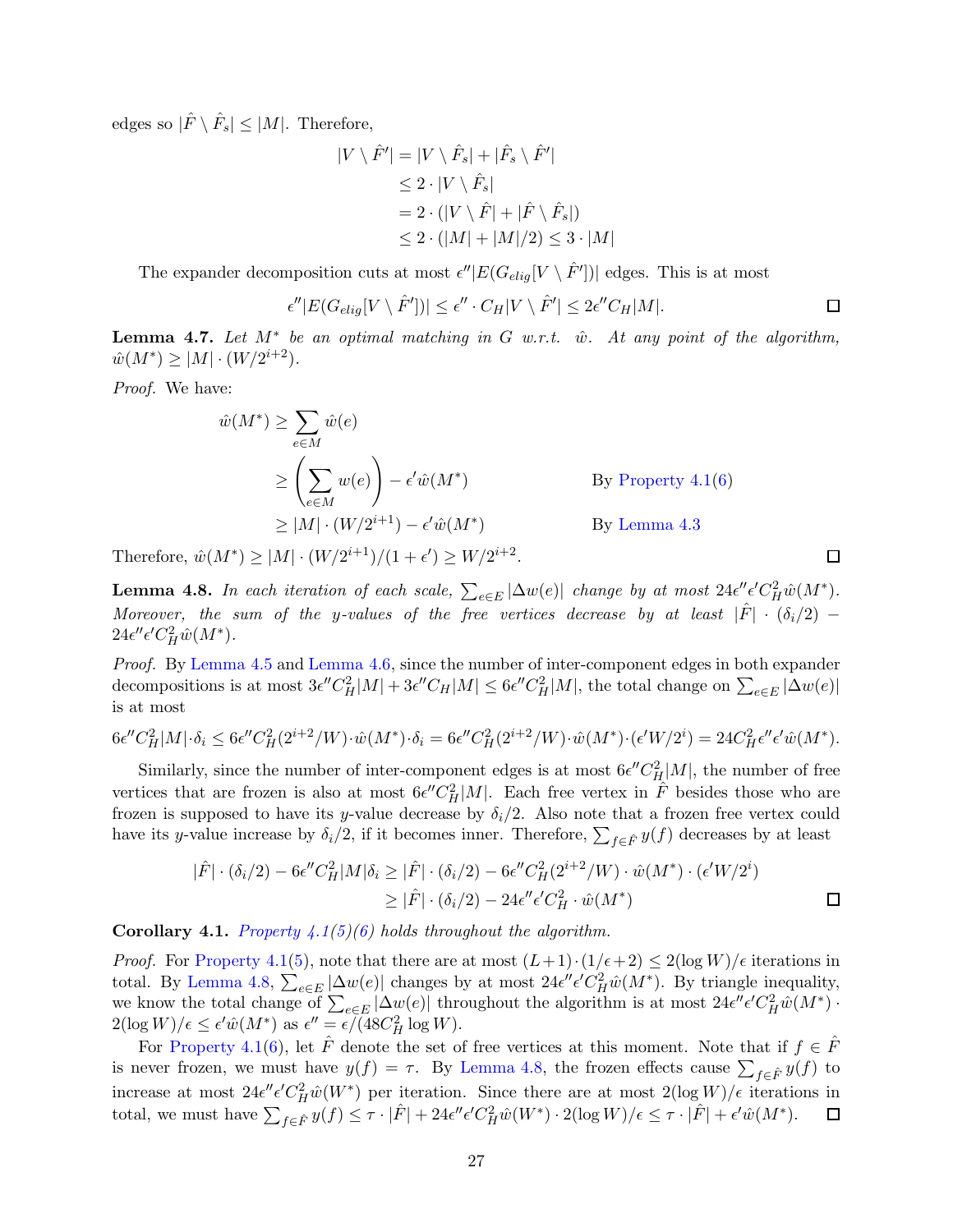edges so $|\hat{F} \setminus \hat{F}_s| \le |M|$. Therefore,

$$\begin{aligned}
|V \setminus \hat{F}'| &= |V \setminus \hat{F}_s| + |\hat{F}_s \setminus \hat{F}'| \\
&\le 2 \cdot |V \setminus \hat{F}_s| \\
&= 2 \cdot (|V \setminus \hat{F}| + |\hat{F} \setminus \hat{F}_s|) \\
&\le 2 \cdot (|M| + |M|/2) \le 3 \cdot |M|
\end{aligned}$$

The expander decomposition cuts at most $\epsilon''|E(G_{elig}[V \setminus \hat{F}'])|$ edges. This is at most

$$\epsilon''|E(G_{elig}[V \setminus \hat{F}'])| \le \epsilon'' \cdot C_H|V \setminus \hat{F}'| \le 2\epsilon'' C_H|M|.$$

□

**Lemma 4.7.** *Let $M^*$ be an optimal matching in $G$ w.r.t. $\hat{w}$. At any point of the algorithm, $\hat{w}(M^*) \ge |M| \cdot (W/2^{i+2})$.*

*Proof.* We have:

$$\begin{aligned}
\hat{w}(M^*) &\ge \sum_{e \in M} \hat{w}(e) \\
&\ge \left(\sum_{e \in M} w(e)\right) - \epsilon' \hat{w}(M^*) && \text{By Property 4.1(6)} \\
&\ge |M| \cdot (W/2^{i+1}) - \epsilon' \hat{w}(M^*) && \text{By Lemma 4.3}
\end{aligned}$$

Therefore, $\hat{w}(M^*) \ge |M| \cdot (W/2^{i+1})/(1+\epsilon') \ge W/2^{i+2}$. □

**Lemma 4.8.** *In each iteration of each scale, $\sum_{e\in E} |\Delta w(e)|$ change by at most $24\epsilon''\epsilon' C_H^2 \hat{w}(M^*)$. Moreover, the sum of the $y$-values of the free vertices decrease by at least $|\hat{F}| \cdot (\delta_i/2) - 24\epsilon''\epsilon' C_H^2 \hat{w}(M^*)$.*

*Proof.* By Lemma 4.5 and Lemma 4.6, since the number of inter-component edges in both expander decompositions is at most $3\epsilon'' C_H^2|M| + 3\epsilon'' C_H|M| \le 6\epsilon'' C_H^2|M|$, the total change on $\sum_{e\in E} |\Delta w(e)|$ is at most

$$6\epsilon'' C_H^2|M| \cdot \delta_i \le 6\epsilon'' C_H^2(2^{i+2}/W) \cdot \hat{w}(M^*) \cdot \delta_i = 6\epsilon'' C_H^2(2^{i+2}/W) \cdot \hat{w}(M^*) \cdot (\epsilon' W/2^i) = 24 C_H^2 \epsilon''\epsilon' \hat{w}(M^*).$$

Similarly, since the number of inter-component edges is at most $6\epsilon'' C_H^2|M|$, the number of free vertices that are frozen is also at most $6\epsilon'' C_H^2|M|$. Each free vertex in $\hat{F}$ besides those who are frozen is supposed to have its $y$-value decrease by $\delta_i/2$. Also note that a frozen free vertex could have its $y$-value increase by $\delta_i/2$, if it becomes inner. Therefore, $\sum_{f\in \hat{F}} y(f)$ decreases by at least

$$\begin{aligned}
|\hat{F}| \cdot (\delta_i/2) - 6\epsilon'' C_H^2|M|\delta_i &\ge |\hat{F}| \cdot (\delta_i/2) - 6\epsilon'' C_H^2(2^{i+2}/W) \cdot \hat{w}(M^*) \cdot (\epsilon' W/2^i) \\
&\ge |\hat{F}| \cdot (\delta_i/2) - 24\epsilon''\epsilon' C_H^2 \cdot \hat{w}(M^*)
\end{aligned}$$

□

**Corollary 4.1.** *Property 4.1(5)(6) holds throughout the algorithm.*

*Proof.* For Property 4.1(5), note that there are at most $(L+1)\cdot(1/\epsilon+2) \le 2(\log W)/\epsilon$ iterations in total. By Lemma 4.8, $\sum_{e\in E} |\Delta w(e)|$ changes by at most $24\epsilon''\epsilon' C_H^2 \hat{w}(M^*)$. By triangle inequality, we know the total change of $\sum_{e\in E} |\Delta w(e)|$ throughout the algorithm is at most $24\epsilon''\epsilon' C_H^2 \hat{w}(M^*) \cdot 2(\log W)/\epsilon \le \epsilon' \hat{w}(M^*)$ as $\epsilon'' = \epsilon/(48C_H^2 \log W)$.

For Property 4.1(6), let $\hat{F}$ denote the set of free vertices at this moment. Note that if $f \in \hat{F}$ is never frozen, we must have $y(f) = \tau$. By Lemma 4.8, the frozen effects cause $\sum_{f\in\hat{F}} y(f)$ to increase at most $24\epsilon''\epsilon' C_H^2 \hat{w}(W^*)$ per iteration. Since there are at most $2(\log W)/\epsilon$ iterations in total, we must have $\sum_{f\in\hat{F}} y(f) \le \tau \cdot |\hat{F}| + 24\epsilon''\epsilon' C_H^2 \hat{w}(W^*) \cdot 2(\log W)/\epsilon \le \tau \cdot |\hat{F}| + \epsilon' \hat{w}(M^*)$. □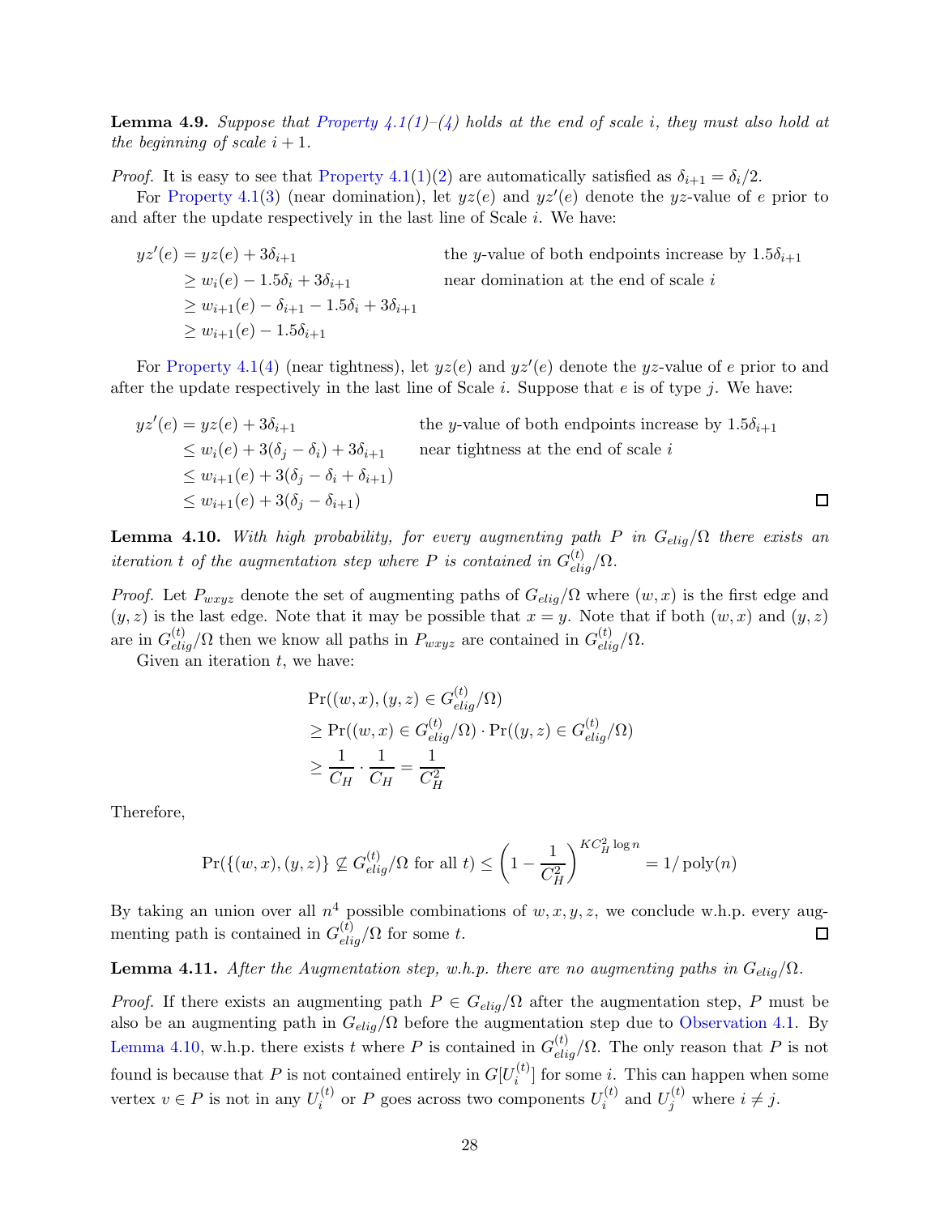**Lemma 4.9.** *Suppose that Property 4.1(1)–(4) holds at the end of scale $i$, they must also hold at the beginning of scale $i+1$.*

*Proof.* It is easy to see that Property 4.1(1)(2) are automatically satisfied as $\delta_{i+1} = \delta_i/2$.

For Property 4.1(3) (near domination), let $yz(e)$ and $yz'(e)$ denote the $yz$-value of $e$ prior to and after the update respectively in the last line of Scale $i$. We have:

$$
\begin{aligned}
yz'(e) &= yz(e) + 3\delta_{i+1} && \text{the } y\text{-value of both endpoints increase by } 1.5\delta_{i+1} \\
&\geq w_i(e) - 1.5\delta_i + 3\delta_{i+1} && \text{near domination at the end of scale } i \\
&\geq w_{i+1}(e) - \delta_{i+1} - 1.5\delta_i + 3\delta_{i+1} \\
&\geq w_{i+1}(e) - 1.5\delta_{i+1}
\end{aligned}
$$

For Property 4.1(4) (near tightness), let $yz(e)$ and $yz'(e)$ denote the $yz$-value of $e$ prior to and after the update respectively in the last line of Scale $i$. Suppose that $e$ is of type $j$. We have:

$$
\begin{aligned}
yz'(e) &= yz(e) + 3\delta_{i+1} && \text{the } y\text{-value of both endpoints increase by } 1.5\delta_{i+1} \\
&\leq w_i(e) + 3(\delta_j - \delta_i) + 3\delta_{i+1} && \text{near tightness at the end of scale } i \\
&\leq w_{i+1}(e) + 3(\delta_j - \delta_i + \delta_{i+1}) \\
&\leq w_{i+1}(e) + 3(\delta_j - \delta_{i+1})
\end{aligned}
$$

□

**Lemma 4.10.** *With high probability, for every augmenting path $P$ in $G_{elig}/\Omega$ there exists an iteration $t$ of the augmentation step where $P$ is contained in $G^{(t)}_{elig}/\Omega$.*

*Proof.* Let $P_{wxyz}$ denote the set of augmenting paths of $G_{elig}/\Omega$ where $(w,x)$ is the first edge and $(y,z)$ is the last edge. Note that it may be possible that $x = y$. Note that if both $(w,x)$ and $(y,z)$ are in $G^{(t)}_{elig}/\Omega$ then we know all paths in $P_{wxyz}$ are contained in $G^{(t)}_{elig}/\Omega$.

Given an iteration $t$, we have:

$$
\begin{aligned}
&\Pr((w,x),(y,z) \in G^{(t)}_{elig}/\Omega) \\
&\geq \Pr((w,x) \in G^{(t)}_{elig}/\Omega) \cdot \Pr((y,z) \in G^{(t)}_{elig}/\Omega) \\
&\geq \frac{1}{C_H} \cdot \frac{1}{C_H} = \frac{1}{C_H^2}
\end{aligned}
$$

Therefore,

$$
\Pr(\{(w,x),(y,z)\} \not\subseteq G^{(t)}_{elig}/\Omega \text{ for all } t) \leq \left(1 - \frac{1}{C_H^2}\right)^{KC_H^2 \log n} = 1/\operatorname{poly}(n)
$$

By taking an union over all $n^4$ possible combinations of $w,x,y,z$, we conclude w.h.p. every augmenting path is contained in $G^{(t)}_{elig}/\Omega$ for some $t$. □

**Lemma 4.11.** *After the Augmentation step, w.h.p. there are no augmenting paths in $G_{elig}/\Omega$.*

*Proof.* If there exists an augmenting path $P \in G_{elig}/\Omega$ after the augmentation step, $P$ must be also be an augmenting path in $G_{elig}/\Omega$ before the augmentation step due to Observation 4.1. By Lemma 4.10, w.h.p. there exists $t$ where $P$ is contained in $G^{(t)}_{elig}/\Omega$. The only reason that $P$ is not found is because that $P$ is not contained entirely in $G[U^{(t)}_i]$ for some $i$. This can happen when some vertex $v \in P$ is not in any $U^{(t)}_i$ or $P$ goes across two components $U^{(t)}_i$ and $U^{(t)}_j$ where $i \neq j$.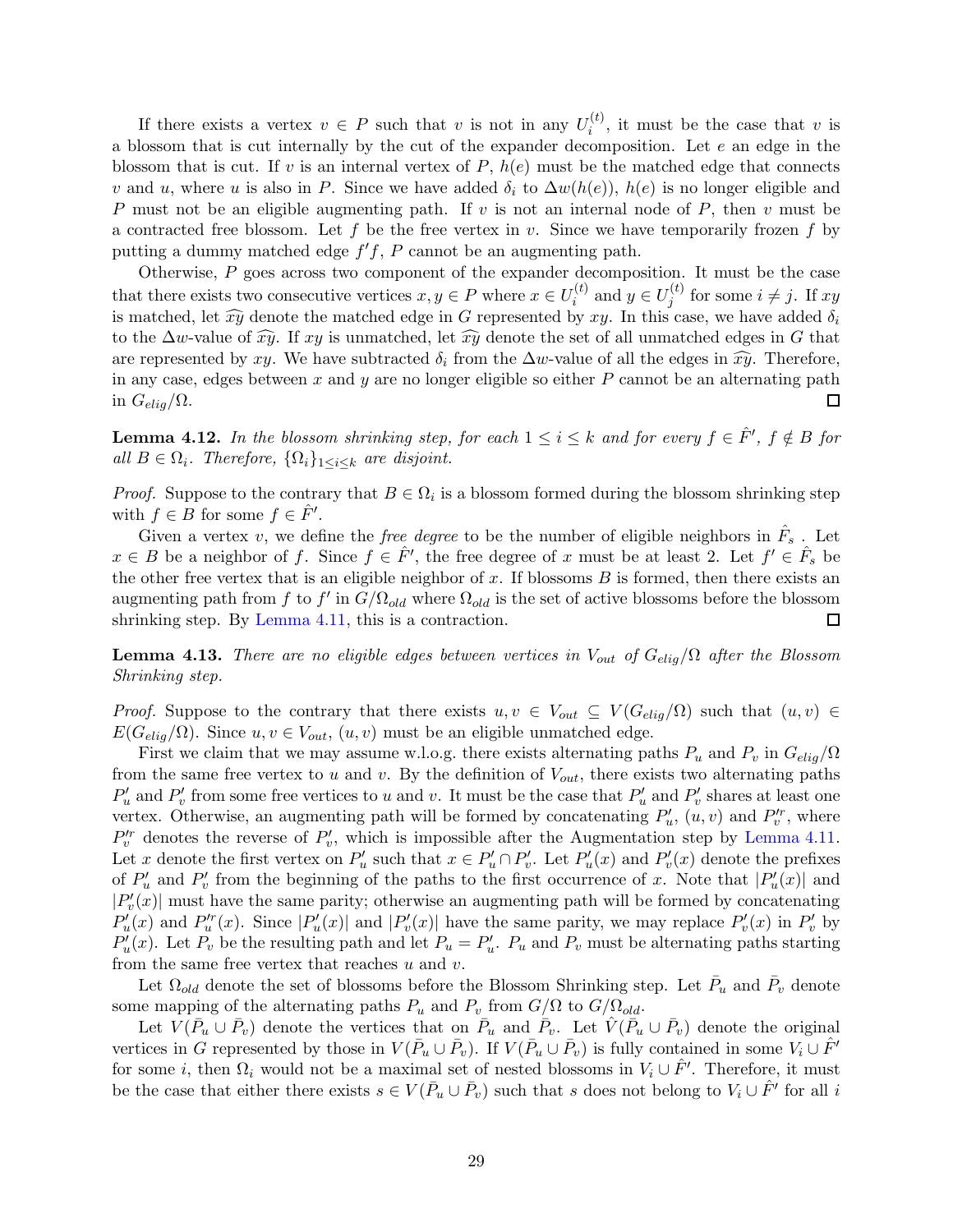If there exists a vertex $v \in P$ such that $v$ is not in any $U_i^{(t)}$, it must be the case that $v$ is a blossom that is cut internally by the cut of the expander decomposition. Let $e$ an edge in the blossom that is cut. If $v$ is an internal vertex of $P$, $h(e)$ must be the matched edge that connects $v$ and $u$, where $u$ is also in $P$. Since we have added $\delta_i$ to $\Delta w(h(e))$, $h(e)$ is no longer eligible and $P$ must not be an eligible augmenting path. If $v$ is not an internal node of $P$, then $v$ must be a contracted free blossom. Let $f$ be the free vertex in $v$. Since we have temporarily frozen $f$ by putting a dummy matched edge $f'f$, $P$ cannot be an augmenting path.

Otherwise, $P$ goes across two component of the expander decomposition. It must be the case that there exists two consecutive vertices $x, y \in P$ where $x \in U_i^{(t)}$ and $y \in U_j^{(t)}$ for some $i \neq j$. If $xy$ is matched, let $\widehat{xy}$ denote the matched edge in $G$ represented by $xy$. In this case, we have added $\delta_i$ to the $\Delta w$-value of $\widehat{xy}$. If $xy$ is unmatched, let $\widehat{xy}$ denote the set of all unmatched edges in $G$ that are represented by $xy$. We have subtracted $\delta_i$ from the $\Delta w$-value of all the edges in $\widehat{xy}$. Therefore, in any case, edges between $x$ and $y$ are no longer eligible so either $P$ cannot be an alternating path in $G_{elig}/\Omega$. ◻

**Lemma 4.12.** *In the blossom shrinking step, for each $1 \leq i \leq k$ and for every $f \in \hat{F}'$, $f \notin B$ for all $B \in \Omega_i$. Therefore, $\{\Omega_i\}_{1 \leq i \leq k}$ are disjoint.*

*Proof.* Suppose to the contrary that $B \in \Omega_i$ is a blossom formed during the blossom shrinking step with $f \in B$ for some $f \in \hat{F}'$.

Given a vertex $v$, we define the *free degree* to be the number of eligible neighbors in $\hat{F}_s$ . Let $x \in B$ be a neighbor of $f$. Since $f \in \hat{F}'$, the free degree of $x$ must be at least 2. Let $f' \in \hat{F}_s$ be the other free vertex that is an eligible neighbor of $x$. If blossoms $B$ is formed, then there exists an augmenting path from $f$ to $f'$ in $G/\Omega_{old}$ where $\Omega_{old}$ is the set of active blossoms before the blossom shrinking step. By Lemma 4.11, this is a contraction. ◻

**Lemma 4.13.** *There are no eligible edges between vertices in $V_{out}$ of $G_{elig}/\Omega$ after the Blossom Shrinking step.*

*Proof.* Suppose to the contrary that there exists $u, v \in V_{out} \subseteq V(G_{elig}/\Omega)$ such that $(u, v) \in E(G_{elig}/\Omega)$. Since $u, v \in V_{out}$, $(u, v)$ must be an eligible unmatched edge.

First we claim that we may assume w.l.o.g. there exists alternating paths $P_u$ and $P_v$ in $G_{elig}/\Omega$ from the same free vertex to $u$ and $v$. By the definition of $V_{out}$, there exists two alternating paths $P'_u$ and $P'_v$ from some free vertices to $u$ and $v$. It must be the case that $P'_u$ and $P'_v$ shares at least one vertex. Otherwise, an augmenting path will be formed by concatenating $P'_u$, $(u, v)$ and $P'^r_v$, where $P'^r_v$ denotes the reverse of $P'_v$, which is impossible after the Augmentation step by Lemma 4.11. Let $x$ denote the first vertex on $P'_u$ such that $x \in P'_u \cap P'_v$. Let $P'_u(x)$ and $P'_v(x)$ denote the prefixes of $P'_u$ and $P'_v$ from the beginning of the paths to the first occurrence of $x$. Note that $|P'_u(x)|$ and $|P'_v(x)|$ must have the same parity; otherwise an augmenting path will be formed by concatenating $P'_u(x)$ and $P'^r_u(x)$. Since $|P'_u(x)|$ and $|P'_v(x)|$ have the same parity, we may replace $P'_v(x)$ in $P'_v$ by $P'_u(x)$. Let $P_v$ be the resulting path and let $P_u = P'_u$. $P_u$ and $P_v$ must be alternating paths starting from the same free vertex that reaches $u$ and $v$.

Let $\Omega_{old}$ denote the set of blossoms before the Blossom Shrinking step. Let $\bar{P}_u$ and $\bar{P}_v$ denote some mapping of the alternating paths $P_u$ and $P_v$ from $G/\Omega$ to $G/\Omega_{old}$.

Let $V(\bar{P}_u \cup \bar{P}_v)$ denote the vertices that on $\bar{P}_u$ and $\bar{P}_v$. Let $\hat{V}(\bar{P}_u \cup \bar{P}_v)$ denote the original vertices in $G$ represented by those in $V(\bar{P}_u \cup \bar{P}_v)$. If $V(\bar{P}_u \cup \bar{P}_v)$ is fully contained in some $V_i \cup \hat{F}'$ for some $i$, then $\Omega_i$ would not be a maximal set of nested blossoms in $V_i \cup \hat{F}'$. Therefore, it must be the case that either there exists $s \in V(\bar{P}_u \cup \bar{P}_v)$ such that $s$ does not belong to $V_i \cup \hat{F}'$ for all $i$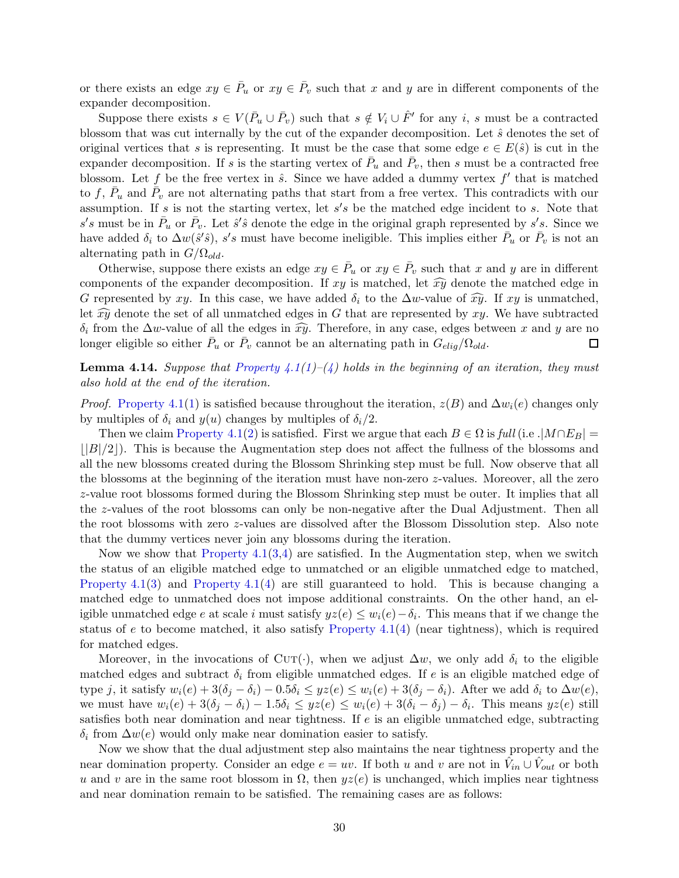or there exists an edge $xy \in \bar{P}_u$ or $xy \in \bar{P}_v$ such that $x$ and $y$ are in different components of the expander decomposition.

Suppose there exists $s \in V(\bar{P}_u \cup \bar{P}_v)$ such that $s \notin V_i \cup \hat{F}'$ for any $i$, $s$ must be a contracted blossom that was cut internally by the cut of the expander decomposition. Let $\hat{s}$ denotes the set of original vertices that $s$ is representing. It must be the case that some edge $e \in E(\hat{s})$ is cut in the expander decomposition. If $s$ is the starting vertex of $\bar{P}_u$ and $\bar{P}_v$, then $s$ must be a contracted free blossom. Let $f$ be the free vertex in $\hat{s}$. Since we have added a dummy vertex $f'$ that is matched to $f$, $\bar{P}_u$ and $\bar{P}_v$ are not alternating paths that start from a free vertex. This contradicts with our assumption. If $s$ is not the starting vertex, let $s's$ be the matched edge incident to $s$. Note that $s's$ must be in $\bar{P}_u$ or $\bar{P}_v$. Let $\hat{s}'\hat{s}$ denote the edge in the original graph represented by $s's$. Since we have added $\delta_i$ to $\Delta w(\hat{s}'\hat{s})$, $s's$ must have become ineligible. This implies either $\bar{P}_u$ or $\bar{P}_v$ is not an alternating path in $G/\Omega_{old}$.

Otherwise, suppose there exists an edge $xy \in \bar{P}_u$ or $xy \in \bar{P}_v$ such that $x$ and $y$ are in different components of the expander decomposition. If $xy$ is matched, let $\widehat{xy}$ denote the matched edge in $G$ represented by $xy$. In this case, we have added $\delta_i$ to the $\Delta w$-value of $\widehat{xy}$. If $xy$ is unmatched, let $\widehat{xy}$ denote the set of all unmatched edges in $G$ that are represented by $xy$. We have subtracted $\delta_i$ from the $\Delta w$-value of all the edges in $\widehat{xy}$. Therefore, in any case, edges between $x$ and $y$ are no longer eligible so either $\bar{P}_u$ or $\bar{P}_v$ cannot be an alternating path in $G_{elig}/\Omega_{old}$. □

**Lemma 4.14.** *Suppose that Property 4.1(1)–(4) holds in the beginning of an iteration, they must also hold at the end of the iteration.*

*Proof.* Property 4.1(1) is satisfied because throughout the iteration, $z(B)$ and $\Delta w_i(e)$ changes only by multiples of $\delta_i$ and $y(u)$ changes by multiples of $\delta_i/2$.

Then we claim Property 4.1(2) is satisfied. First we argue that each $B \in \Omega$ is *full* (i.e .$|M \cap E_B| = \lfloor |B|/2 \rfloor$). This is because the Augmentation step does not affect the fullness of the blossoms and all the new blossoms created during the Blossom Shrinking step must be full. Now observe that all the blossoms at the beginning of the iteration must have non-zero $z$-values. Moreover, all the zero $z$-value root blossoms formed during the Blossom Shrinking step must be outer. It implies that all the $z$-values of the root blossoms can only be non-negative after the Dual Adjustment. Then all the root blossoms with zero $z$-values are dissolved after the Blossom Dissolution step. Also note that the dummy vertices never join any blossoms during the iteration.

Now we show that Property 4.1(3,4) are satisfied. In the Augmentation step, when we switch the status of an eligible matched edge to unmatched or an eligible unmatched edge to matched, Property 4.1(3) and Property 4.1(4) are still guaranteed to hold. This is because changing a matched edge to unmatched does not impose additional constraints. On the other hand, an eligible unmatched edge $e$ at scale $i$ must satisfy $yz(e) \leq w_i(e) - \delta_i$. This means that if we change the status of $e$ to become matched, it also satisfy Property 4.1(4) (near tightness), which is required for matched edges.

Moreover, in the invocations of $\textsc{Cut}(\cdot)$, when we adjust $\Delta w$, we only add $\delta_i$ to the eligible matched edges and subtract $\delta_i$ from eligible unmatched edges. If $e$ is an eligible matched edge of type $j$, it satisfy $w_i(e) + 3(\delta_j - \delta_i) - 0.5\delta_i \leq yz(e) \leq w_i(e) + 3(\delta_j - \delta_i)$. After we add $\delta_i$ to $\Delta w(e)$, we must have $w_i(e) + 3(\delta_j - \delta_i) - 1.5\delta_i \leq yz(e) \leq w_i(e) + 3(\delta_i - \delta_j) - \delta_i$. This means $yz(e)$ still satisfies both near domination and near tightness. If $e$ is an eligible unmatched edge, subtracting $\delta_i$ from $\Delta w(e)$ would only make near domination easier to satisfy.

Now we show that the dual adjustment step also maintains the near tightness property and the near domination property. Consider an edge $e = uv$. If both $u$ and $v$ are not in $\hat{V}_{in} \cup \hat{V}_{out}$ or both $u$ and $v$ are in the same root blossom in $\Omega$, then $yz(e)$ is unchanged, which implies near tightness and near domination remain to be satisfied. The remaining cases are as follows: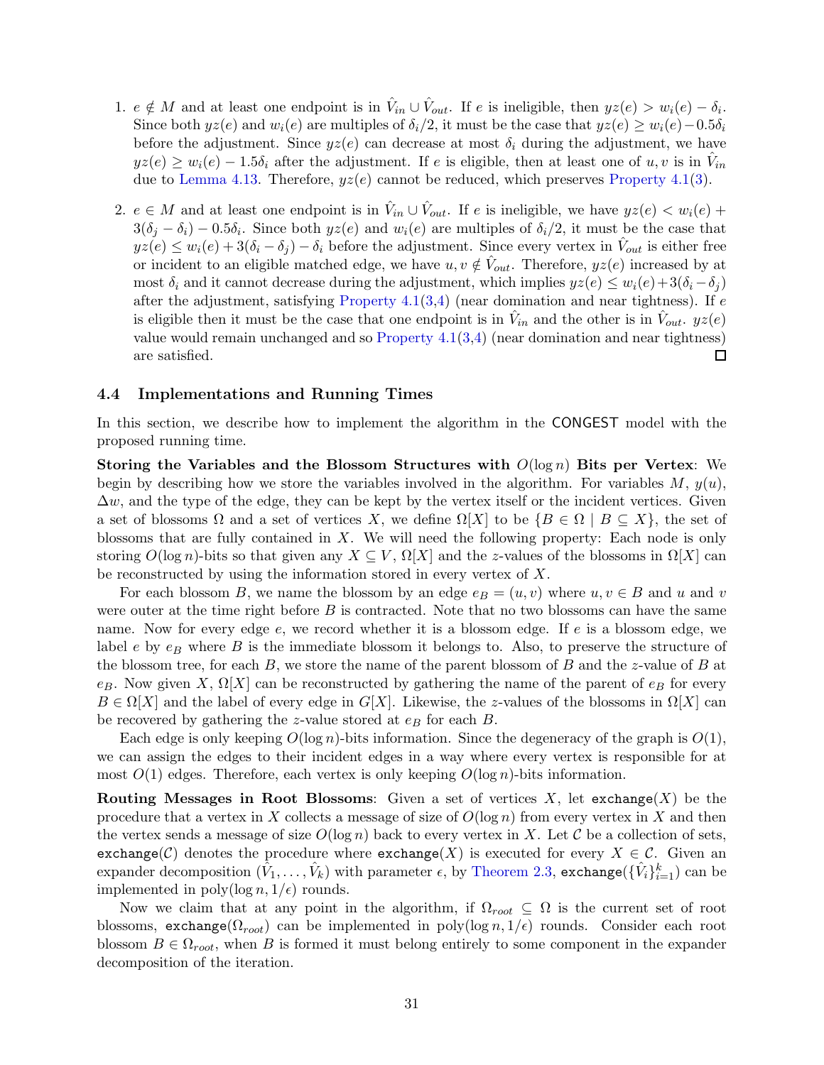1. $e \notin M$ and at least one endpoint is in $\hat{V}_{in} \cup \hat{V}_{out}$. If $e$ is ineligible, then $yz(e) > w_i(e) - \delta_i$. Since both $yz(e)$ and $w_i(e)$ are multiples of $\delta_i/2$, it must be the case that $yz(e) \geq w_i(e) - 0.5\delta_i$ before the adjustment. Since $yz(e)$ can decrease at most $\delta_i$ during the adjustment, we have $yz(e) \geq w_i(e) - 1.5\delta_i$ after the adjustment. If $e$ is eligible, then at least one of $u, v$ is in $\hat{V}_{in}$ due to Lemma 4.13. Therefore, $yz(e)$ cannot be reduced, which preserves Property 4.1(3).

2. $e \in M$ and at least one endpoint is in $\hat{V}_{in} \cup \hat{V}_{out}$. If $e$ is ineligible, we have $yz(e) < w_i(e) + 3(\delta_j - \delta_i) - 0.5\delta_i$. Since both $yz(e)$ and $w_i(e)$ are multiples of $\delta_i/2$, it must be the case that $yz(e) \leq w_i(e) + 3(\delta_i - \delta_j) - \delta_i$ before the adjustment. Since every vertex in $\hat{V}_{out}$ is either free or incident to an eligible matched edge, we have $u, v \notin \hat{V}_{out}$. Therefore, $yz(e)$ increased by at most $\delta_i$ and it cannot decrease during the adjustment, which implies $yz(e) \leq w_i(e) + 3(\delta_i - \delta_j)$ after the adjustment, satisfying Property 4.1(3,4) (near domination and near tightness). If $e$ is eligible then it must be the case that one endpoint is in $\hat{V}_{in}$ and the other is in $\hat{V}_{out}$. $yz(e)$ value would remain unchanged and so Property 4.1(3,4) (near domination and near tightness) are satisfied. □

### 4.4 Implementations and Running Times

In this section, we describe how to implement the algorithm in the CONGEST model with the proposed running time.

**Storing the Variables and the Blossom Structures with $O(\log n)$ Bits per Vertex**: We begin by describing how we store the variables involved in the algorithm. For variables $M$, $y(u)$, $\Delta w$, and the type of the edge, they can be kept by the vertex itself or the incident vertices. Given a set of blossoms $\Omega$ and a set of vertices $X$, we define $\Omega[X]$ to be $\{B \in \Omega \mid B \subseteq X\}$, the set of blossoms that are fully contained in $X$. We will need the following property: Each node is only storing $O(\log n)$-bits so that given any $X \subseteq V$, $\Omega[X]$ and the $z$-values of the blossoms in $\Omega[X]$ can be reconstructed by using the information stored in every vertex of $X$.

For each blossom $B$, we name the blossom by an edge $e_B = (u, v)$ where $u, v \in B$ and $u$ and $v$ were outer at the time right before $B$ is contracted. Note that no two blossoms can have the same name. Now for every edge $e$, we record whether it is a blossom edge. If $e$ is a blossom edge, we label $e$ by $e_B$ where $B$ is the immediate blossom it belongs to. Also, to preserve the structure of the blossom tree, for each $B$, we store the name of the parent blossom of $B$ and the $z$-value of $B$ at $e_B$. Now given $X$, $\Omega[X]$ can be reconstructed by gathering the name of the parent of $e_B$ for every $B \in \Omega[X]$ and the label of every edge in $G[X]$. Likewise, the $z$-values of the blossoms in $\Omega[X]$ can be recovered by gathering the $z$-value stored at $e_B$ for each $B$.

Each edge is only keeping $O(\log n)$-bits information. Since the degeneracy of the graph is $O(1)$, we can assign the edges to their incident edges in a way where every vertex is responsible for at most $O(1)$ edges. Therefore, each vertex is only keeping $O(\log n)$-bits information.

**Routing Messages in Root Blossoms**: Given a set of vertices $X$, let exchange($X$) be the procedure that a vertex in $X$ collects a message of size of $O(\log n)$ from every vertex in $X$ and then the vertex sends a message of size $O(\log n)$ back to every vertex in $X$. Let $\mathcal{C}$ be a collection of sets, exchange($\mathcal{C}$) denotes the procedure where exchange($X$) is executed for every $X \in \mathcal{C}$. Given an expander decomposition $(\hat{V}_1, \ldots, \hat{V}_k)$ with parameter $\epsilon$, by Theorem 2.3, exchange($\{\hat{V}_i\}_{i=1}^k$) can be implemented in poly($\log n, 1/\epsilon$) rounds.

Now we claim that at any point in the algorithm, if $\Omega_{root} \subseteq \Omega$ is the current set of root blossoms, exchange($\Omega_{root}$) can be implemented in poly($\log n, 1/\epsilon$) rounds. Consider each root blossom $B \in \Omega_{root}$, when $B$ is formed it must belong entirely to some component in the expander decomposition of the iteration.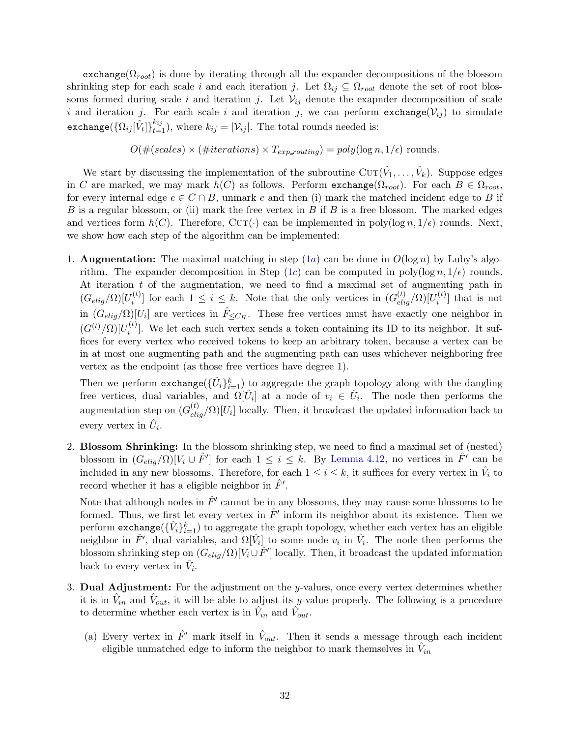`exchange`$(\Omega_{root})$ is done by iterating through all the expander decompositions of the blossom shrinking step for each scale $i$ and each iteration $j$. Let $\Omega_{ij} \subseteq \Omega_{root}$ denote the set of root blossoms formed during scale $i$ and iteration $j$. Let $\mathcal{V}_{ij}$ denote the exapnder decomposition of scale $i$ and iteration $j$. For each scale $i$ and iteration $j$, we can perform `exchange`$(\mathcal{V}_{ij})$ to simulate `exchange`$(\{\Omega_{ij}[\hat{V}_t]\}_{t=1}^{k_{ij}})$, where $k_{ij} = |\mathcal{V}_{ij}|$. The total rounds needed is:

$$O(\#(scales) \times (\#iterations) \times T_{exp\_routing}) = poly(\log n, 1/\epsilon) \text{ rounds.}$$

We start by discussing the implementation of the subroutine $\textsc{Cut}(\hat{V}_1, \ldots, \hat{V}_k)$. Suppose edges in $C$ are marked, we may mark $h(C)$ as follows. Perform `exchange`$(\Omega_{root})$. For each $B \in \Omega_{root}$, for every internal edge $e \in C \cap B$, unmark $e$ and then (i) mark the matched incident edge to $B$ if $B$ is a regular blossom, or (ii) mark the free vertex in $B$ if $B$ is a free blossom. The marked edges and vertices form $h(C)$. Therefore, $\textsc{Cut}(\cdot)$ can be implemented in poly$(\log n, 1/\epsilon)$ rounds. Next, we show how each step of the algorithm can be implemented:

1. **Augmentation:** The maximal matching in step (1a) can be done in $O(\log n)$ by Luby's algorithm. The expander decomposition in Step (1c) can be computed in poly$(\log n, 1/\epsilon)$ rounds. At iteration $t$ of the augmentation, we need to find a maximal set of augmenting path in $(G_{elig}/\Omega)[U_i^{(t)}]$ for each $1 \le i \le k$. Note that the only vertices in $(G_{elig}^{(t)}/\Omega)[U_i^{(t)}]$ that is not in $(G_{elig}/\Omega)[U_i]$ are vertices in $\hat{F}_{\le C_H}$. These free vertices must have exactly one neighbor in $(G^{(t)}/\Omega)[U_i^{(t)}]$. We let each such vertex sends a token containing its ID to its neighbor. It suffices for every vertex who received tokens to keep an arbitrary token, because a vertex can be in at most one augmenting path and the augmenting path can uses whichever neighboring free vertex as the endpoint (as those free vertices have degree 1).

   Then we perform `exchange`$(\{\hat{U}_i\}_{i=1}^k)$ to aggregate the graph topology along with the dangling free vertices, dual variables, and $\Omega[\hat{U}_i]$ at a node of $v_i \in \hat{U}_i$. The node then performs the augmentation step on $(G_{elig}^{(t)}/\Omega)[U_i]$ locally. Then, it broadcast the updated information back to every vertex in $\hat{U}_i$.

2. **Blossom Shrinking:** In the blossom shrinking step, we need to find a maximal set of (nested) blossom in $(G_{elig}/\Omega)[V_i \cup \hat{F}']$ for each $1 \le i \le k$. By Lemma 4.12, no vertices in $\hat{F}'$ can be included in any new blossoms. Therefore, for each $1 \le i \le k$, it suffices for every vertex in $\hat{V}_i$ to record whether it has a eligible neighbor in $\hat{F}'$.

   Note that although nodes in $\hat{F}'$ cannot be in any blossoms, they may cause some blossoms to be formed. Thus, we first let every vertex in $\hat{F}'$ inform its neighbor about its existence. Then we perform `exchange`$(\{\hat{V}_i\}_{i=1}^k)$ to aggregate the graph topology, whether each vertex has an eligible neighbor in $\hat{F}'$, dual variables, and $\Omega[\hat{V}_i]$ to some node $v_i$ in $\hat{V}_i$. The node then performs the blossom shrinking step on $(G_{elig}/\Omega)[V_i \cup \hat{F}']$ locally. Then, it broadcast the updated information back to every vertex in $\hat{V}_i$.

3. **Dual Adjustment:** For the adjustment on the $y$-values, once every vertex determines whether it is in $\hat{V}_{in}$ and $\hat{V}_{out}$, it will be able to adjust its $y$-value properly. The following is a procedure to determine whether each vertex is in $\hat{V}_{in}$ and $\hat{V}_{out}$.

   (a) Every vertex in $\hat{F}'$ mark itself in $\hat{V}_{out}$. Then it sends a message through each incident eligible unmatched edge to inform the neighbor to mark themselves in $\hat{V}_{in}$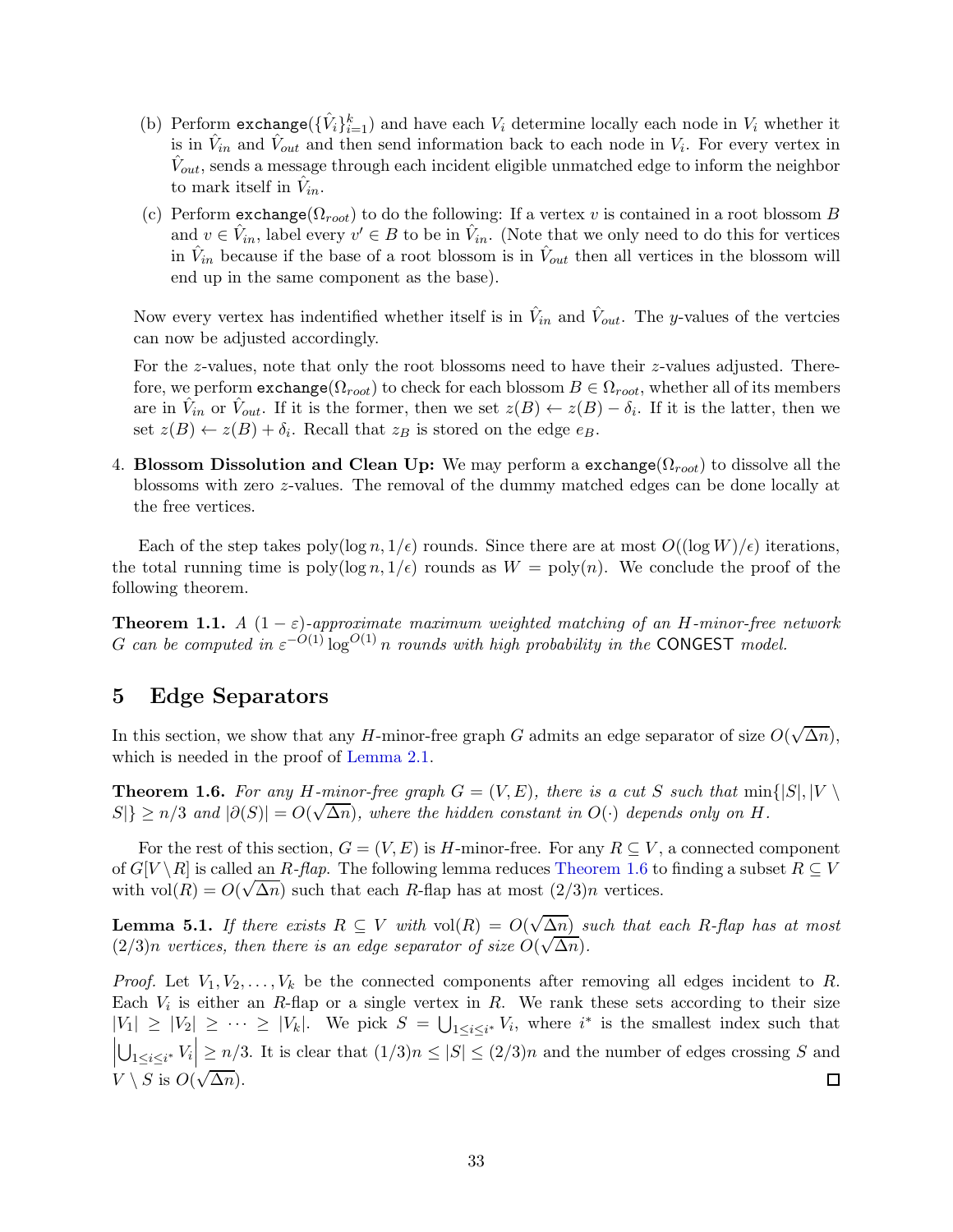(b) Perform $\texttt{exchange}(\{\hat{V}_i\}_{i=1}^k)$ and have each $V_i$ determine locally each node in $V_i$ whether it is in $\hat{V}_{in}$ and $\hat{V}_{out}$ and then send information back to each node in $V_i$. For every vertex in $\hat{V}_{out}$, sends a message through each incident eligible unmatched edge to inform the neighbor to mark itself in $\hat{V}_{in}$.

(c) Perform $\texttt{exchange}(\Omega_{root})$ to do the following: If a vertex $v$ is contained in a root blossom $B$ and $v \in \hat{V}_{in}$, label every $v' \in B$ to be in $\hat{V}_{in}$. (Note that we only need to do this for vertices in $\hat{V}_{in}$ because if the base of a root blossom is in $\hat{V}_{out}$ then all vertices in the blossom will end up in the same component as the base).

Now every vertex has indentified whether itself is in $\hat{V}_{in}$ and $\hat{V}_{out}$. The $y$-values of the vertcies can now be adjusted accordingly.

For the $z$-values, note that only the root blossoms need to have their $z$-values adjusted. Therefore, we perform $\texttt{exchange}(\Omega_{root})$ to check for each blossom $B \in \Omega_{root}$, whether all of its members are in $\hat{V}_{in}$ or $\hat{V}_{out}$. If it is the former, then we set $z(B) \leftarrow z(B) - \delta_i$. If it is the latter, then we set $z(B) \leftarrow z(B) + \delta_i$. Recall that $z_B$ is stored on the edge $e_B$.

4. **Blossom Dissolution and Clean Up:** We may perform a $\texttt{exchange}(\Omega_{root})$ to dissolve all the blossoms with zero $z$-values. The removal of the dummy matched edges can be done locally at the free vertices.

Each of the step takes $\text{poly}(\log n, 1/\epsilon)$ rounds. Since there are at most $O((\log W)/\epsilon)$ iterations, the total running time is $\text{poly}(\log n, 1/\epsilon)$ rounds as $W = \text{poly}(n)$. We conclude the proof of the following theorem.

**Theorem 1.1.** *A $(1 - \varepsilon)$-approximate maximum weighted matching of an $H$-minor-free network $G$ can be computed in $\varepsilon^{-O(1)} \log^{O(1)} n$ rounds with high probability in the* $\mathsf{CONGEST}$ *model.*

# 5 Edge Separators

In this section, we show that any $H$-minor-free graph $G$ admits an edge separator of size $O(\sqrt{\Delta n})$, which is needed in the proof of Lemma 2.1.

**Theorem 1.6.** *For any $H$-minor-free graph $G = (V, E)$, there is a cut $S$ such that $\min\{|S|, |V \setminus S|\} \geq n/3$ and $|\partial(S)| = O(\sqrt{\Delta n})$, where the hidden constant in $O(\cdot)$ depends only on $H$.*

For the rest of this section, $G = (V, E)$ is $H$-minor-free. For any $R \subseteq V$, a connected component of $G[V \setminus R]$ is called an *$R$-flap*. The following lemma reduces Theorem 1.6 to finding a subset $R \subseteq V$ with $\text{vol}(R) = O(\sqrt{\Delta n})$ such that each $R$-flap has at most $(2/3)n$ vertices.

**Lemma 5.1.** *If there exists $R \subseteq V$ with $\text{vol}(R) = O(\sqrt{\Delta n})$ such that each $R$-flap has at most $(2/3)n$ vertices, then there is an edge separator of size $O(\sqrt{\Delta n})$.*

*Proof.* Let $V_1, V_2, \ldots, V_k$ be the connected components after removing all edges incident to $R$. Each $V_i$ is either an $R$-flap or a single vertex in $R$. We rank these sets according to their size $|V_1| \geq |V_2| \geq \cdots \geq |V_k|$. We pick $S = \bigcup_{1 \leq i \leq i^*} V_i$, where $i^*$ is the smallest index such that $\left|\bigcup_{1 \leq i \leq i^*} V_i\right| \geq n/3$. It is clear that $(1/3)n \leq |S| \leq (2/3)n$ and the number of edges crossing $S$ and $V \setminus S$ is $O(\sqrt{\Delta n})$. $\square$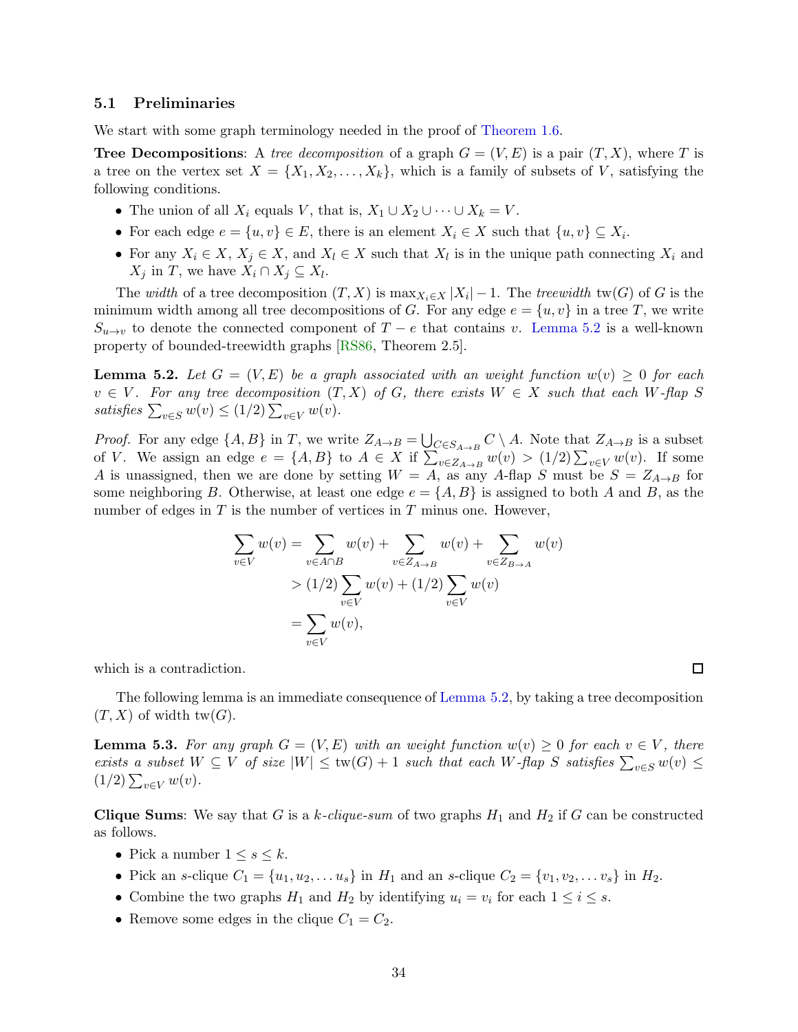### 5.1 Preliminaries

We start with some graph terminology needed in the proof of Theorem 1.6.

**Tree Decompositions**: A *tree decomposition* of a graph $G = (V, E)$ is a pair $(T, X)$, where $T$ is a tree on the vertex set $X = \{X_1, X_2, \ldots, X_k\}$, which is a family of subsets of $V$, satisfying the following conditions.

- The union of all $X_i$ equals $V$, that is, $X_1 \cup X_2 \cup \cdots \cup X_k = V$.
- For each edge $e = \{u, v\} \in E$, there is an element $X_i \in X$ such that $\{u, v\} \subseteq X_i$.
- For any $X_i \in X$, $X_j \in X$, and $X_l \in X$ such that $X_l$ is in the unique path connecting $X_i$ and $X_j$ in $T$, we have $X_i \cap X_j \subseteq X_l$.

The *width* of a tree decomposition $(T, X)$ is $\max_{X_i \in X} |X_i| - 1$. The *treewidth* $\text{tw}(G)$ of $G$ is the minimum width among all tree decompositions of $G$. For any edge $e = \{u, v\}$ in a tree $T$, we write $S_{u \to v}$ to denote the connected component of $T - e$ that contains $v$. Lemma 5.2 is a well-known property of bounded-treewidth graphs [RS86, Theorem 2.5].

**Lemma 5.2.** *Let $G = (V, E)$ be a graph associated with an weight function $w(v) \geq 0$ for each $v \in V$. For any tree decomposition $(T, X)$ of $G$, there exists $W \in X$ such that each $W$-flap $S$ satisfies $\sum_{v \in S} w(v) \leq (1/2) \sum_{v \in V} w(v)$.*

*Proof.* For any edge $\{A, B\}$ in $T$, we write $Z_{A \to B} = \bigcup_{C \in S_{A \to B}} C \setminus A$. Note that $Z_{A \to B}$ is a subset of $V$. We assign an edge $e = \{A, B\}$ to $A \in X$ if $\sum_{v \in Z_{A \to B}} w(v) > (1/2) \sum_{v \in V} w(v)$. If some $A$ is unassigned, then we are done by setting $W = A$, as any $A$-flap $S$ must be $S = Z_{A \to B}$ for some neighboring $B$. Otherwise, at least one edge $e = \{A, B\}$ is assigned to both $A$ and $B$, as the number of edges in $T$ is the number of vertices in $T$ minus one. However,

$$
\begin{aligned}
\sum_{v \in V} w(v) &= \sum_{v \in A \cap B} w(v) + \sum_{v \in Z_{A \to B}} w(v) + \sum_{v \in Z_{B \to A}} w(v) \\
&> (1/2) \sum_{v \in V} w(v) + (1/2) \sum_{v \in V} w(v) \\
&= \sum_{v \in V} w(v),
\end{aligned}
$$

which is a contradiction. $\square$

The following lemma is an immediate consequence of Lemma 5.2, by taking a tree decomposition $(T, X)$ of width $\text{tw}(G)$.

**Lemma 5.3.** *For any graph $G = (V, E)$ with an weight function $w(v) \geq 0$ for each $v \in V$, there exists a subset $W \subseteq V$ of size $|W| \leq \text{tw}(G) + 1$ such that each $W$-flap $S$ satisfies $\sum_{v \in S} w(v) \leq (1/2) \sum_{v \in V} w(v)$.*

**Clique Sums**: We say that $G$ is a $k$*-clique-sum* of two graphs $H_1$ and $H_2$ if $G$ can be constructed as follows.

- Pick a number $1 \leq s \leq k$.
- Pick an $s$-clique $C_1 = \{u_1, u_2, \ldots u_s\}$ in $H_1$ and an $s$-clique $C_2 = \{v_1, v_2, \ldots v_s\}$ in $H_2$.
- Combine the two graphs $H_1$ and $H_2$ by identifying $u_i = v_i$ for each $1 \leq i \leq s$.
- Remove some edges in the clique $C_1 = C_2$.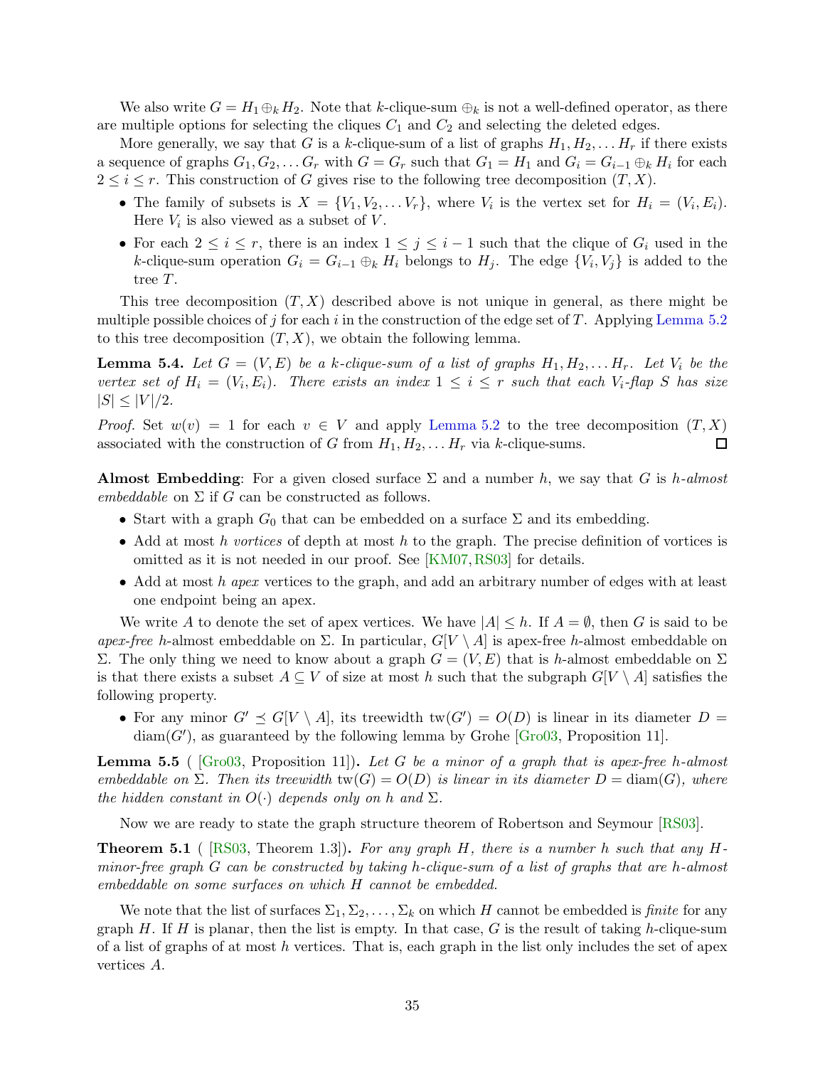We also write $G = H_1 \oplus_k H_2$. Note that $k$-clique-sum $\oplus_k$ is not a well-defined operator, as there are multiple options for selecting the cliques $C_1$ and $C_2$ and selecting the deleted edges.

More generally, we say that $G$ is a $k$-clique-sum of a list of graphs $H_1, H_2, \ldots H_r$ if there exists a sequence of graphs $G_1, G_2, \ldots G_r$ with $G = G_r$ such that $G_1 = H_1$ and $G_i = G_{i-1} \oplus_k H_i$ for each $2 \le i \le r$. This construction of $G$ gives rise to the following tree decomposition $(T, X)$.

- The family of subsets is $X = \{V_1, V_2, \ldots V_r\}$, where $V_i$ is the vertex set for $H_i = (V_i, E_i)$. Here $V_i$ is also viewed as a subset of $V$.
- For each $2 \le i \le r$, there is an index $1 \le j \le i-1$ such that the clique of $G_i$ used in the $k$-clique-sum operation $G_i = G_{i-1} \oplus_k H_i$ belongs to $H_j$. The edge $\{V_i, V_j\}$ is added to the tree $T$.

This tree decomposition $(T, X)$ described above is not unique in general, as there might be multiple possible choices of $j$ for each $i$ in the construction of the edge set of $T$. Applying Lemma 5.2 to this tree decomposition $(T, X)$, we obtain the following lemma.

**Lemma 5.4.** *Let $G = (V, E)$ be a $k$-clique-sum of a list of graphs $H_1, H_2, \ldots H_r$. Let $V_i$ be the vertex set of $H_i = (V_i, E_i)$. There exists an index $1 \le i \le r$ such that each $V_i$-flap $S$ has size $|S| \le |V|/2$.*

*Proof.* Set $w(v) = 1$ for each $v \in V$ and apply Lemma 5.2 to the tree decomposition $(T, X)$ associated with the construction of $G$ from $H_1, H_2, \ldots H_r$ via $k$-clique-sums. □

**Almost Embedding**: For a given closed surface $\Sigma$ and a number $h$, we say that $G$ is *$h$-almost embeddable* on $\Sigma$ if $G$ can be constructed as follows.

- Start with a graph $G_0$ that can be embedded on a surface $\Sigma$ and its embedding.
- Add at most $h$ *vortices* of depth at most $h$ to the graph. The precise definition of vortices is omitted as it is not needed in our proof. See [KM07, RS03] for details.
- Add at most $h$ *apex* vertices to the graph, and add an arbitrary number of edges with at least one endpoint being an apex.

We write $A$ to denote the set of apex vertices. We have $|A| \le h$. If $A = \emptyset$, then $G$ is said to be *apex-free* $h$-almost embeddable on $\Sigma$. In particular, $G[V \setminus A]$ is apex-free $h$-almost embeddable on $\Sigma$. The only thing we need to know about a graph $G = (V, E)$ that is $h$-almost embeddable on $\Sigma$ is that there exists a subset $A \subseteq V$ of size at most $h$ such that the subgraph $G[V \setminus A]$ satisfies the following property.

- For any minor $G' \preceq G[V \setminus A]$, its treewidth $\mathrm{tw}(G') = O(D)$ is linear in its diameter $D = \mathrm{diam}(G')$, as guaranteed by the following lemma by Grohe [Gro03, Proposition 11].

**Lemma 5.5** ([Gro03, Proposition 11])**.** *Let $G$ be a minor of a graph that is apex-free $h$-almost embeddable on $\Sigma$. Then its treewidth $\mathrm{tw}(G) = O(D)$ is linear in its diameter $D = \mathrm{diam}(G)$, where the hidden constant in $O(\cdot)$ depends only on $h$ and $\Sigma$.*

Now we are ready to state the graph structure theorem of Robertson and Seymour [RS03].

**Theorem 5.1** ([RS03, Theorem 1.3])**.** *For any graph $H$, there is a number $h$ such that any $H$-minor-free graph $G$ can be constructed by taking $h$-clique-sum of a list of graphs that are $h$-almost embeddable on some surfaces on which $H$ cannot be embedded.*

We note that the list of surfaces $\Sigma_1, \Sigma_2, \ldots, \Sigma_k$ on which $H$ cannot be embedded is *finite* for any graph $H$. If $H$ is planar, then the list is empty. In that case, $G$ is the result of taking $h$-clique-sum of a list of graphs of at most $h$ vertices. That is, each graph in the list only includes the set of apex vertices $A$.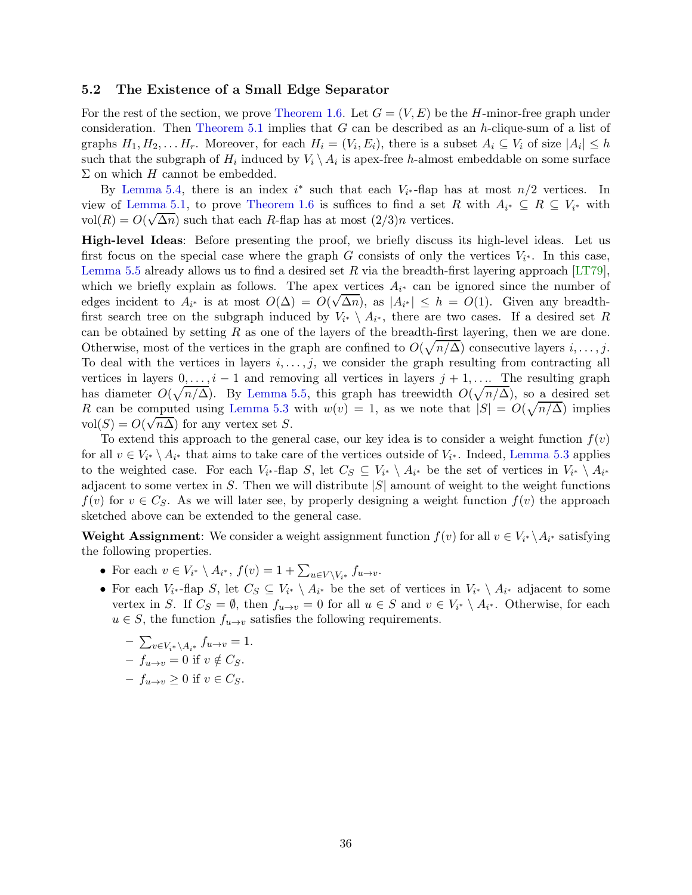### 5.2 The Existence of a Small Edge Separator

For the rest of the section, we prove Theorem 1.6. Let $G = (V, E)$ be the $H$-minor-free graph under consideration. Then Theorem 5.1 implies that $G$ can be described as an $h$-clique-sum of a list of graphs $H_1, H_2, \ldots H_r$. Moreover, for each $H_i = (V_i, E_i)$, there is a subset $A_i \subseteq V_i$ of size $|A_i| \le h$ such that the subgraph of $H_i$ induced by $V_i \setminus A_i$ is apex-free $h$-almost embeddable on some surface $\Sigma$ on which $H$ cannot be embedded.

By Lemma 5.4, there is an index $i^*$ such that each $V_{i^*}$-flap has at most $n/2$ vertices. In view of Lemma 5.1, to prove Theorem 1.6 is suffices to find a set $R$ with $A_{i^*} \subseteq R \subseteq V_{i^*}$ with $\mathrm{vol}(R) = O(\sqrt{\Delta n})$ such that each $R$-flap has at most $(2/3)n$ vertices.

**High-level Ideas**: Before presenting the proof, we briefly discuss its high-level ideas. Let us first focus on the special case where the graph $G$ consists of only the vertices $V_{i^*}$. In this case, Lemma 5.5 already allows us to find a desired set $R$ via the breadth-first layering approach [LT79], which we briefly explain as follows. The apex vertices $A_{i^*}$ can be ignored since the number of edges incident to $A_{i^*}$ is at most $O(\Delta) = O(\sqrt{\Delta n})$, as $|A_{i^*}| \le h = O(1)$. Given any breadth-first search tree on the subgraph induced by $V_{i^*} \setminus A_{i^*}$, there are two cases. If a desired set $R$ can be obtained by setting $R$ as one of the layers of the breadth-first layering, then we are done. Otherwise, most of the vertices in the graph are confined to $O(\sqrt{n/\Delta})$ consecutive layers $i, \ldots, j$. To deal with the vertices in layers $i, \ldots, j$, we consider the graph resulting from contracting all vertices in layers $0, \ldots, i-1$ and removing all vertices in layers $j+1, \ldots$. The resulting graph has diameter $O(\sqrt{n/\Delta})$. By Lemma 5.5, this graph has treewidth $O(\sqrt{n/\Delta})$, so a desired set $R$ can be computed using Lemma 5.3 with $w(v) = 1$, as we note that $|S| = O(\sqrt{n/\Delta})$ implies $\mathrm{vol}(S) = O(\sqrt{n\Delta})$ for any vertex set $S$.

To extend this approach to the general case, our key idea is to consider a weight function $f(v)$ for all $v \in V_{i^*} \setminus A_{i^*}$ that aims to take care of the vertices outside of $V_{i^*}$. Indeed, Lemma 5.3 applies to the weighted case. For each $V_{i^*}$-flap $S$, let $C_S \subseteq V_{i^*} \setminus A_{i^*}$ be the set of vertices in $V_{i^*} \setminus A_{i^*}$ adjacent to some vertex in $S$. Then we will distribute $|S|$ amount of weight to the weight functions $f(v)$ for $v \in C_S$. As we will later see, by properly designing a weight function $f(v)$ the approach sketched above can be extended to the general case.

**Weight Assignment**: We consider a weight assignment function $f(v)$ for all $v \in V_{i^*} \setminus A_{i^*}$ satisfying the following properties.

- For each $v \in V_{i^*} \setminus A_{i^*}$, $f(v) = 1 + \sum_{u \in V \setminus V_{i^*}} f_{u \to v}$.
- For each $V_{i^*}$-flap $S$, let $C_S \subseteq V_{i^*} \setminus A_{i^*}$ be the set of vertices in $V_{i^*} \setminus A_{i^*}$ adjacent to some vertex in $S$. If $C_S = \emptyset$, then $f_{u \to v} = 0$ for all $u \in S$ and $v \in V_{i^*} \setminus A_{i^*}$. Otherwise, for each $u \in S$, the function $f_{u \to v}$ satisfies the following requirements.
  - $\sum_{v \in V_{i^*} \setminus A_{i^*}} f_{u \to v} = 1$.
  - $f_{u \to v} = 0$ if $v \notin C_S$.
  - $f_{u \to v} \ge 0$ if $v \in C_S$.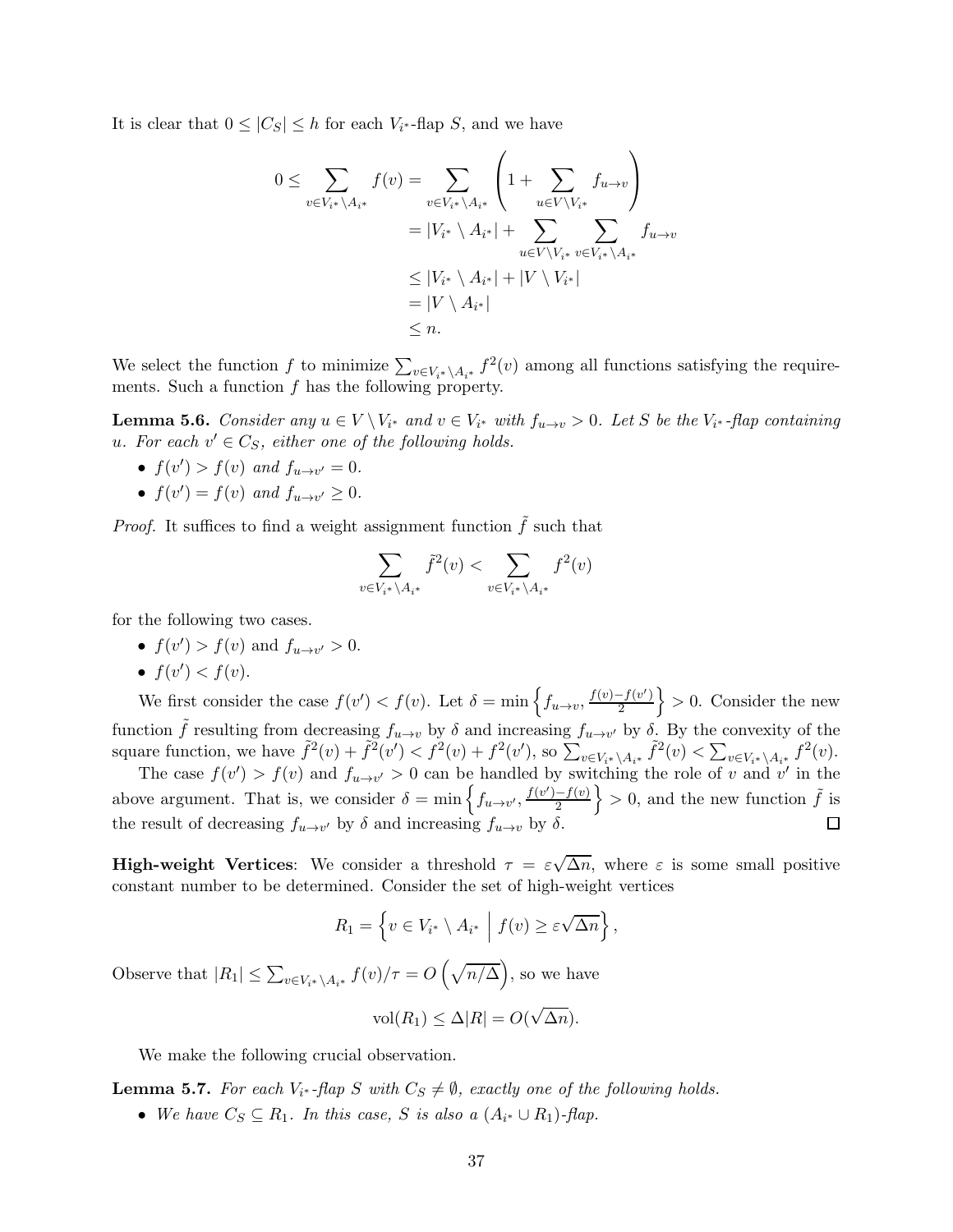It is clear that $0 \le |C_S| \le h$ for each $V_{i^*}$-flap $S$, and we have

$$
\begin{aligned}
0 \le \sum_{v \in V_{i^*} \setminus A_{i^*}} f(v) &= \sum_{v \in V_{i^*} \setminus A_{i^*}} \left( 1 + \sum_{u \in V \setminus V_{i^*}} f_{u \to v} \right) \\
&= |V_{i^*} \setminus A_{i^*}| + \sum_{u \in V \setminus V_{i^*}} \sum_{v \in V_{i^*} \setminus A_{i^*}} f_{u \to v} \\
&\le |V_{i^*} \setminus A_{i^*}| + |V \setminus V_{i^*}| \\
&= |V \setminus A_{i^*}| \\
&\le n.
\end{aligned}
$$

We select the function $f$ to minimize $\sum_{v \in V_{i^*} \setminus A_{i^*}} f^2(v)$ among all functions satisfying the requirements. Such a function $f$ has the following property.

**Lemma 5.6.** *Consider any $u \in V \setminus V_{i^*}$ and $v \in V_{i^*}$ with $f_{u \to v} > 0$. Let $S$ be the $V_{i^*}$-flap containing $u$. For each $v' \in C_S$, either one of the following holds.*

- *$f(v') > f(v)$ and $f_{u \to v'} = 0$.*
- *$f(v') = f(v)$ and $f_{u \to v'} \ge 0$.*

*Proof.* It suffices to find a weight assignment function $\tilde{f}$ such that

$$
\sum_{v \in V_{i^*} \setminus A_{i^*}} \tilde{f}^2(v) < \sum_{v \in V_{i^*} \setminus A_{i^*}} f^2(v)
$$

for the following two cases.

- $f(v') > f(v)$ and $f_{u \to v'} > 0$.
- $f(v') < f(v)$.

We first consider the case $f(v') < f(v)$. Let $\delta = \min\left\{ f_{u \to v}, \frac{f(v) - f(v')}{2} \right\} > 0$. Consider the new function $\tilde{f}$ resulting from decreasing $f_{u \to v}$ by $\delta$ and increasing $f_{u \to v'}$ by $\delta$. By the convexity of the square function, we have $\tilde{f}^2(v) + \tilde{f}^2(v') < f^2(v) + f^2(v')$, so $\sum_{v \in V_{i^*} \setminus A_{i^*}} \tilde{f}^2(v) < \sum_{v \in V_{i^*} \setminus A_{i^*}} f^2(v)$.

The case $f(v') > f(v)$ and $f_{u \to v'} > 0$ can be handled by switching the role of $v$ and $v'$ in the above argument. That is, we consider $\delta = \min\left\{ f_{u \to v'}, \frac{f(v') - f(v)}{2} \right\} > 0$, and the new function $\tilde{f}$ is the result of decreasing $f_{u \to v'}$ by $\delta$ and increasing $f_{u \to v}$ by $\delta$. $\square$

**High-weight Vertices**: We consider a threshold $\tau = \varepsilon\sqrt{\Delta n}$, where $\varepsilon$ is some small positive constant number to be determined. Consider the set of high-weight vertices

$$
R_1 = \left\{ v \in V_{i^*} \setminus A_{i^*} \;\middle|\; f(v) \ge \varepsilon\sqrt{\Delta n} \right\},
$$

Observe that $|R_1| \le \sum_{v \in V_{i^*} \setminus A_{i^*}} f(v)/\tau = O\left(\sqrt{n/\Delta}\right)$, so we have

$$
\mathrm{vol}(R_1) \le \Delta |R| = O(\sqrt{\Delta n}).
$$

We make the following crucial observation.

**Lemma 5.7.** *For each $V_{i^*}$-flap $S$ with $C_S \neq \emptyset$, exactly one of the following holds.*

- *We have $C_S \subseteq R_1$. In this case, $S$ is also a $(A_{i^*} \cup R_1)$-flap.*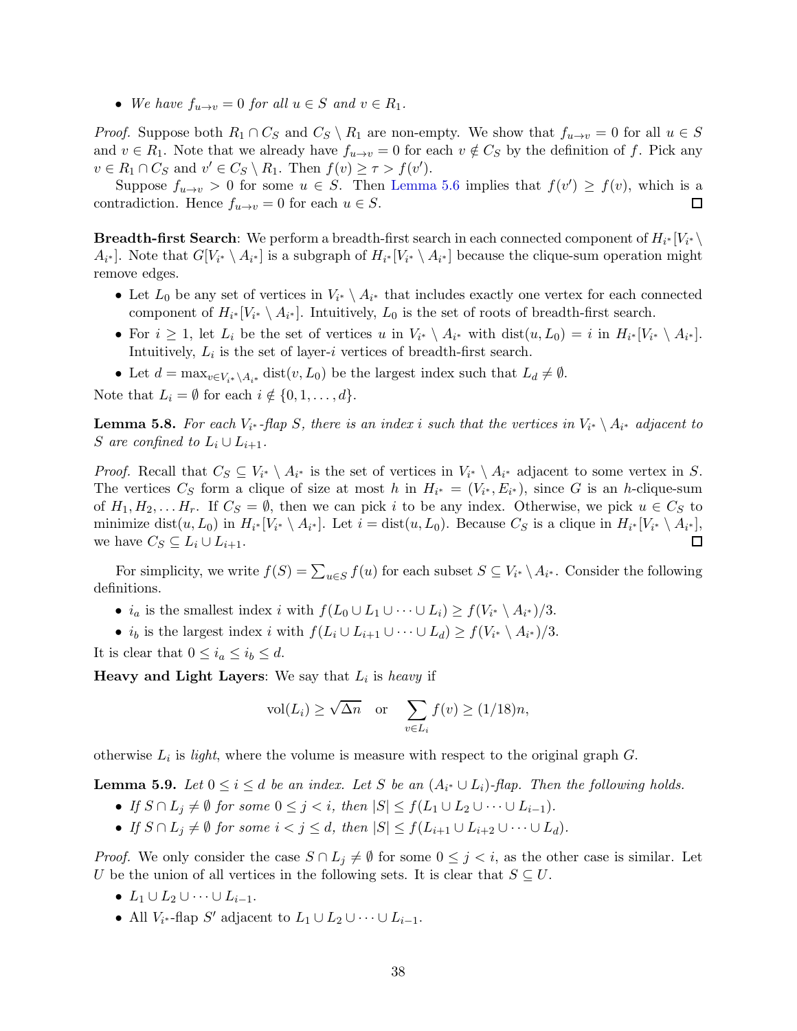- *We have $f_{u \to v} = 0$ for all $u \in S$ and $v \in R_1$.*

*Proof.* Suppose both $R_1 \cap C_S$ and $C_S \setminus R_1$ are non-empty. We show that $f_{u \to v} = 0$ for all $u \in S$ and $v \in R_1$. Note that we already have $f_{u \to v} = 0$ for each $v \notin C_S$ by the definition of $f$. Pick any $v \in R_1 \cap C_S$ and $v' \in C_S \setminus R_1$. Then $f(v) \geq \tau > f(v')$.

Suppose $f_{u \to v} > 0$ for some $u \in S$. Then Lemma 5.6 implies that $f(v') \geq f(v)$, which is a contradiction. Hence $f_{u \to v} = 0$ for each $u \in S$. $\square$

**Breadth-first Search**: We perform a breadth-first search in each connected component of $H_{i^*}[V_{i^*} \setminus A_{i^*}]$. Note that $G[V_{i^*} \setminus A_{i^*}]$ is a subgraph of $H_{i^*}[V_{i^*} \setminus A_{i^*}]$ because the clique-sum operation might remove edges.

- Let $L_0$ be any set of vertices in $V_{i^*} \setminus A_{i^*}$ that includes exactly one vertex for each connected component of $H_{i^*}[V_{i^*} \setminus A_{i^*}]$. Intuitively, $L_0$ is the set of roots of breadth-first search.
- For $i \geq 1$, let $L_i$ be the set of vertices $u$ in $V_{i^*} \setminus A_{i^*}$ with $\mathrm{dist}(u, L_0) = i$ in $H_{i^*}[V_{i^*} \setminus A_{i^*}]$. Intuitively, $L_i$ is the set of layer-$i$ vertices of breadth-first search.
- Let $d = \max_{v \in V_{i^*} \setminus A_{i^*}} \mathrm{dist}(v, L_0)$ be the largest index such that $L_d \neq \emptyset$.

Note that $L_i = \emptyset$ for each $i \notin \{0, 1, \ldots, d\}$.

**Lemma 5.8.** *For each $V_{i^*}$-flap $S$, there is an index $i$ such that the vertices in $V_{i^*} \setminus A_{i^*}$ adjacent to $S$ are confined to $L_i \cup L_{i+1}$.*

*Proof.* Recall that $C_S \subseteq V_{i^*} \setminus A_{i^*}$ is the set of vertices in $V_{i^*} \setminus A_{i^*}$ adjacent to some vertex in $S$. The vertices $C_S$ form a clique of size at most $h$ in $H_{i^*} = (V_{i^*}, E_{i^*})$, since $G$ is an $h$-clique-sum of $H_1, H_2, \ldots H_r$. If $C_S = \emptyset$, then we can pick $i$ to be any index. Otherwise, we pick $u \in C_S$ to minimize $\mathrm{dist}(u, L_0)$ in $H_{i^*}[V_{i^*} \setminus A_{i^*}]$. Let $i = \mathrm{dist}(u, L_0)$. Because $C_S$ is a clique in $H_{i^*}[V_{i^*} \setminus A_{i^*}]$, we have $C_S \subseteq L_i \cup L_{i+1}$. $\square$

For simplicity, we write $f(S) = \sum_{u \in S} f(u)$ for each subset $S \subseteq V_{i^*} \setminus A_{i^*}$. Consider the following definitions.

- $i_a$ is the smallest index $i$ with $f(L_0 \cup L_1 \cup \cdots \cup L_i) \geq f(V_{i^*} \setminus A_{i^*})/3$.
- $i_b$ is the largest index $i$ with $f(L_i \cup L_{i+1} \cup \cdots \cup L_d) \geq f(V_{i^*} \setminus A_{i^*})/3$.

It is clear that $0 \leq i_a \leq i_b \leq d$.

**Heavy and Light Layers**: We say that $L_i$ is *heavy* if

$$\mathrm{vol}(L_i) \geq \sqrt{\Delta n} \quad \text{or} \quad \sum_{v \in L_i} f(v) \geq (1/18)n,$$

otherwise $L_i$ is *light*, where the volume is measure with respect to the original graph $G$.

**Lemma 5.9.** *Let $0 \leq i \leq d$ be an index. Let $S$ be an $(A_{i^*} \cup L_i)$-flap. Then the following holds.*

- *If $S \cap L_j \neq \emptyset$ for some $0 \leq j < i$, then $|S| \leq f(L_1 \cup L_2 \cup \cdots \cup L_{i-1})$.*
- *If $S \cap L_j \neq \emptyset$ for some $i < j \leq d$, then $|S| \leq f(L_{i+1} \cup L_{i+2} \cup \cdots \cup L_d)$.*

*Proof.* We only consider the case $S \cap L_j \neq \emptyset$ for some $0 \leq j < i$, as the other case is similar. Let $U$ be the union of all vertices in the following sets. It is clear that $S \subseteq U$.

- $L_1 \cup L_2 \cup \cdots \cup L_{i-1}$.
- All $V_{i^*}$-flap $S'$ adjacent to $L_1 \cup L_2 \cup \cdots \cup L_{i-1}$.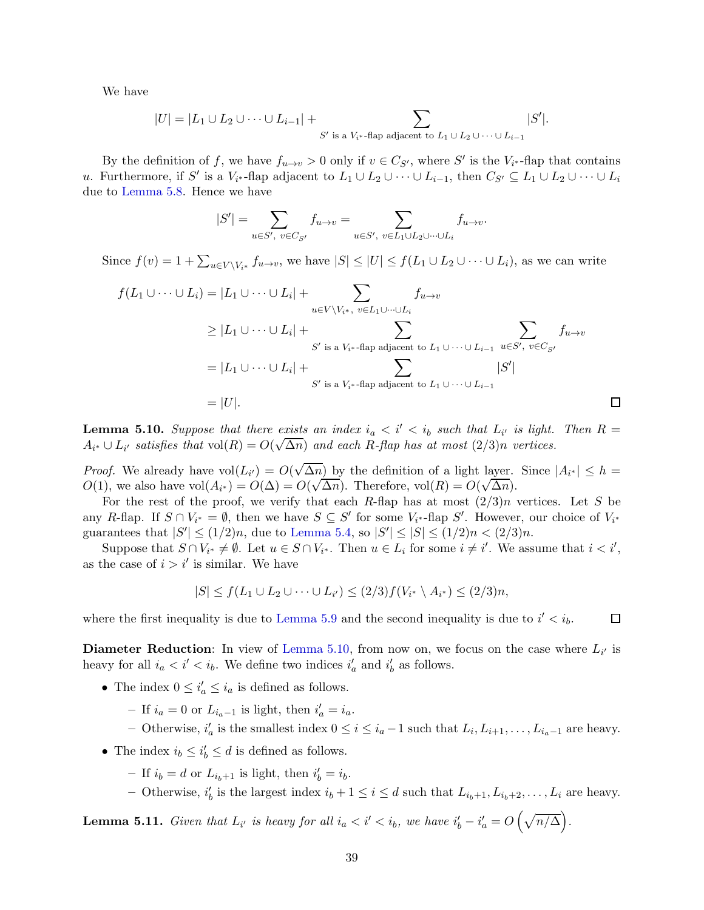We have

$$|U| = |L_1 \cup L_2 \cup \cdots \cup L_{i-1}| + \sum_{S' \text{ is a } V_{i^*}\text{-flap adjacent to } L_1 \cup L_2 \cup \cdots \cup L_{i-1}} |S'|.$$

By the definition of $f$, we have $f_{u \to v} > 0$ only if $v \in C_{S'}$, where $S'$ is the $V_{i^*}$-flap that contains $u$. Furthermore, if $S'$ is a $V_{i^*}$-flap adjacent to $L_1 \cup L_2 \cup \cdots \cup L_{i-1}$, then $C_{S'} \subseteq L_1 \cup L_2 \cup \cdots \cup L_i$ due to Lemma 5.8. Hence we have

$$|S'| = \sum_{u \in S',\ v \in C_{S'}} f_{u \to v} = \sum_{u \in S',\ v \in L_1 \cup L_2 \cup \cdots \cup L_i} f_{u \to v}.$$

Since $f(v) = 1 + \sum_{u \in V \setminus V_{i^*}} f_{u \to v}$, we have $|S| \leq |U| \leq f(L_1 \cup L_2 \cup \cdots \cup L_i)$, as we can write

$$\begin{aligned}
f(L_1 \cup \cdots \cup L_i) &= |L_1 \cup \cdots \cup L_i| + \sum_{u \in V \setminus V_{i^*},\ v \in L_1 \cup \cdots \cup L_i} f_{u \to v} \\
&\geq |L_1 \cup \cdots \cup L_i| + \sum_{S' \text{ is a } V_{i^*}\text{-flap adjacent to } L_1 \cup \cdots \cup L_{i-1}} \ \sum_{u \in S',\ v \in C_{S'}} f_{u \to v} \\
&= |L_1 \cup \cdots \cup L_i| + \sum_{S' \text{ is a } V_{i^*}\text{-flap adjacent to } L_1 \cup \cdots \cup L_{i-1}} |S'| \\
&= |U|.
\end{aligned}$$

□

**Lemma 5.10.** *Suppose that there exists an index $i_a < i' < i_b$ such that $L_{i'}$ is light. Then $R = A_{i^*} \cup L_{i'}$ satisfies that $\mathrm{vol}(R) = O(\sqrt{\Delta n})$ and each $R$-flap has at most $(2/3)n$ vertices.*

*Proof.* We already have $\mathrm{vol}(L_{i'}) = O(\sqrt{\Delta n})$ by the definition of a light layer. Since $|A_{i^*}| \leq h = O(1)$, we also have $\mathrm{vol}(A_{i^*}) = O(\Delta) = O(\sqrt{\Delta n})$. Therefore, $\mathrm{vol}(R) = O(\sqrt{\Delta n})$.

For the rest of the proof, we verify that each $R$-flap has at most $(2/3)n$ vertices. Let $S$ be any $R$-flap. If $S \cap V_{i^*} = \emptyset$, then we have $S \subseteq S'$ for some $V_{i^*}$-flap $S'$. However, our choice of $V_{i^*}$ guarantees that $|S'| \leq (1/2)n$, due to Lemma 5.4, so $|S'| \leq |S| \leq (1/2)n < (2/3)n$.

Suppose that $S \cap V_{i^*} \neq \emptyset$. Let $u \in S \cap V_{i^*}$. Then $u \in L_i$ for some $i \neq i'$. We assume that $i < i'$, as the case of $i > i'$ is similar. We have

$$|S| \leq f(L_1 \cup L_2 \cup \cdots \cup L_{i'}) \leq (2/3) f(V_{i^*} \setminus A_{i^*}) \leq (2/3)n,$$

where the first inequality is due to Lemma 5.9 and the second inequality is due to $i' < i_b$. □

**Diameter Reduction**: In view of Lemma 5.10, from now on, we focus on the case where $L_{i'}$ is heavy for all $i_a < i' < i_b$. We define two indices $i'_a$ and $i'_b$ as follows.

- The index $0 \leq i'_a \leq i_a$ is defined as follows.
  - If $i_a = 0$ or $L_{i_a - 1}$ is light, then $i'_a = i_a$.
  - Otherwise, $i'_a$ is the smallest index $0 \leq i \leq i_a - 1$ such that $L_i, L_{i+1}, \ldots, L_{i_a - 1}$ are heavy.
- The index $i_b \leq i'_b \leq d$ is defined as follows.
  - If $i_b = d$ or $L_{i_b + 1}$ is light, then $i'_b = i_b$.
  - Otherwise, $i'_b$ is the largest index $i_b + 1 \leq i \leq d$ such that $L_{i_b+1}, L_{i_b+2}, \ldots, L_i$ are heavy.

**Lemma 5.11.** *Given that $L_{i'}$ is heavy for all $i_a < i' < i_b$, we have $i'_b - i'_a = O\left(\sqrt{n/\Delta}\right)$.*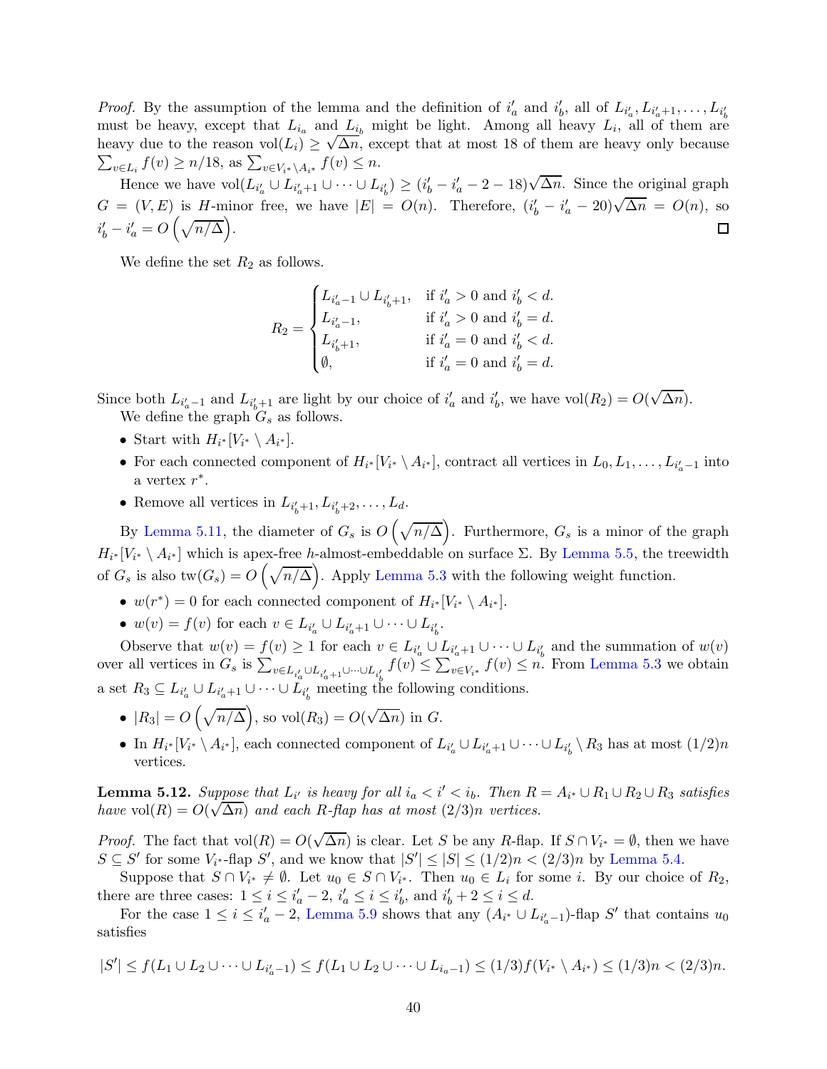*Proof.* By the assumption of the lemma and the definition of $i'_a$ and $i'_b$, all of $L_{i'_a}, L_{i'_a+1}, \ldots, L_{i'_b}$ must be heavy, except that $L_{i_a}$ and $L_{i_b}$ might be light. Among all heavy $L_i$, all of them are heavy due to the reason $\mathrm{vol}(L_i) \geq \sqrt{\Delta n}$, except that at most 18 of them are heavy only because $\sum_{v \in L_i} f(v) \geq n/18$, as $\sum_{v \in V_{i^*} \setminus A_{i^*}} f(v) \leq n$.

Hence we have $\mathrm{vol}(L_{i'_a} \cup L_{i'_a+1} \cup \cdots \cup L_{i'_b}) \geq (i'_b - i'_a - 2 - 18)\sqrt{\Delta n}$. Since the original graph $G = (V, E)$ is $H$-minor free, we have $|E| = O(n)$. Therefore, $(i'_b - i'_a - 20)\sqrt{\Delta n} = O(n)$, so $i'_b - i'_a = O\left(\sqrt{n/\Delta}\right)$. □

We define the set $R_2$ as follows.

$$R_2 = \begin{cases} L_{i'_a-1} \cup L_{i'_b+1}, & \text{if } i'_a > 0 \text{ and } i'_b < d. \\ L_{i'_a-1}, & \text{if } i'_a > 0 \text{ and } i'_b = d. \\ L_{i'_b+1}, & \text{if } i'_a = 0 \text{ and } i'_b < d. \\ \emptyset, & \text{if } i'_a = 0 \text{ and } i'_b = d. \end{cases}$$

Since both $L_{i'_a-1}$ and $L_{i'_b+1}$ are light by our choice of $i'_a$ and $i'_b$, we have $\mathrm{vol}(R_2) = O(\sqrt{\Delta n})$.

We define the graph $G_s$ as follows.

- Start with $H_{i^*}[V_{i^*} \setminus A_{i^*}]$.
- For each connected component of $H_{i^*}[V_{i^*} \setminus A_{i^*}]$, contract all vertices in $L_0, L_1, \ldots, L_{i'_a-1}$ into a vertex $r^*$.
- Remove all vertices in $L_{i'_b+1}, L_{i'_b+2}, \ldots, L_d$.

By Lemma 5.11, the diameter of $G_s$ is $O\left(\sqrt{n/\Delta}\right)$. Furthermore, $G_s$ is a minor of the graph $H_{i^*}[V_{i^*} \setminus A_{i^*}]$ which is apex-free $h$-almost-embeddable on surface $\Sigma$. By Lemma 5.5, the treewidth of $G_s$ is also $\mathrm{tw}(G_s) = O\left(\sqrt{n/\Delta}\right)$. Apply Lemma 5.3 with the following weight function.

- $w(r^*) = 0$ for each connected component of $H_{i^*}[V_{i^*} \setminus A_{i^*}]$.
- $w(v) = f(v)$ for each $v \in L_{i'_a} \cup L_{i'_a+1} \cup \cdots \cup L_{i'_b}$.

Observe that $w(v) = f(v) \geq 1$ for each $v \in L_{i'_a} \cup L_{i'_a+1} \cup \cdots \cup L_{i'_b}$ and the summation of $w(v)$ over all vertices in $G_s$ is $\sum_{v \in L_{i'_a} \cup L_{i'_a+1} \cup \cdots \cup L_{i'_b}} f(v) \leq \sum_{v \in V_{i^*}} f(v) \leq n$. From Lemma 5.3 we obtain a set $R_3 \subseteq L_{i'_a} \cup L_{i'_a+1} \cup \cdots \cup L_{i'_b}$ meeting the following conditions.

- $|R_3| = O\left(\sqrt{n/\Delta}\right)$, so $\mathrm{vol}(R_3) = O(\sqrt{\Delta n})$ in $G$.
- In $H_{i^*}[V_{i^*} \setminus A_{i^*}]$, each connected component of $L_{i'_a} \cup L_{i'_a+1} \cup \cdots \cup L_{i'_b} \setminus R_3$ has at most $(1/2)n$ vertices.

**Lemma 5.12.** *Suppose that $L_{i'}$ is heavy for all $i_a < i' < i_b$. Then $R = A_{i^*} \cup R_1 \cup R_2 \cup R_3$ satisfies have $\mathrm{vol}(R) = O(\sqrt{\Delta n})$ and each $R$-flap has at most $(2/3)n$ vertices.*

*Proof.* The fact that $\mathrm{vol}(R) = O(\sqrt{\Delta n})$ is clear. Let $S$ be any $R$-flap. If $S \cap V_{i^*} = \emptyset$, then we have $S \subseteq S'$ for some $V_{i^*}$-flap $S'$, and we know that $|S'| \leq |S| \leq (1/2)n < (2/3)n$ by Lemma 5.4.

Suppose that $S \cap V_{i^*} \neq \emptyset$. Let $u_0 \in S \cap V_{i^*}$. Then $u_0 \in L_i$ for some $i$. By our choice of $R_2$, there are three cases: $1 \leq i \leq i'_a - 2$, $i'_a \leq i \leq i'_b$, and $i'_b + 2 \leq i \leq d$.

For the case $1 \leq i \leq i'_a - 2$, Lemma 5.9 shows that any $(A_{i^*} \cup L_{i'_a-1})$-flap $S'$ that contains $u_0$ satisfies

$$|S'| \leq f(L_1 \cup L_2 \cup \cdots \cup L_{i'_a-1}) \leq f(L_1 \cup L_2 \cup \cdots \cup L_{i_a-1}) \leq (1/3)f(V_{i^*} \setminus A_{i^*}) \leq (1/3)n < (2/3)n.$$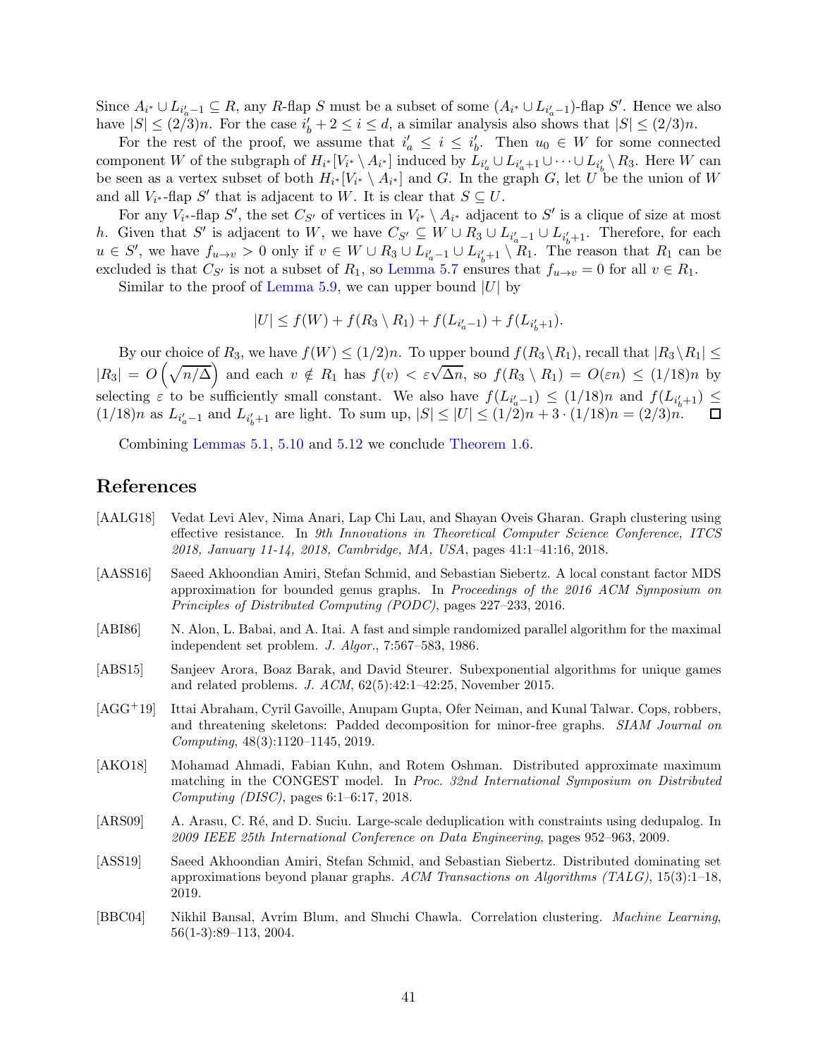Since $A_{i^*} \cup L_{i'_a-1} \subseteq R$, any $R$-flap $S$ must be a subset of some $(A_{i^*} \cup L_{i'_a-1})$-flap $S'$. Hence we also have $|S| \leq (2/3)n$. For the case $i'_b + 2 \leq i \leq d$, a similar analysis also shows that $|S| \leq (2/3)n$.

For the rest of the proof, we assume that $i'_a \leq i \leq i'_b$. Then $u_0 \in W$ for some connected component $W$ of the subgraph of $H_{i^*}[V_{i^*} \setminus A_{i^*}]$ induced by $L_{i'_a} \cup L_{i'_a+1} \cup \cdots \cup L_{i'_b} \setminus R_3$. Here $W$ can be seen as a vertex subset of both $H_{i^*}[V_{i^*} \setminus A_{i^*}]$ and $G$. In the graph $G$, let $U$ be the union of $W$ and all $V_{i^*}$-flap $S'$ that is adjacent to $W$. It is clear that $S \subseteq U$.

For any $V_{i^*}$-flap $S'$, the set $C_{S'}$ of vertices in $V_{i^*} \setminus A_{i^*}$ adjacent to $S'$ is a clique of size at most $h$. Given that $S'$ is adjacent to $W$, we have $C_{S'} \subseteq W \cup R_3 \cup L_{i'_a-1} \cup L_{i'_b+1}$. Therefore, for each $u \in S'$, we have $f_{u \to v} > 0$ only if $v \in W \cup R_3 \cup L_{i'_a-1} \cup L_{i'_b+1} \setminus R_1$. The reason that $R_1$ can be excluded is that $C_{S'}$ is not a subset of $R_1$, so Lemma 5.7 ensures that $f_{u \to v} = 0$ for all $v \in R_1$.

Similar to the proof of Lemma 5.9, we can upper bound $|U|$ by

$$|U| \leq f(W) + f(R_3 \setminus R_1) + f(L_{i'_a-1}) + f(L_{i'_b+1}).$$

By our choice of $R_3$, we have $f(W) \leq (1/2)n$. To upper bound $f(R_3 \setminus R_1)$, recall that $|R_3 \setminus R_1| \leq |R_3| = O\left(\sqrt{n/\Delta}\right)$ and each $v \notin R_1$ has $f(v) < \varepsilon\sqrt{\Delta n}$, so $f(R_3 \setminus R_1) = O(\varepsilon n) \leq (1/18)n$ by selecting $\varepsilon$ to be sufficiently small constant. We also have $f(L_{i'_a-1}) \leq (1/18)n$ and $f(L_{i'_b+1}) \leq (1/18)n$ as $L_{i'_a-1}$ and $L_{i'_b+1}$ are light. To sum up, $|S| \leq |U| \leq (1/2)n + 3 \cdot (1/18)n = (2/3)n$. ◻

Combining Lemmas 5.1, 5.10 and 5.12 we conclude Theorem 1.6.

# References

[AALG18] Vedat Levi Alev, Nima Anari, Lap Chi Lau, and Shayan Oveis Gharan. Graph clustering using effective resistance. In *9th Innovations in Theoretical Computer Science Conference, ITCS 2018, January 11-14, 2018, Cambridge, MA, USA*, pages 41:1–41:16, 2018.

[AASS16] Saeed Akhoondian Amiri, Stefan Schmid, and Sebastian Siebertz. A local constant factor MDS approximation for bounded genus graphs. In *Proceedings of the 2016 ACM Symposium on Principles of Distributed Computing (PODC)*, pages 227–233, 2016.

[ABI86] N. Alon, L. Babai, and A. Itai. A fast and simple randomized parallel algorithm for the maximal independent set problem. *J. Algor.*, 7:567–583, 1986.

[ABS15] Sanjeev Arora, Boaz Barak, and David Steurer. Subexponential algorithms for unique games and related problems. *J. ACM*, 62(5):42:1–42:25, November 2015.

[AGG+19] Ittai Abraham, Cyril Gavoille, Anupam Gupta, Ofer Neiman, and Kunal Talwar. Cops, robbers, and threatening skeletons: Padded decomposition for minor-free graphs. *SIAM Journal on Computing*, 48(3):1120–1145, 2019.

[AKO18] Mohamad Ahmadi, Fabian Kuhn, and Rotem Oshman. Distributed approximate maximum matching in the CONGEST model. In *Proc. 32nd International Symposium on Distributed Computing (DISC)*, pages 6:1–6:17, 2018.

[ARS09] A. Arasu, C. Ré, and D. Suciu. Large-scale deduplication with constraints using dedupalog. In *2009 IEEE 25th International Conference on Data Engineering*, pages 952–963, 2009.

[ASS19] Saeed Akhoondian Amiri, Stefan Schmid, and Sebastian Siebertz. Distributed dominating set approximations beyond planar graphs. *ACM Transactions on Algorithms (TALG)*, 15(3):1–18, 2019.

[BBC04] Nikhil Bansal, Avrim Blum, and Shuchi Chawla. Correlation clustering. *Machine Learning*, 56(1-3):89–113, 2004.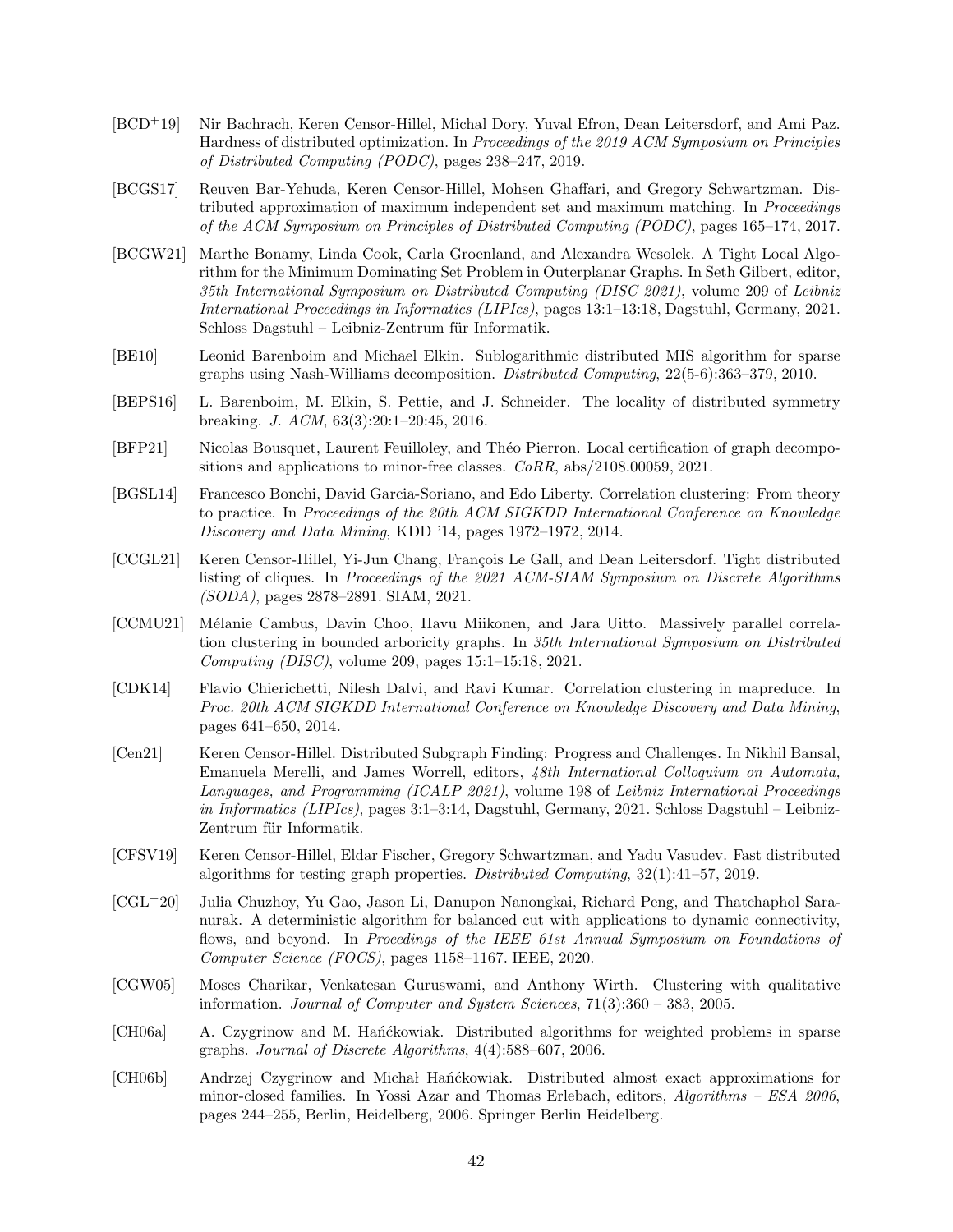[BCD+19] Nir Bachrach, Keren Censor-Hillel, Michal Dory, Yuval Efron, Dean Leitersdorf, and Ami Paz. Hardness of distributed optimization. In *Proceedings of the 2019 ACM Symposium on Principles of Distributed Computing (PODC)*, pages 238–247, 2019.

[BCGS17] Reuven Bar-Yehuda, Keren Censor-Hillel, Mohsen Ghaffari, and Gregory Schwartzman. Distributed approximation of maximum independent set and maximum matching. In *Proceedings of the ACM Symposium on Principles of Distributed Computing (PODC)*, pages 165–174, 2017.

[BCGW21] Marthe Bonamy, Linda Cook, Carla Groenland, and Alexandra Wesolek. A Tight Local Algorithm for the Minimum Dominating Set Problem in Outerplanar Graphs. In Seth Gilbert, editor, *35th International Symposium on Distributed Computing (DISC 2021)*, volume 209 of *Leibniz International Proceedings in Informatics (LIPIcs)*, pages 13:1–13:18, Dagstuhl, Germany, 2021. Schloss Dagstuhl – Leibniz-Zentrum für Informatik.

[BE10] Leonid Barenboim and Michael Elkin. Sublogarithmic distributed MIS algorithm for sparse graphs using Nash-Williams decomposition. *Distributed Computing*, 22(5-6):363–379, 2010.

[BEPS16] L. Barenboim, M. Elkin, S. Pettie, and J. Schneider. The locality of distributed symmetry breaking. *J. ACM*, 63(3):20:1–20:45, 2016.

[BFP21] Nicolas Bousquet, Laurent Feuilloley, and Théo Pierron. Local certification of graph decompositions and applications to minor-free classes. *CoRR*, abs/2108.00059, 2021.

[BGSL14] Francesco Bonchi, David Garcia-Soriano, and Edo Liberty. Correlation clustering: From theory to practice. In *Proceedings of the 20th ACM SIGKDD International Conference on Knowledge Discovery and Data Mining*, KDD '14, pages 1972–1972, 2014.

[CCGL21] Keren Censor-Hillel, Yi-Jun Chang, François Le Gall, and Dean Leitersdorf. Tight distributed listing of cliques. In *Proceedings of the 2021 ACM-SIAM Symposium on Discrete Algorithms (SODA)*, pages 2878–2891. SIAM, 2021.

[CCMU21] Mélanie Cambus, Davin Choo, Havu Miikonen, and Jara Uitto. Massively parallel correlation clustering in bounded arboricity graphs. In *35th International Symposium on Distributed Computing (DISC)*, volume 209, pages 15:1–15:18, 2021.

[CDK14] Flavio Chierichetti, Nilesh Dalvi, and Ravi Kumar. Correlation clustering in mapreduce. In *Proc. 20th ACM SIGKDD International Conference on Knowledge Discovery and Data Mining*, pages 641–650, 2014.

[Cen21] Keren Censor-Hillel. Distributed Subgraph Finding: Progress and Challenges. In Nikhil Bansal, Emanuela Merelli, and James Worrell, editors, *48th International Colloquium on Automata, Languages, and Programming (ICALP 2021)*, volume 198 of *Leibniz International Proceedings in Informatics (LIPIcs)*, pages 3:1–3:14, Dagstuhl, Germany, 2021. Schloss Dagstuhl – Leibniz-Zentrum für Informatik.

[CFSV19] Keren Censor-Hillel, Eldar Fischer, Gregory Schwartzman, and Yadu Vasudev. Fast distributed algorithms for testing graph properties. *Distributed Computing*, 32(1):41–57, 2019.

[CGL+20] Julia Chuzhoy, Yu Gao, Jason Li, Danupon Nanongkai, Richard Peng, and Thatchaphol Saranurak. A deterministic algorithm for balanced cut with applications to dynamic connectivity, flows, and beyond. In *Proeedings of the IEEE 61st Annual Symposium on Foundations of Computer Science (FOCS)*, pages 1158–1167. IEEE, 2020.

[CGW05] Moses Charikar, Venkatesan Guruswami, and Anthony Wirth. Clustering with qualitative information. *Journal of Computer and System Sciences*, 71(3):360 – 383, 2005.

[CH06a] A. Czygrinow and M. Hańćkowiak. Distributed algorithms for weighted problems in sparse graphs. *Journal of Discrete Algorithms*, 4(4):588–607, 2006.

[CH06b] Andrzej Czygrinow and Michał Hańćkowiak. Distributed almost exact approximations for minor-closed families. In Yossi Azar and Thomas Erlebach, editors, *Algorithms – ESA 2006*, pages 244–255, Berlin, Heidelberg, 2006. Springer Berlin Heidelberg.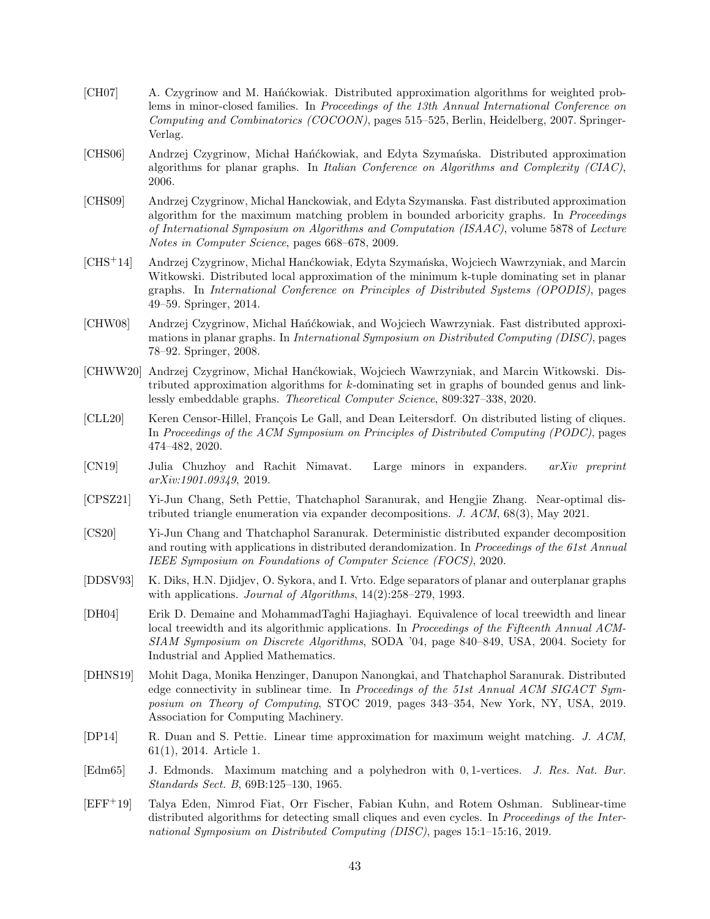[CH07] A. Czygrinow and M. Hańćkowiak. Distributed approximation algorithms for weighted problems in minor-closed families. In *Proceedings of the 13th Annual International Conference on Computing and Combinatorics (COCOON)*, pages 515–525, Berlin, Heidelberg, 2007. Springer-Verlag.

[CHS06] Andrzej Czygrinow, Michał Hańćkowiak, and Edyta Szymańska. Distributed approximation algorithms for planar graphs. In *Italian Conference on Algorithms and Complexity (CIAC)*, 2006.

[CHS09] Andrzej Czygrinow, Michal Hanckowiak, and Edyta Szymanska. Fast distributed approximation algorithm for the maximum matching problem in bounded arboricity graphs. In *Proceedings of International Symposium on Algorithms and Computation (ISAAC)*, volume 5878 of *Lecture Notes in Computer Science*, pages 668–678, 2009.

[CHS+14] Andrzej Czygrinow, Michal Hanćkowiak, Edyta Szymańska, Wojciech Wawrzyniak, and Marcin Witkowski. Distributed local approximation of the minimum k-tuple dominating set in planar graphs. In *International Conference on Principles of Distributed Systems (OPODIS)*, pages 49–59. Springer, 2014.

[CHW08] Andrzej Czygrinow, Michal Hańćkowiak, and Wojciech Wawrzyniak. Fast distributed approximations in planar graphs. In *International Symposium on Distributed Computing (DISC)*, pages 78–92. Springer, 2008.

[CHWW20] Andrzej Czygrinow, Michał Hanćkowiak, Wojciech Wawrzyniak, and Marcin Witkowski. Distributed approximation algorithms for $k$-dominating set in graphs of bounded genus and linklessly embeddable graphs. *Theoretical Computer Science*, 809:327–338, 2020.

[CLL20] Keren Censor-Hillel, François Le Gall, and Dean Leitersdorf. On distributed listing of cliques. In *Proceedings of the ACM Symposium on Principles of Distributed Computing (PODC)*, pages 474–482, 2020.

[CN19] Julia Chuzhoy and Rachit Nimavat. Large minors in expanders. *arXiv preprint arXiv:1901.09349*, 2019.

[CPSZ21] Yi-Jun Chang, Seth Pettie, Thatchaphol Saranurak, and Hengjie Zhang. Near-optimal distributed triangle enumeration via expander decompositions. *J. ACM*, 68(3), May 2021.

[CS20] Yi-Jun Chang and Thatchaphol Saranurak. Deterministic distributed expander decomposition and routing with applications in distributed derandomization. In *Proceedings of the 61st Annual IEEE Symposium on Foundations of Computer Science (FOCS)*, 2020.

[DDSV93] K. Diks, H.N. Djidjev, O. Sykora, and I. Vrto. Edge separators of planar and outerplanar graphs with applications. *Journal of Algorithms*, 14(2):258–279, 1993.

[DH04] Erik D. Demaine and MohammadTaghi Hajiaghayi. Equivalence of local treewidth and linear local treewidth and its algorithmic applications. In *Proceedings of the Fifteenth Annual ACM-SIAM Symposium on Discrete Algorithms*, SODA '04, page 840–849, USA, 2004. Society for Industrial and Applied Mathematics.

[DHNS19] Mohit Daga, Monika Henzinger, Danupon Nanongkai, and Thatchaphol Saranurak. Distributed edge connectivity in sublinear time. In *Proceedings of the 51st Annual ACM SIGACT Symposium on Theory of Computing*, STOC 2019, pages 343–354, New York, NY, USA, 2019. Association for Computing Machinery.

[DP14] R. Duan and S. Pettie. Linear time approximation for maximum weight matching. *J. ACM*, 61(1), 2014. Article 1.

[Edm65] J. Edmonds. Maximum matching and a polyhedron with 0, 1-vertices. *J. Res. Nat. Bur. Standards Sect. B*, 69B:125–130, 1965.

[EFF+19] Talya Eden, Nimrod Fiat, Orr Fischer, Fabian Kuhn, and Rotem Oshman. Sublinear-time distributed algorithms for detecting small cliques and even cycles. In *Proceedings of the International Symposium on Distributed Computing (DISC)*, pages 15:1–15:16, 2019.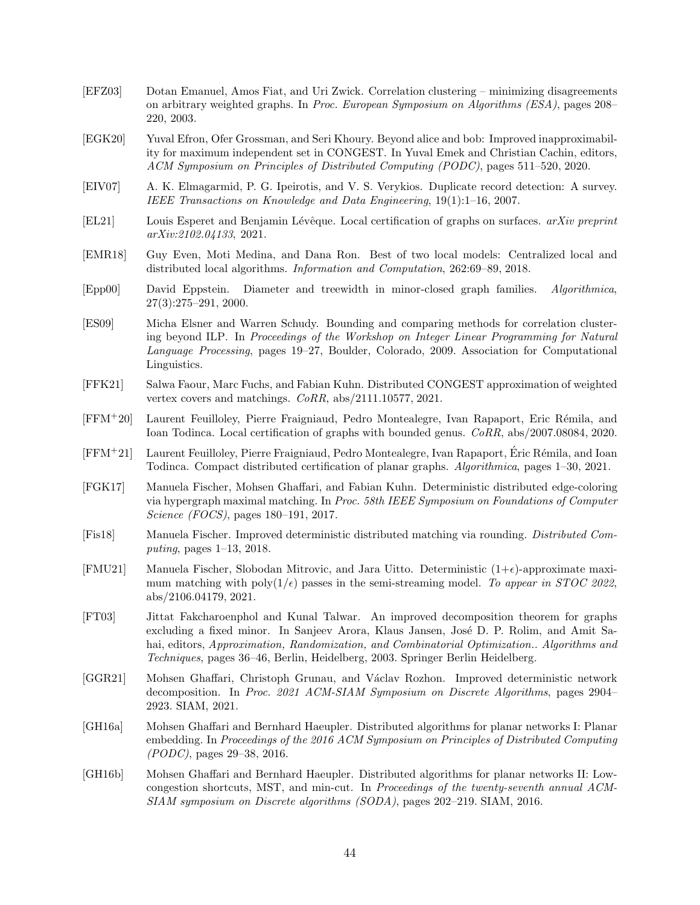[EFZ03] Dotan Emanuel, Amos Fiat, and Uri Zwick. Correlation clustering – minimizing disagreements on arbitrary weighted graphs. In *Proc. European Symposium on Algorithms (ESA)*, pages 208–220, 2003.

[EGK20] Yuval Efron, Ofer Grossman, and Seri Khoury. Beyond alice and bob: Improved inapproximability for maximum independent set in CONGEST. In Yuval Emek and Christian Cachin, editors, *ACM Symposium on Principles of Distributed Computing (PODC)*, pages 511–520, 2020.

[EIV07] A. K. Elmagarmid, P. G. Ipeirotis, and V. S. Verykios. Duplicate record detection: A survey. *IEEE Transactions on Knowledge and Data Engineering*, 19(1):1–16, 2007.

[EL21] Louis Esperet and Benjamin Lévêque. Local certification of graphs on surfaces. *arXiv preprint arXiv:2102.04133*, 2021.

[EMR18] Guy Even, Moti Medina, and Dana Ron. Best of two local models: Centralized local and distributed local algorithms. *Information and Computation*, 262:69–89, 2018.

[Epp00] David Eppstein. Diameter and treewidth in minor-closed graph families. *Algorithmica*, 27(3):275–291, 2000.

[ES09] Micha Elsner and Warren Schudy. Bounding and comparing methods for correlation clustering beyond ILP. In *Proceedings of the Workshop on Integer Linear Programming for Natural Language Processing*, pages 19–27, Boulder, Colorado, 2009. Association for Computational Linguistics.

[FFK21] Salwa Faour, Marc Fuchs, and Fabian Kuhn. Distributed CONGEST approximation of weighted vertex covers and matchings. *CoRR*, abs/2111.10577, 2021.

[FFM+20] Laurent Feuilloley, Pierre Fraigniaud, Pedro Montealegre, Ivan Rapaport, Eric Rémila, and Ioan Todinca. Local certification of graphs with bounded genus. *CoRR*, abs/2007.08084, 2020.

[FFM+21] Laurent Feuilloley, Pierre Fraigniaud, Pedro Montealegre, Ivan Rapaport, Éric Rémila, and Ioan Todinca. Compact distributed certification of planar graphs. *Algorithmica*, pages 1–30, 2021.

[FGK17] Manuela Fischer, Mohsen Ghaffari, and Fabian Kuhn. Deterministic distributed edge-coloring via hypergraph maximal matching. In *Proc. 58th IEEE Symposium on Foundations of Computer Science (FOCS)*, pages 180–191, 2017.

[Fis18] Manuela Fischer. Improved deterministic distributed matching via rounding. *Distributed Computing*, pages 1–13, 2018.

[FMU21] Manuela Fischer, Slobodan Mitrovic, and Jara Uitto. Deterministic $(1+\epsilon)$-approximate maximum matching with $\mathrm{poly}(1/\epsilon)$ passes in the semi-streaming model. *To appear in STOC 2022*, abs/2106.04179, 2021.

[FT03] Jittat Fakcharoenphol and Kunal Talwar. An improved decomposition theorem for graphs excluding a fixed minor. In Sanjeev Arora, Klaus Jansen, José D. P. Rolim, and Amit Sahai, editors, *Approximation, Randomization, and Combinatorial Optimization.. Algorithms and Techniques*, pages 36–46, Berlin, Heidelberg, 2003. Springer Berlin Heidelberg.

[GGR21] Mohsen Ghaffari, Christoph Grunau, and Václav Rozhon. Improved deterministic network decomposition. In *Proc. 2021 ACM-SIAM Symposium on Discrete Algorithms*, pages 2904–2923. SIAM, 2021.

[GH16a] Mohsen Ghaffari and Bernhard Haeupler. Distributed algorithms for planar networks I: Planar embedding. In *Proceedings of the 2016 ACM Symposium on Principles of Distributed Computing (PODC)*, pages 29–38, 2016.

[GH16b] Mohsen Ghaffari and Bernhard Haeupler. Distributed algorithms for planar networks II: Low-congestion shortcuts, MST, and min-cut. In *Proceedings of the twenty-seventh annual ACM-SIAM symposium on Discrete algorithms (SODA)*, pages 202–219. SIAM, 2016.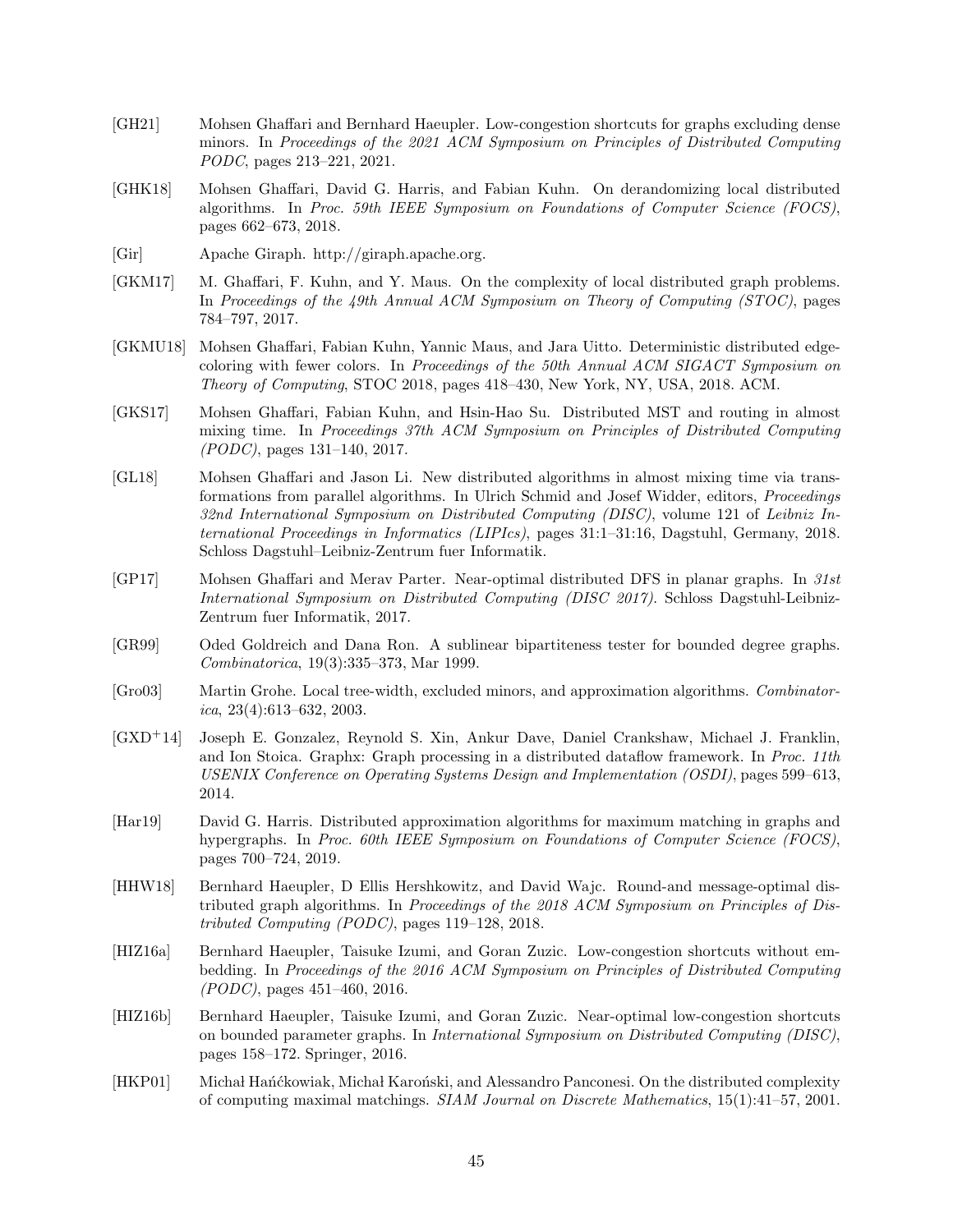[GH21] Mohsen Ghaffari and Bernhard Haeupler. Low-congestion shortcuts for graphs excluding dense minors. In *Proceedings of the 2021 ACM Symposium on Principles of Distributed Computing PODC*, pages 213–221, 2021.

[GHK18] Mohsen Ghaffari, David G. Harris, and Fabian Kuhn. On derandomizing local distributed algorithms. In *Proc. 59th IEEE Symposium on Foundations of Computer Science (FOCS)*, pages 662–673, 2018.

[Gir] Apache Giraph. http://giraph.apache.org.

[GKM17] M. Ghaffari, F. Kuhn, and Y. Maus. On the complexity of local distributed graph problems. In *Proceedings of the 49th Annual ACM Symposium on Theory of Computing (STOC)*, pages 784–797, 2017.

[GKMU18] Mohsen Ghaffari, Fabian Kuhn, Yannic Maus, and Jara Uitto. Deterministic distributed edge-coloring with fewer colors. In *Proceedings of the 50th Annual ACM SIGACT Symposium on Theory of Computing*, STOC 2018, pages 418–430, New York, NY, USA, 2018. ACM.

[GKS17] Mohsen Ghaffari, Fabian Kuhn, and Hsin-Hao Su. Distributed MST and routing in almost mixing time. In *Proceedings 37th ACM Symposium on Principles of Distributed Computing (PODC)*, pages 131–140, 2017.

[GL18] Mohsen Ghaffari and Jason Li. New distributed algorithms in almost mixing time via transformations from parallel algorithms. In Ulrich Schmid and Josef Widder, editors, *Proceedings 32nd International Symposium on Distributed Computing (DISC)*, volume 121 of *Leibniz International Proceedings in Informatics (LIPIcs)*, pages 31:1–31:16, Dagstuhl, Germany, 2018. Schloss Dagstuhl–Leibniz-Zentrum fuer Informatik.

[GP17] Mohsen Ghaffari and Merav Parter. Near-optimal distributed DFS in planar graphs. In *31st International Symposium on Distributed Computing (DISC 2017)*. Schloss Dagstuhl-Leibniz-Zentrum fuer Informatik, 2017.

[GR99] Oded Goldreich and Dana Ron. A sublinear bipartiteness tester for bounded degree graphs. *Combinatorica*, 19(3):335–373, Mar 1999.

[Gro03] Martin Grohe. Local tree-width, excluded minors, and approximation algorithms. *Combinatorica*, 23(4):613–632, 2003.

[GXD+14] Joseph E. Gonzalez, Reynold S. Xin, Ankur Dave, Daniel Crankshaw, Michael J. Franklin, and Ion Stoica. Graphx: Graph processing in a distributed dataflow framework. In *Proc. 11th USENIX Conference on Operating Systems Design and Implementation (OSDI)*, pages 599–613, 2014.

[Har19] David G. Harris. Distributed approximation algorithms for maximum matching in graphs and hypergraphs. In *Proc. 60th IEEE Symposium on Foundations of Computer Science (FOCS)*, pages 700–724, 2019.

[HHW18] Bernhard Haeupler, D Ellis Hershkowitz, and David Wajc. Round-and message-optimal distributed graph algorithms. In *Proceedings of the 2018 ACM Symposium on Principles of Distributed Computing (PODC)*, pages 119–128, 2018.

[HIZ16a] Bernhard Haeupler, Taisuke Izumi, and Goran Zuzic. Low-congestion shortcuts without embedding. In *Proceedings of the 2016 ACM Symposium on Principles of Distributed Computing (PODC)*, pages 451–460, 2016.

[HIZ16b] Bernhard Haeupler, Taisuke Izumi, and Goran Zuzic. Near-optimal low-congestion shortcuts on bounded parameter graphs. In *International Symposium on Distributed Computing (DISC)*, pages 158–172. Springer, 2016.

[HKP01] Michał Hańćkowiak, Michał Karoński, and Alessandro Panconesi. On the distributed complexity of computing maximal matchings. *SIAM Journal on Discrete Mathematics*, 15(1):41–57, 2001.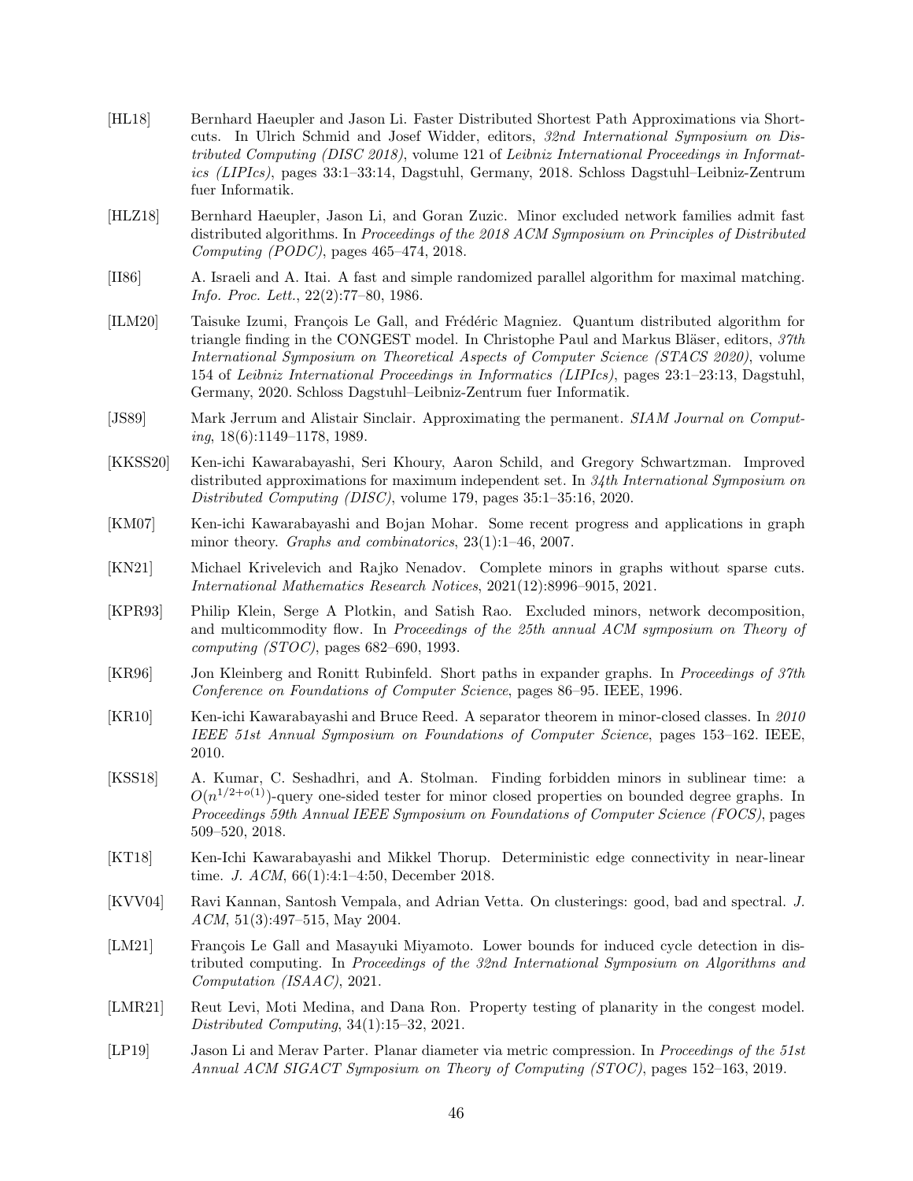[HL18] Bernhard Haeupler and Jason Li. Faster Distributed Shortest Path Approximations via Shortcuts. In Ulrich Schmid and Josef Widder, editors, *32nd International Symposium on Distributed Computing (DISC 2018)*, volume 121 of *Leibniz International Proceedings in Informatics (LIPIcs)*, pages 33:1–33:14, Dagstuhl, Germany, 2018. Schloss Dagstuhl–Leibniz-Zentrum fuer Informatik.

[HLZ18] Bernhard Haeupler, Jason Li, and Goran Zuzic. Minor excluded network families admit fast distributed algorithms. In *Proceedings of the 2018 ACM Symposium on Principles of Distributed Computing (PODC)*, pages 465–474, 2018.

[II86] A. Israeli and A. Itai. A fast and simple randomized parallel algorithm for maximal matching. *Info. Proc. Lett.*, 22(2):77–80, 1986.

[ILM20] Taisuke Izumi, François Le Gall, and Frédéric Magniez. Quantum distributed algorithm for triangle finding in the CONGEST model. In Christophe Paul and Markus Bläser, editors, *37th International Symposium on Theoretical Aspects of Computer Science (STACS 2020)*, volume 154 of *Leibniz International Proceedings in Informatics (LIPIcs)*, pages 23:1–23:13, Dagstuhl, Germany, 2020. Schloss Dagstuhl–Leibniz-Zentrum fuer Informatik.

[JS89] Mark Jerrum and Alistair Sinclair. Approximating the permanent. *SIAM Journal on Computing*, 18(6):1149–1178, 1989.

[KKSS20] Ken-ichi Kawarabayashi, Seri Khoury, Aaron Schild, and Gregory Schwartzman. Improved distributed approximations for maximum independent set. In *34th International Symposium on Distributed Computing (DISC)*, volume 179, pages 35:1–35:16, 2020.

[KM07] Ken-ichi Kawarabayashi and Bojan Mohar. Some recent progress and applications in graph minor theory. *Graphs and combinatorics*, 23(1):1–46, 2007.

[KN21] Michael Krivelevich and Rajko Nenadov. Complete minors in graphs without sparse cuts. *International Mathematics Research Notices*, 2021(12):8996–9015, 2021.

[KPR93] Philip Klein, Serge A Plotkin, and Satish Rao. Excluded minors, network decomposition, and multicommodity flow. In *Proceedings of the 25th annual ACM symposium on Theory of computing (STOC)*, pages 682–690, 1993.

[KR96] Jon Kleinberg and Ronitt Rubinfeld. Short paths in expander graphs. In *Proceedings of 37th Conference on Foundations of Computer Science*, pages 86–95. IEEE, 1996.

[KR10] Ken-ichi Kawarabayashi and Bruce Reed. A separator theorem in minor-closed classes. In *2010 IEEE 51st Annual Symposium on Foundations of Computer Science*, pages 153–162. IEEE, 2010.

[KSS18] A. Kumar, C. Seshadhri, and A. Stolman. Finding forbidden minors in sublinear time: a $O(n^{1/2+o(1)})$-query one-sided tester for minor closed properties on bounded degree graphs. In *Proceedings 59th Annual IEEE Symposium on Foundations of Computer Science (FOCS)*, pages 509–520, 2018.

[KT18] Ken-Ichi Kawarabayashi and Mikkel Thorup. Deterministic edge connectivity in near-linear time. *J. ACM*, 66(1):4:1–4:50, December 2018.

[KVV04] Ravi Kannan, Santosh Vempala, and Adrian Vetta. On clusterings: good, bad and spectral. *J. ACM*, 51(3):497–515, May 2004.

[LM21] François Le Gall and Masayuki Miyamoto. Lower bounds for induced cycle detection in distributed computing. In *Proceedings of the 32nd International Symposium on Algorithms and Computation (ISAAC)*, 2021.

[LMR21] Reut Levi, Moti Medina, and Dana Ron. Property testing of planarity in the congest model. *Distributed Computing*, 34(1):15–32, 2021.

[LP19] Jason Li and Merav Parter. Planar diameter via metric compression. In *Proceedings of the 51st Annual ACM SIGACT Symposium on Theory of Computing (STOC)*, pages 152–163, 2019.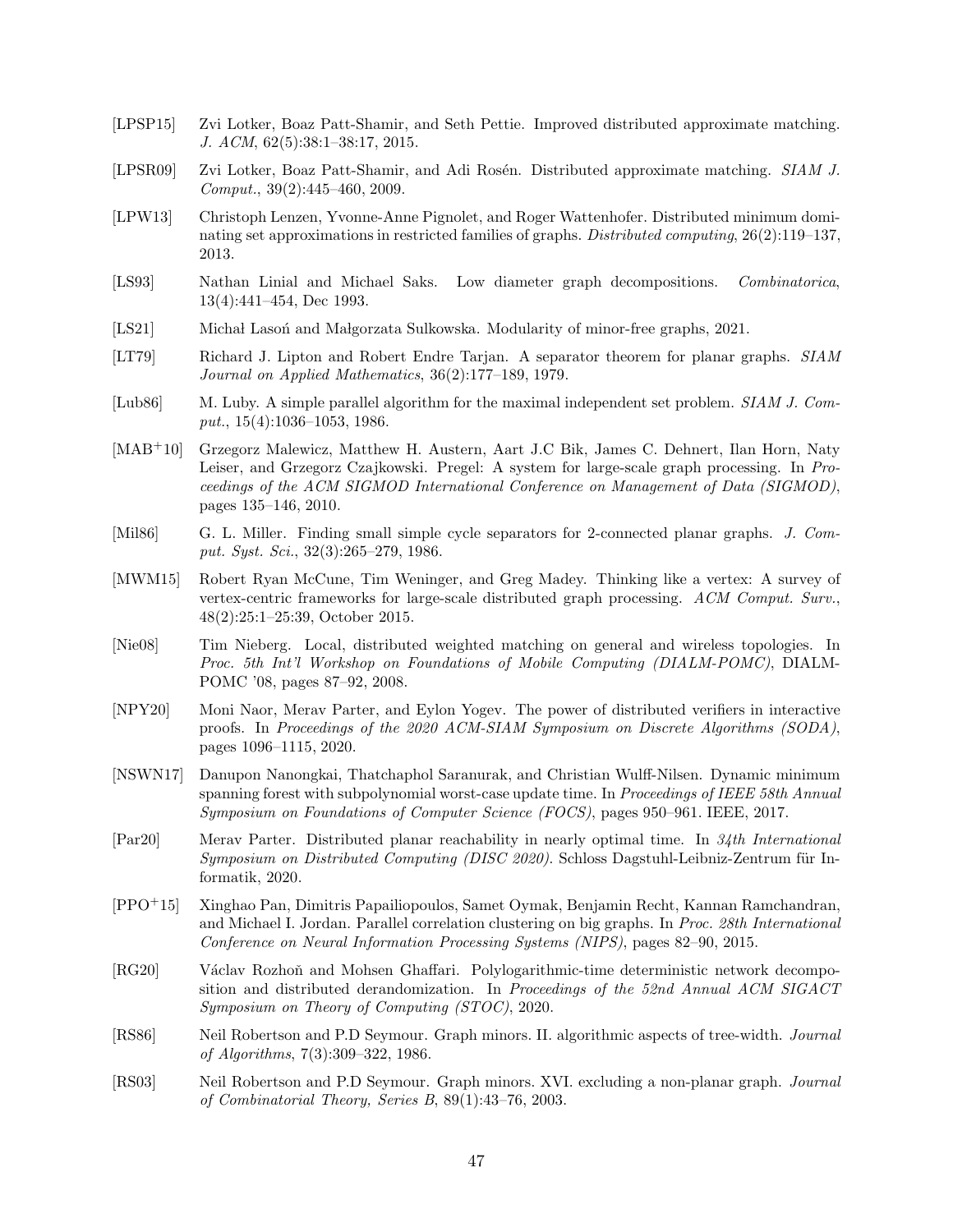[LPSP15] Zvi Lotker, Boaz Patt-Shamir, and Seth Pettie. Improved distributed approximate matching. *J. ACM*, 62(5):38:1–38:17, 2015.

[LPSR09] Zvi Lotker, Boaz Patt-Shamir, and Adi Rosén. Distributed approximate matching. *SIAM J. Comput.*, 39(2):445–460, 2009.

[LPW13] Christoph Lenzen, Yvonne-Anne Pignolet, and Roger Wattenhofer. Distributed minimum dominating set approximations in restricted families of graphs. *Distributed computing*, 26(2):119–137, 2013.

[LS93] Nathan Linial and Michael Saks. Low diameter graph decompositions. *Combinatorica*, 13(4):441–454, Dec 1993.

[LS21] Michał Lasoń and Małgorzata Sulkowska. Modularity of minor-free graphs, 2021.

[LT79] Richard J. Lipton and Robert Endre Tarjan. A separator theorem for planar graphs. *SIAM Journal on Applied Mathematics*, 36(2):177–189, 1979.

[Lub86] M. Luby. A simple parallel algorithm for the maximal independent set problem. *SIAM J. Comput.*, 15(4):1036–1053, 1986.

[MAB+10] Grzegorz Malewicz, Matthew H. Austern, Aart J.C Bik, James C. Dehnert, Ilan Horn, Naty Leiser, and Grzegorz Czajkowski. Pregel: A system for large-scale graph processing. In *Proceedings of the ACM SIGMOD International Conference on Management of Data (SIGMOD)*, pages 135–146, 2010.

[Mil86] G. L. Miller. Finding small simple cycle separators for 2-connected planar graphs. *J. Comput. Syst. Sci.*, 32(3):265–279, 1986.

[MWM15] Robert Ryan McCune, Tim Weninger, and Greg Madey. Thinking like a vertex: A survey of vertex-centric frameworks for large-scale distributed graph processing. *ACM Comput. Surv.*, 48(2):25:1–25:39, October 2015.

[Nie08] Tim Nieberg. Local, distributed weighted matching on general and wireless topologies. In *Proc. 5th Int'l Workshop on Foundations of Mobile Computing (DIALM-POMC)*, DIALM-POMC '08, pages 87–92, 2008.

[NPY20] Moni Naor, Merav Parter, and Eylon Yogev. The power of distributed verifiers in interactive proofs. In *Proceedings of the 2020 ACM-SIAM Symposium on Discrete Algorithms (SODA)*, pages 1096–1115, 2020.

[NSWN17] Danupon Nanongkai, Thatchaphol Saranurak, and Christian Wulff-Nilsen. Dynamic minimum spanning forest with subpolynomial worst-case update time. In *Proceedings of IEEE 58th Annual Symposium on Foundations of Computer Science (FOCS)*, pages 950–961. IEEE, 2017.

[Par20] Merav Parter. Distributed planar reachability in nearly optimal time. In *34th International Symposium on Distributed Computing (DISC 2020)*. Schloss Dagstuhl-Leibniz-Zentrum für Informatik, 2020.

[PPO+15] Xinghao Pan, Dimitris Papailiopoulos, Samet Oymak, Benjamin Recht, Kannan Ramchandran, and Michael I. Jordan. Parallel correlation clustering on big graphs. In *Proc. 28th International Conference on Neural Information Processing Systems (NIPS)*, pages 82–90, 2015.

[RG20] Václav Rozhoň and Mohsen Ghaffari. Polylogarithmic-time deterministic network decomposition and distributed derandomization. In *Proceedings of the 52nd Annual ACM SIGACT Symposium on Theory of Computing (STOC)*, 2020.

[RS86] Neil Robertson and P.D Seymour. Graph minors. II. algorithmic aspects of tree-width. *Journal of Algorithms*, 7(3):309–322, 1986.

[RS03] Neil Robertson and P.D Seymour. Graph minors. XVI. excluding a non-planar graph. *Journal of Combinatorial Theory, Series B*, 89(1):43–76, 2003.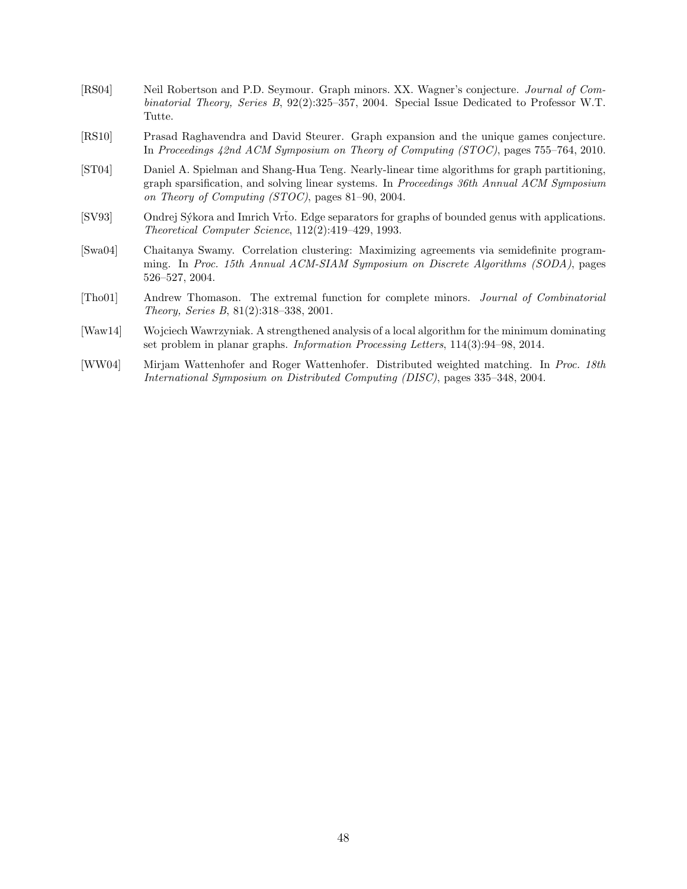[RS04] Neil Robertson and P.D. Seymour. Graph minors. XX. Wagner's conjecture. *Journal of Combinatorial Theory, Series B*, 92(2):325–357, 2004. Special Issue Dedicated to Professor W.T. Tutte.

[RS10] Prasad Raghavendra and David Steurer. Graph expansion and the unique games conjecture. In *Proceedings 42nd ACM Symposium on Theory of Computing (STOC)*, pages 755–764, 2010.

[ST04] Daniel A. Spielman and Shang-Hua Teng. Nearly-linear time algorithms for graph partitioning, graph sparsification, and solving linear systems. In *Proceedings 36th Annual ACM Symposium on Theory of Computing (STOC)*, pages 81–90, 2004.

[SV93] Ondrej Sýkora and Imrich Vrťo. Edge separators for graphs of bounded genus with applications. *Theoretical Computer Science*, 112(2):419–429, 1993.

[Swa04] Chaitanya Swamy. Correlation clustering: Maximizing agreements via semidefinite programming. In *Proc. 15th Annual ACM-SIAM Symposium on Discrete Algorithms (SODA)*, pages 526–527, 2004.

[Tho01] Andrew Thomason. The extremal function for complete minors. *Journal of Combinatorial Theory, Series B*, 81(2):318–338, 2001.

[Waw14] Wojciech Wawrzyniak. A strengthened analysis of a local algorithm for the minimum dominating set problem in planar graphs. *Information Processing Letters*, 114(3):94–98, 2014.

[WW04] Mirjam Wattenhofer and Roger Wattenhofer. Distributed weighted matching. In *Proc. 18th International Symposium on Distributed Computing (DISC)*, pages 335–348, 2004.